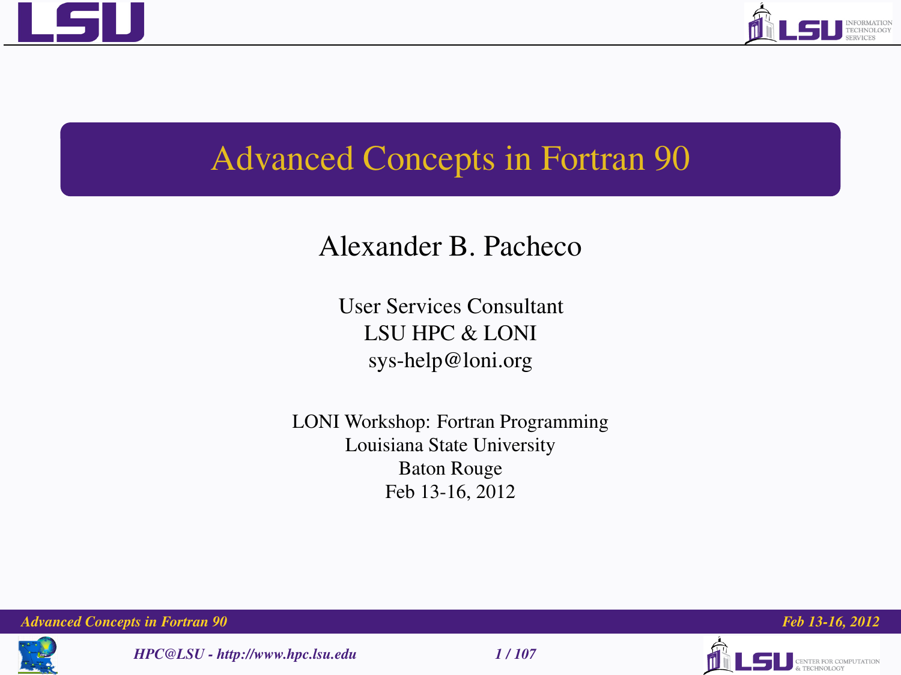# Advanced Concepts in Fortran 90

Alexander B. Pacheco

User Services Consultant
LSU HPC & LONI
sys-help@loni.org

LONI Workshop: Fortran Programming
Louisiana State University
Baton Rouge
Feb 13-16, 2012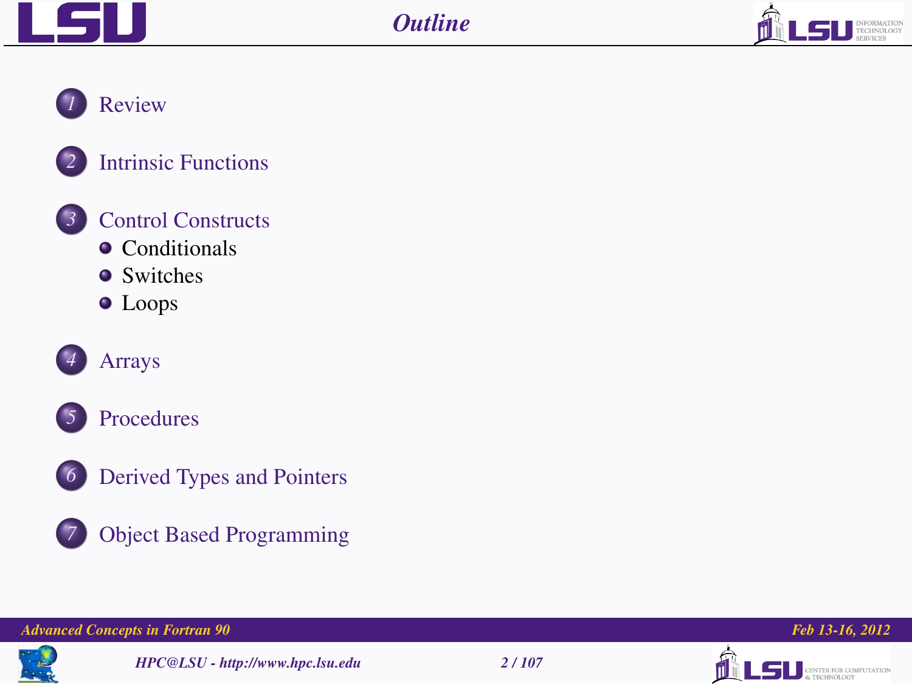# Outline

1. Review
2. Intrinsic Functions
3. Control Constructs
   - Conditionals
   - Switches
   - Loops
4. Arrays
5. Procedures
6. Derived Types and Pointers
7. Object Based Programming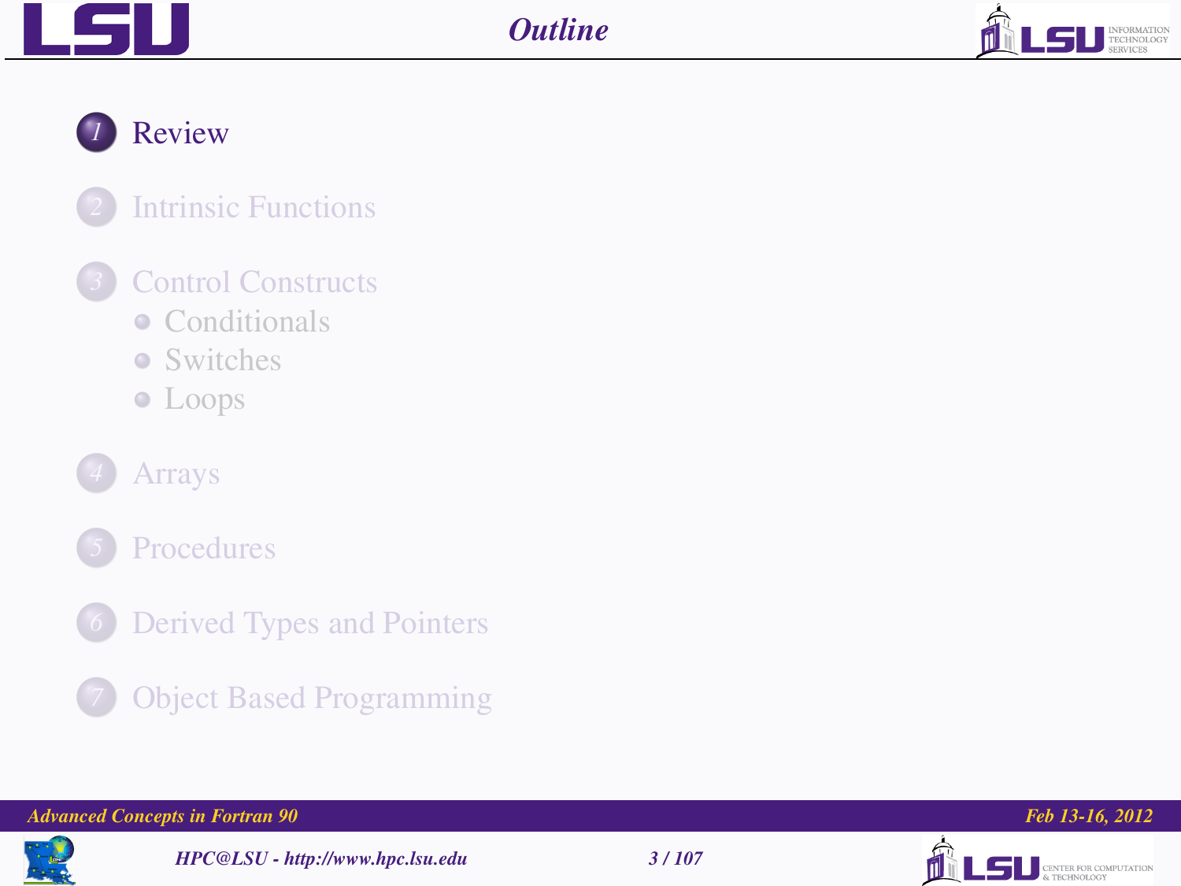# Outline

1. Review
2. Intrinsic Functions
3. Control Constructs
   - Conditionals
   - Switches
   - Loops
4. Arrays
5. Procedures
6. Derived Types and Pointers
7. Object Based Programming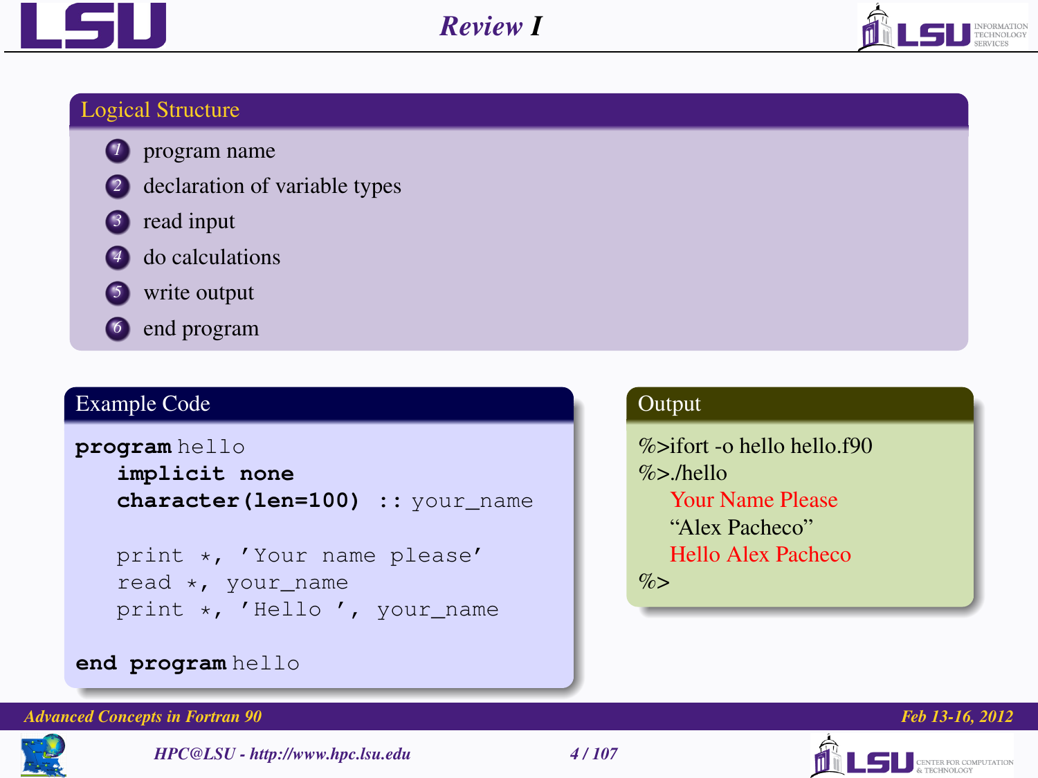# Review I

## Logical Structure

1. program name
2. declaration of variable types
3. read input
4. do calculations
5. write output
6. end program

## Example Code

```
program hello
  implicit none
  character(len=100) :: your_name

  print *, 'Your name please'
  read *, your_name
  print *, 'Hello ', your_name

end program hello
```

## Output

```
%>ifort -o hello hello.f90
%>./hello
  Your Name Please
  "Alex Pacheco"
  Hello Alex Pacheco
%>
```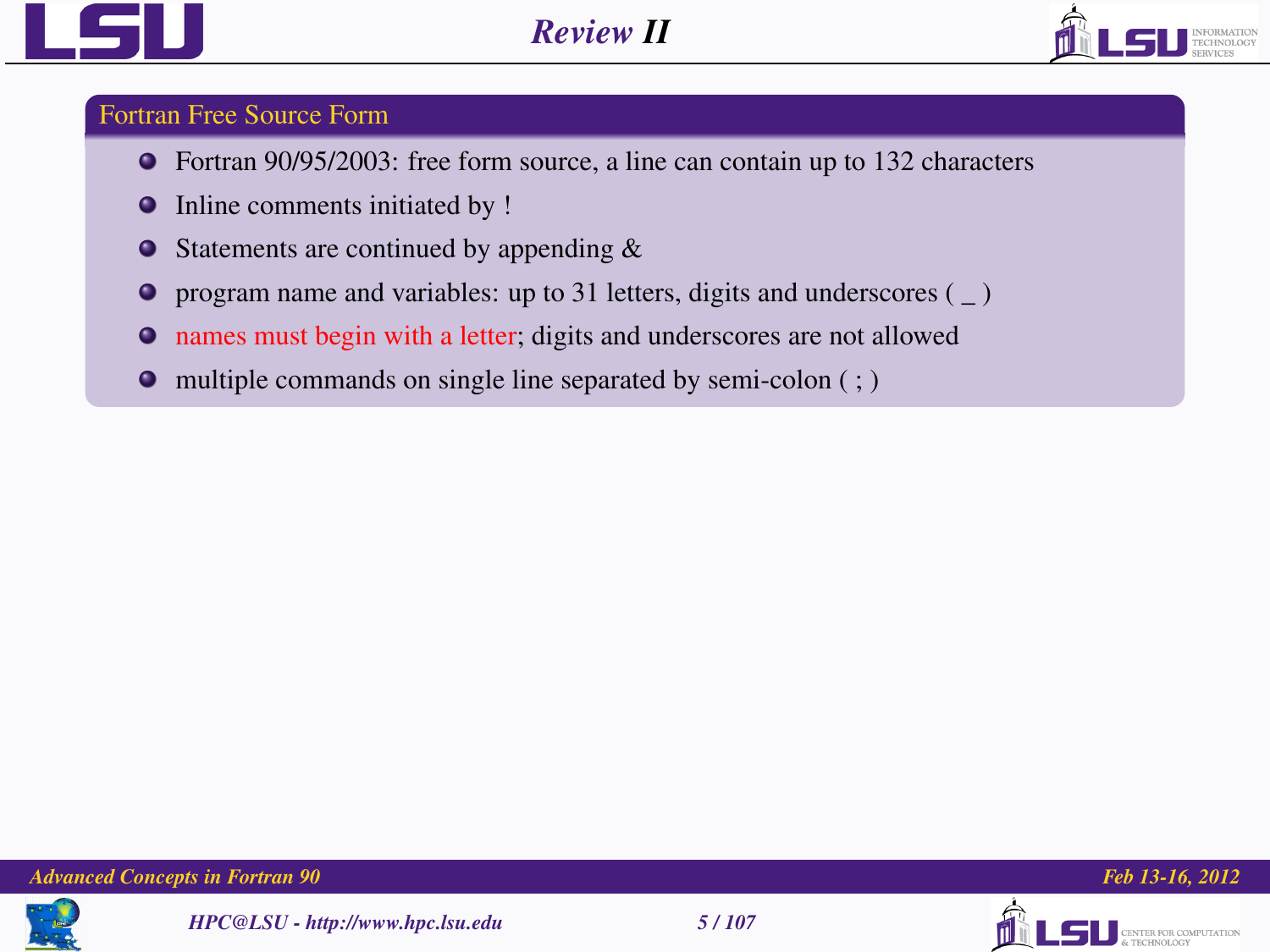# Review II

## Fortran Free Source Form

- Fortran 90/95/2003: free form source, a line can contain up to 132 characters
- Inline comments initiated by !
- Statements are continued by appending &
- program name and variables: up to 31 letters, digits and underscores ( _ )
- names must begin with a letter; digits and underscores are not allowed
- multiple commands on single line separated by semi-colon ( ; )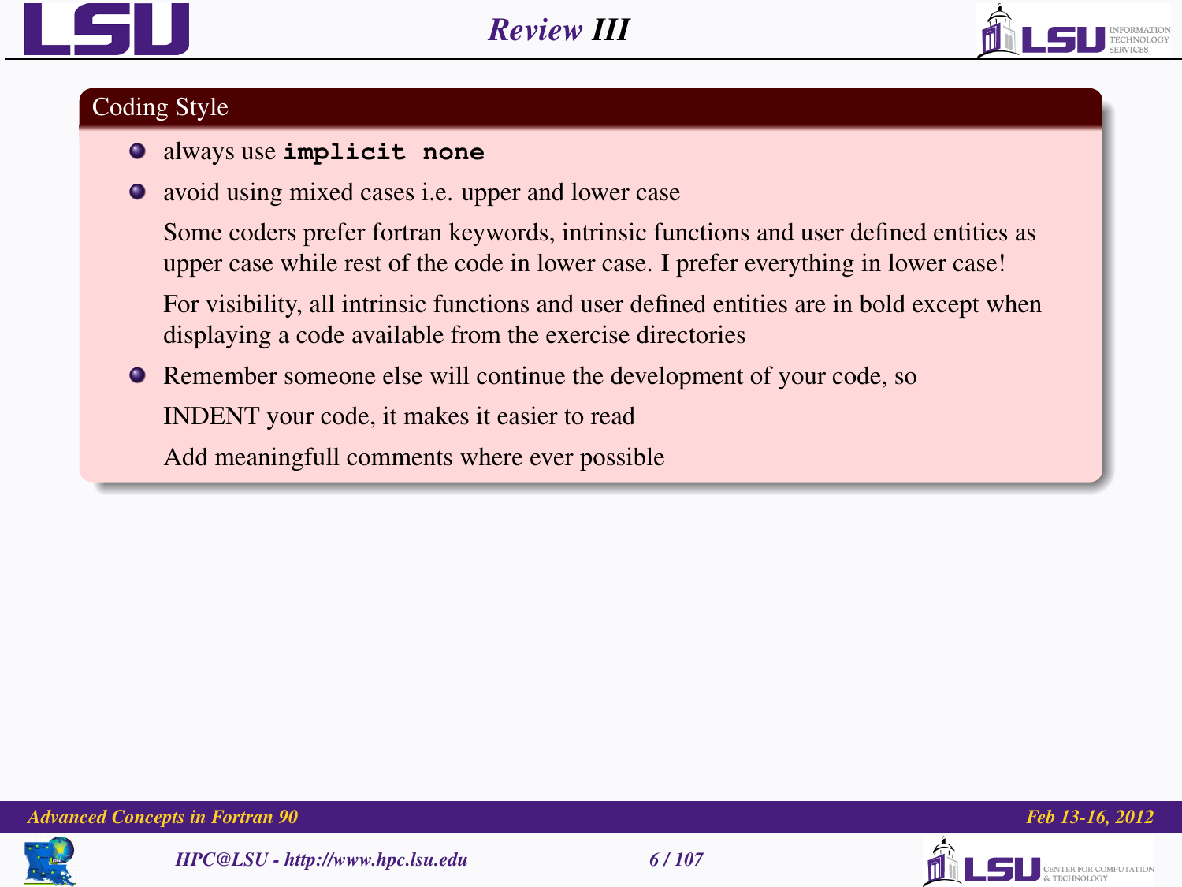# Review III

## Coding Style

- always use **`implicit none`**
- avoid using mixed cases i.e. upper and lower case

  Some coders prefer fortran keywords, intrinsic functions and user defined entities as upper case while rest of the code in lower case. I prefer everything in lower case!

  For visibility, all intrinsic functions and user defined entities are in bold except when displaying a code available from the exercise directories
- Remember someone else will continue the development of your code, so

  INDENT your code, it makes it easier to read

  Add meaningfull comments where ever possible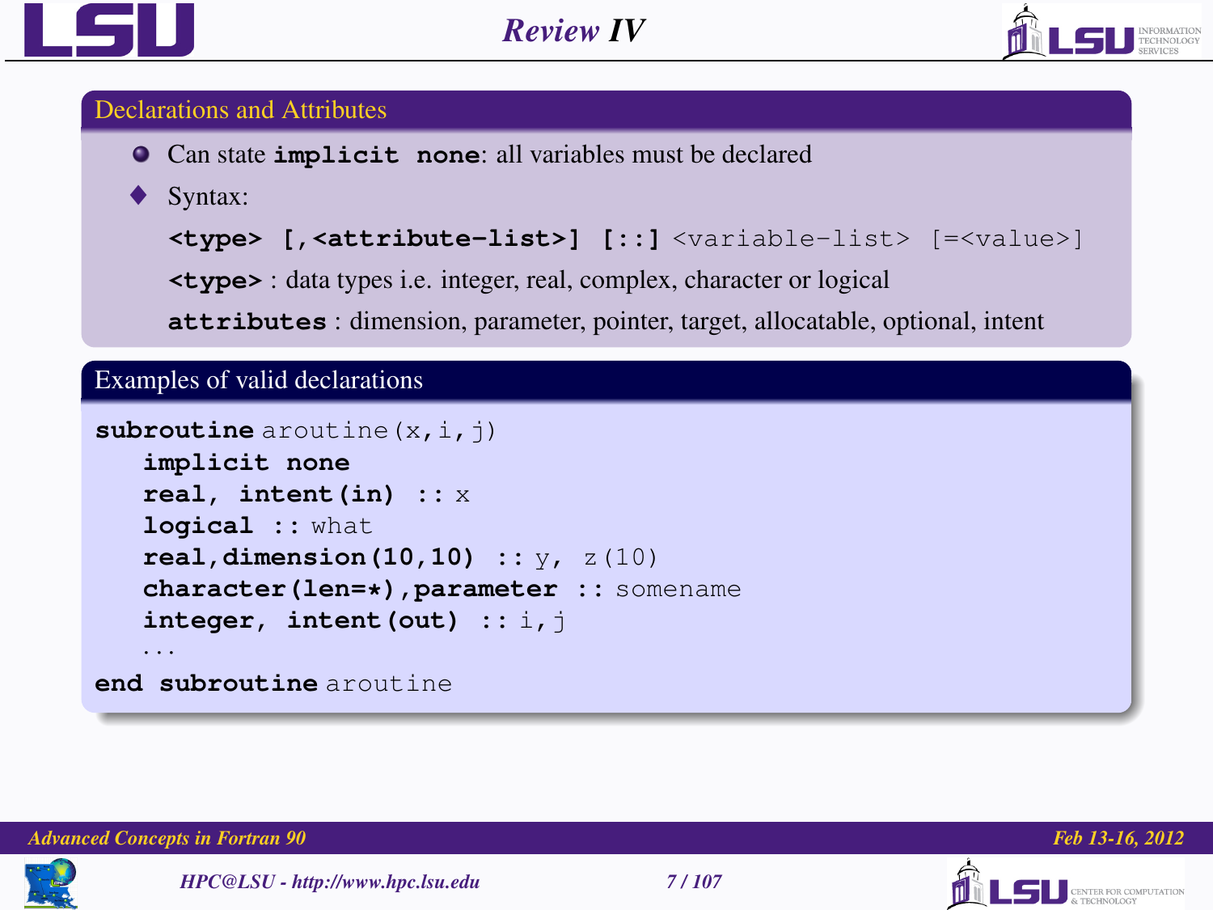# Review IV

## Declarations and Attributes

- Can state **implicit none**: all variables must be declared
- Syntax:

  **<type> [,<attribute-list>] [::]** <variable-list> [=<value>]

  **<type>** : data types i.e. integer, real, complex, character or logical

  **attributes** : dimension, parameter, pointer, target, allocatable, optional, intent

## Examples of valid declarations

```
subroutine aroutine(x,i,j)
   implicit none
   real, intent(in) :: x
   logical :: what
   real,dimension(10,10) :: y, z(10)
   character(len=*),parameter :: somename
   integer, intent(out) :: i,j
   ...
end subroutine aroutine
```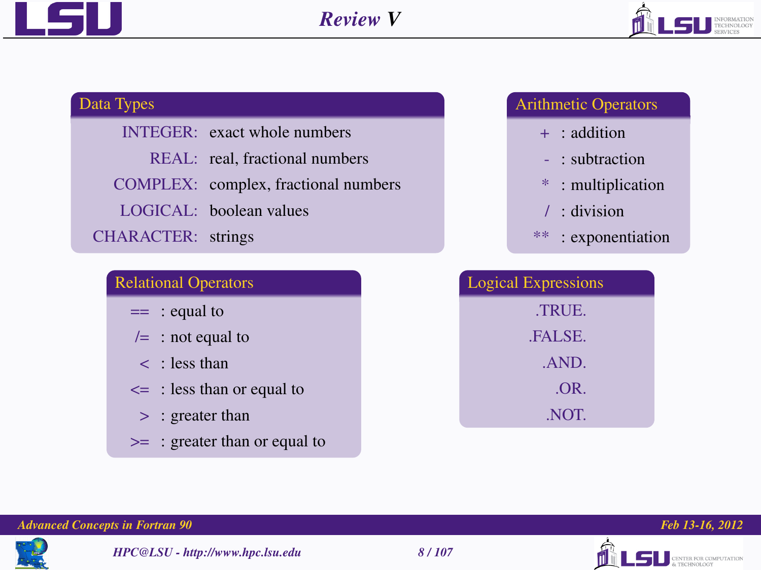# Review V

## Data Types

| | |
|---|---|
| INTEGER: | exact whole numbers |
| REAL: | real, fractional numbers |
| COMPLEX: | complex, fractional numbers |
| LOGICAL: | boolean values |
| CHARACTER: | strings |

## Arithmetic Operators

- + : addition
- - : subtraction
- * : multiplication
- / : division
- ** : exponentiation

## Relational Operators

- == : equal to
- /= : not equal to
- < : less than
- <= : less than or equal to
- > : greater than
- >= : greater than or equal to

## Logical Expressions

- .TRUE.
- .FALSE.
- .AND.
- .OR.
- .NOT.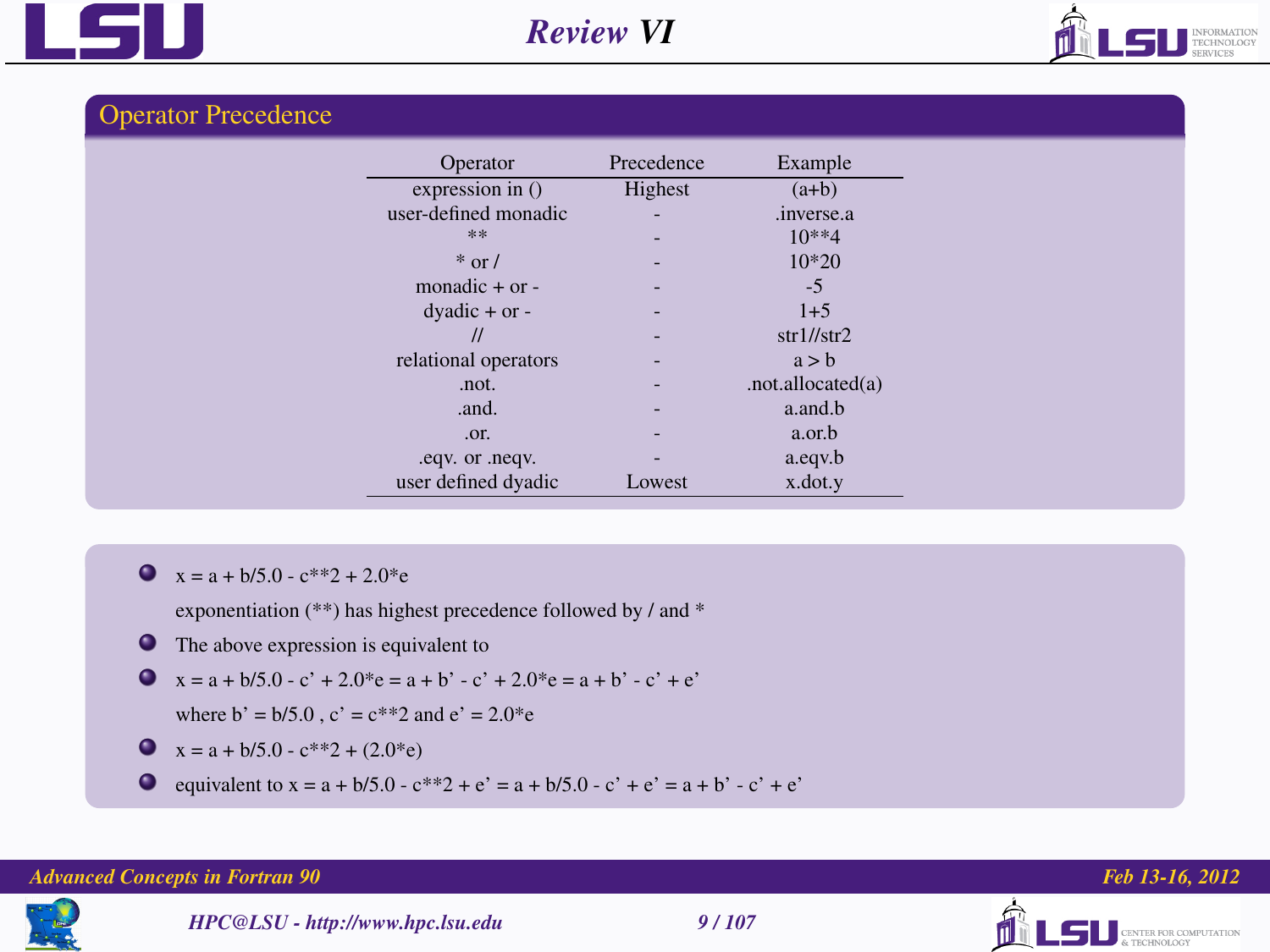# Review VI

## Operator Precedence

| Operator | Precedence | Example |
|---|---|---|
| expression in () | Highest | (a+b) |
| user-defined monadic | - | .inverse.a |
| ** | - | 10**4 |
| * or / | - | 10*20 |
| monadic + or - | - | -5 |
| dyadic + or - | - | 1+5 |
| // | - | str1//str2 |
| relational operators | - | a > b |
| .not. | - | .not.allocated(a) |
| .and. | - | a.and.b |
| .or. | - | a.or.b |
| .eqv. or .neqv. | - | a.eqv.b |
| user defined dyadic | Lowest | x.dot.y |

- x = a + b/5.0 - c**2 + 2.0*e

  exponentiation (**) has highest precedence followed by / and *
- The above expression is equivalent to
- x = a + b/5.0 - c' + 2.0*e = a + b' - c' + 2.0*e = a + b' - c' + e'

  where b' = b/5.0 , c' = c**2 and e' = 2.0*e
- x = a + b/5.0 - c**2 + (2.0*e)
- equivalent to x = a + b/5.0 - c**2 + e' = a + b/5.0 - c' + e' = a + b' - c' + e'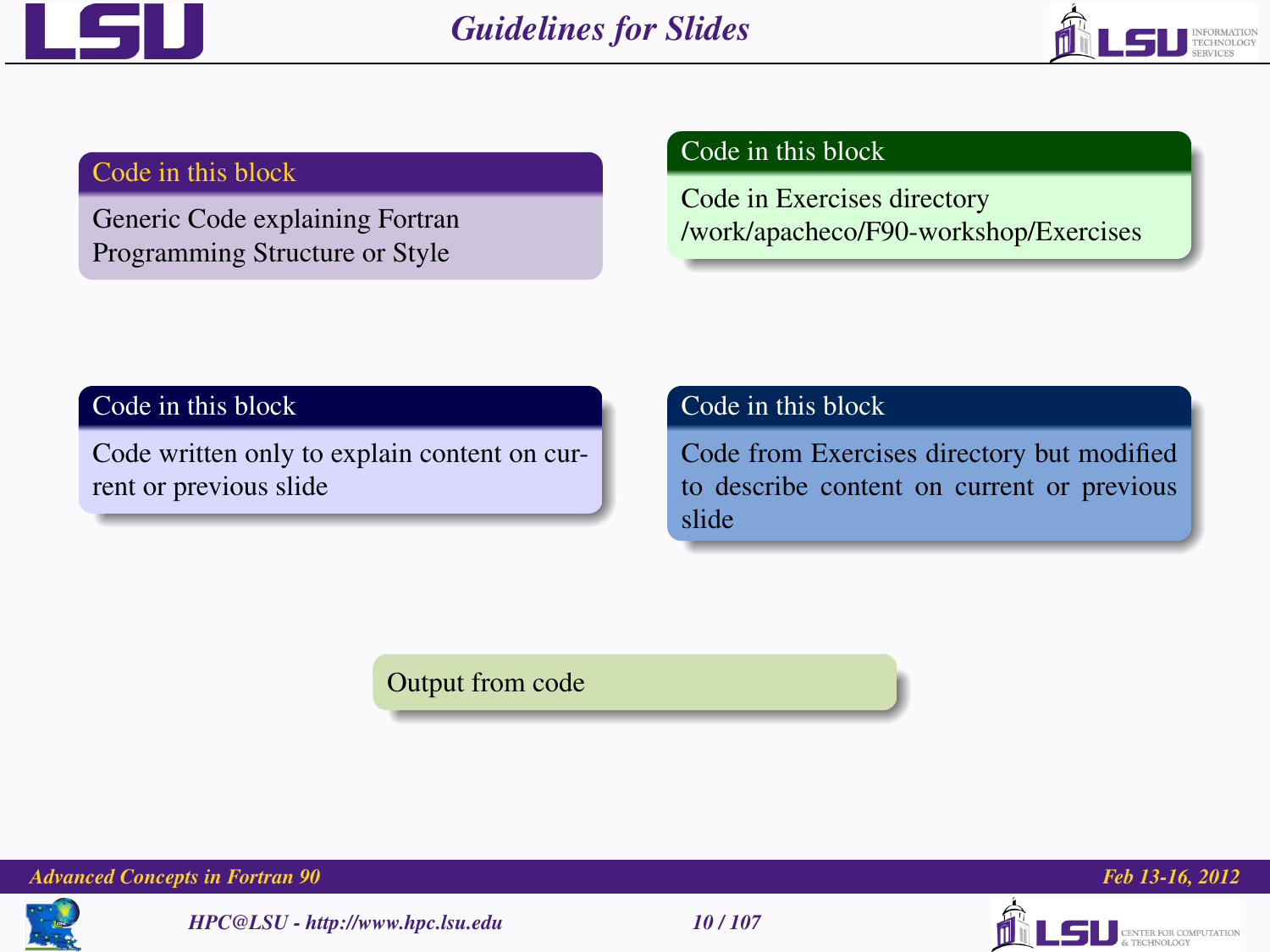# Guidelines for Slides

**Code in this block**

Generic Code explaining Fortran Programming Structure or Style

**Code in this block**

Code in Exercises directory /work/apacheco/F90-workshop/Exercises

**Code in this block**

Code written only to explain content on current or previous slide

**Code in this block**

Code from Exercises directory but modified to describe content on current or previous slide

Output from code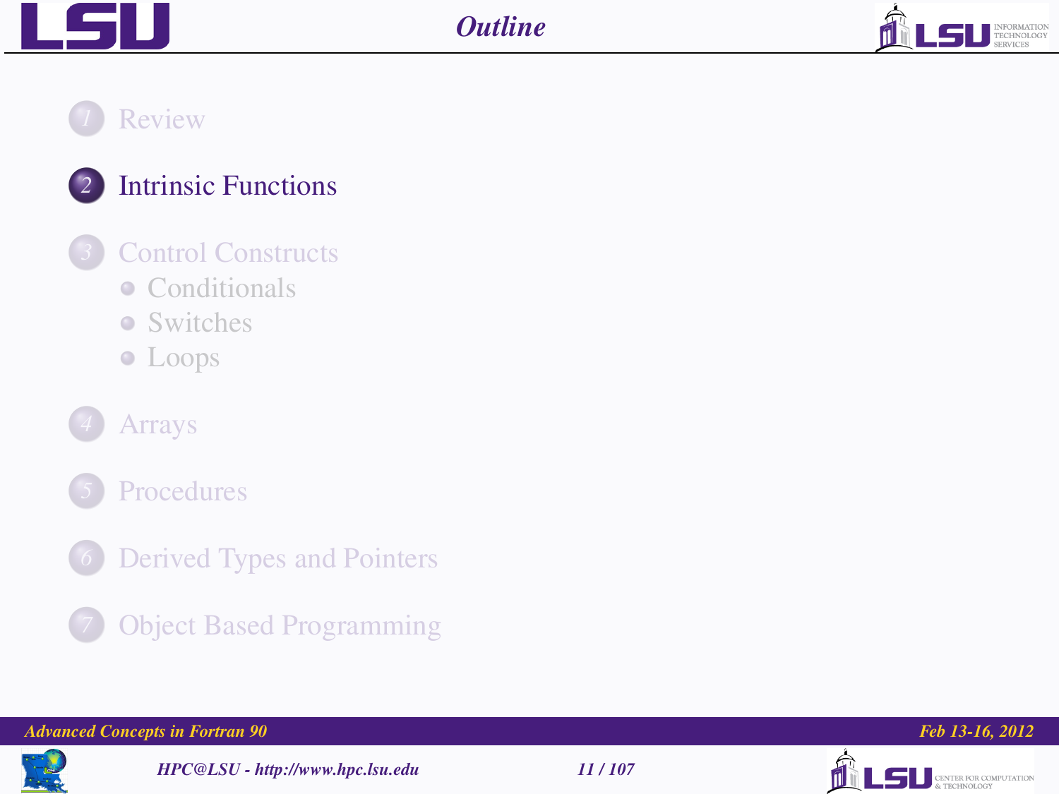# Outline

1. Review
2. Intrinsic Functions
3. Control Constructs
   - Conditionals
   - Switches
   - Loops
4. Arrays
5. Procedures
6. Derived Types and Pointers
7. Object Based Programming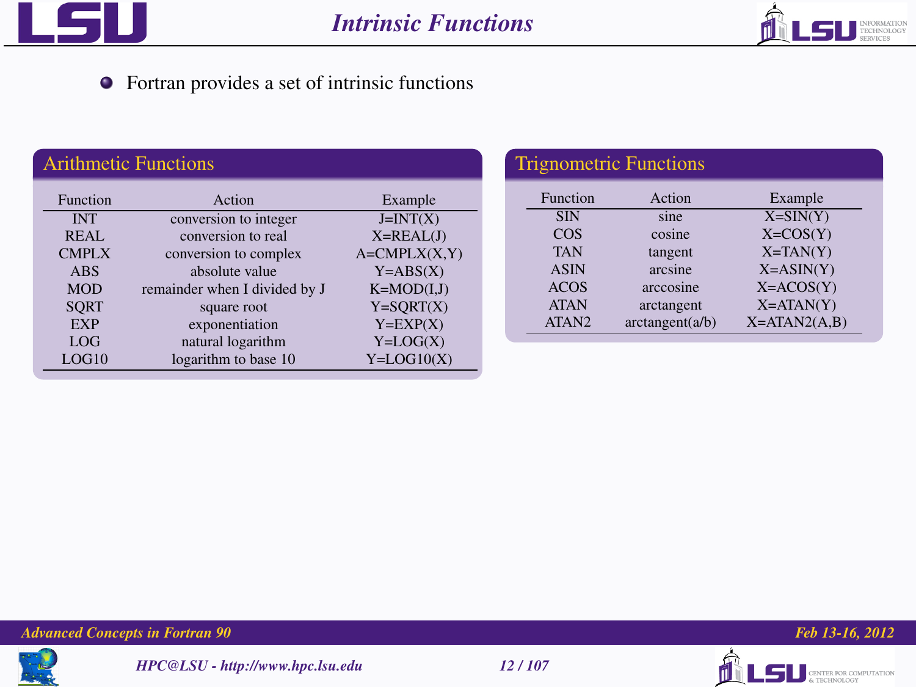# Intrinsic Functions

- Fortran provides a set of intrinsic functions

## Arithmetic Functions

| Function | Action | Example |
|---|---|---|
| INT | conversion to integer | J=INT(X) |
| REAL | conversion to real | X=REAL(J) |
| CMPLX | conversion to complex | A=CMPLX(X,Y) |
| ABS | absolute value | Y=ABS(X) |
| MOD | remainder when I divided by J | K=MOD(I,J) |
| SQRT | square root | Y=SQRT(X) |
| EXP | exponentiation | Y=EXP(X) |
| LOG | natural logarithm | Y=LOG(X) |
| LOG10 | logarithm to base 10 | Y=LOG10(X) |

## Trignometric Functions

| Function | Action | Example |
|---|---|---|
| SIN | sine | X=SIN(Y) |
| COS | cosine | X=COS(Y) |
| TAN | tangent | X=TAN(Y) |
| ASIN | arcsine | X=ASIN(Y) |
| ACOS | arccosine | X=ACOS(Y) |
| ATAN | arctangent | X=ATAN(Y) |
| ATAN2 | arctangent(a/b) | X=ATAN2(A,B) |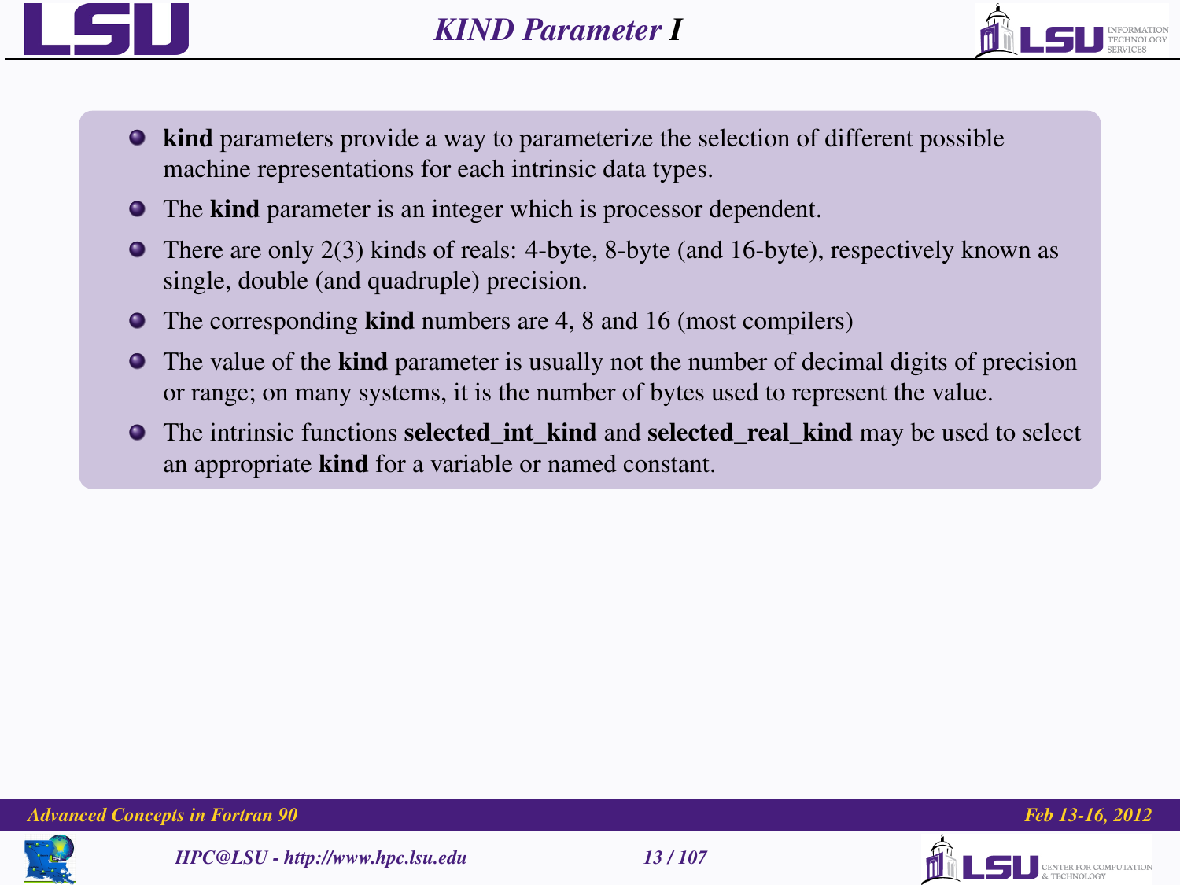# KIND Parameter I

- **kind** parameters provide a way to parameterize the selection of different possible machine representations for each intrinsic data types.
- The **kind** parameter is an integer which is processor dependent.
- There are only 2(3) kinds of reals: 4-byte, 8-byte (and 16-byte), respectively known as single, double (and quadruple) precision.
- The corresponding **kind** numbers are 4, 8 and 16 (most compilers)
- The value of the **kind** parameter is usually not the number of decimal digits of precision or range; on many systems, it is the number of bytes used to represent the value.
- The intrinsic functions **selected_int_kind** and **selected_real_kind** may be used to select an appropriate **kind** for a variable or named constant.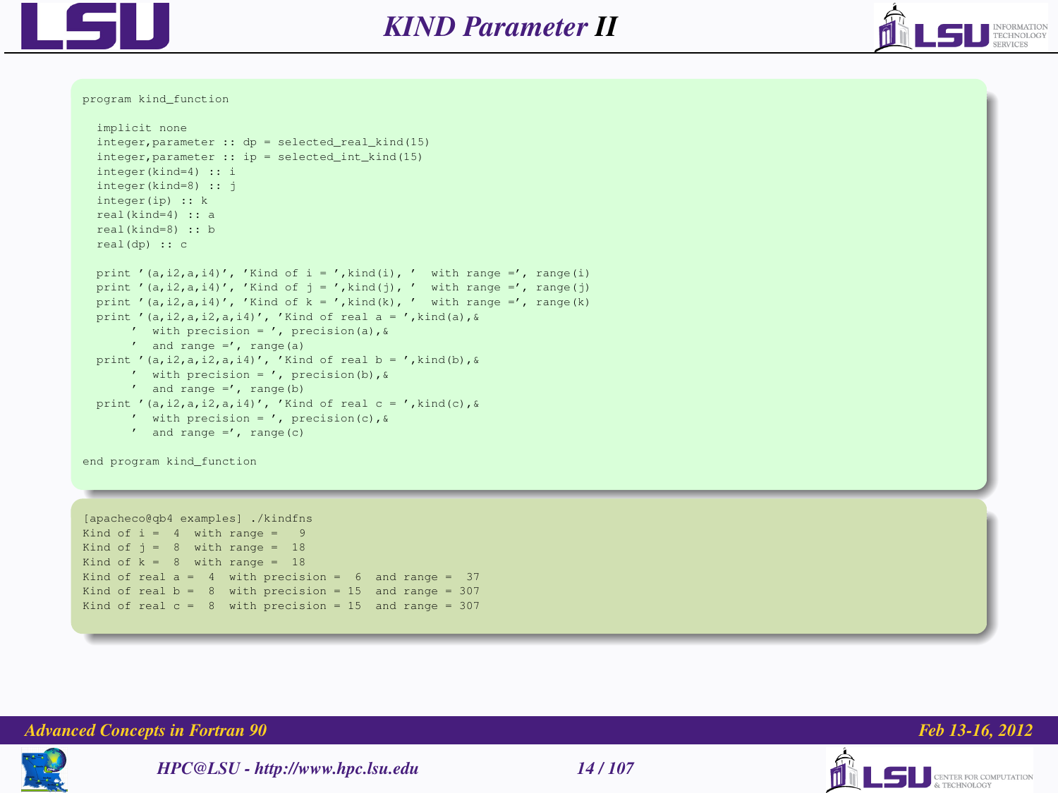# KIND Parameter II

```
program kind_function

  implicit none
  integer,parameter :: dp = selected_real_kind(15)
  integer,parameter :: ip = selected_int_kind(15)
  integer(kind=4) :: i
  integer(kind=8) :: j
  integer(ip) :: k
  real(kind=4) :: a
  real(kind=8) :: b
  real(dp) :: c

  print '(a,i2,a,i4)', 'Kind of i = ',kind(i), '  with range =', range(i)
  print '(a,i2,a,i4)', 'Kind of j = ',kind(j), '  with range =', range(j)
  print '(a,i2,a,i4)', 'Kind of k = ',kind(k), '  with range =', range(k)
  print '(a,i2,a,i2,a,i4)', 'Kind of real a = ',kind(a),&
       '  with precision = ', precision(a),&
       '  and range =', range(a)
  print '(a,i2,a,i2,a,i4)', 'Kind of real b = ',kind(b),&
       '  with precision = ', precision(b),&
       '  and range =', range(b)
  print '(a,i2,a,i2,a,i4)', 'Kind of real c = ',kind(c),&
       '  with precision = ', precision(c),&
       '  and range =', range(c)

end program kind_function
```

```
[apacheco@qb4 examples] ./kindfns
Kind of i =  4  with range =   9
Kind of j =  8  with range =  18
Kind of k =  8  with range =  18
Kind of real a =  4  with precision =  6  and range =  37
Kind of real b =  8  with precision = 15  and range = 307
Kind of real c =  8  with precision = 15  and range = 307
```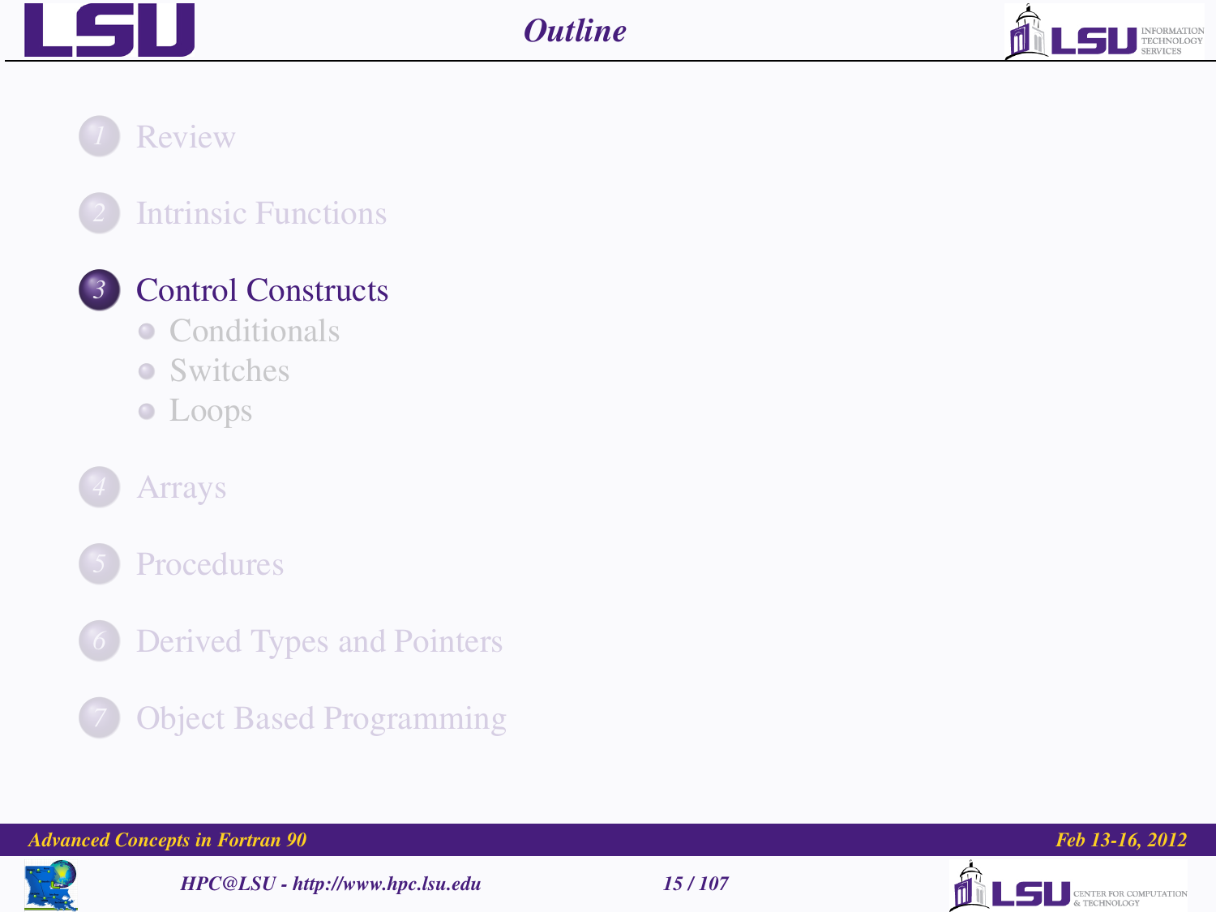# Outline

1. Review
2. Intrinsic Functions
3. **Control Constructs**
   - Conditionals
   - Switches
   - Loops
4. Arrays
5. Procedures
6. Derived Types and Pointers
7. Object Based Programming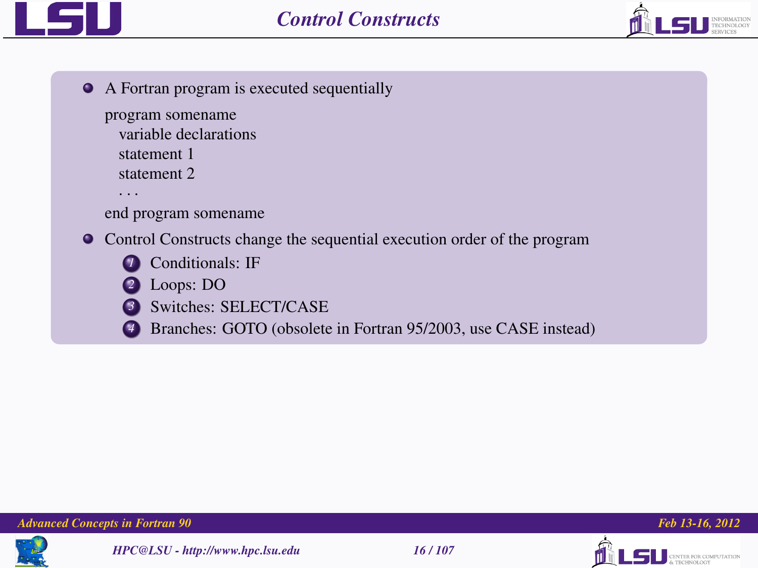# Control Constructs

- A Fortran program is executed sequentially

```
program somename
   variable declarations
   statement 1
   statement 2
   ...
end program somename
```

- Control Constructs change the sequential execution order of the program
  1. Conditionals: IF
  2. Loops: DO
  3. Switches: SELECT/CASE
  4. Branches: GOTO (obsolete in Fortran 95/2003, use CASE instead)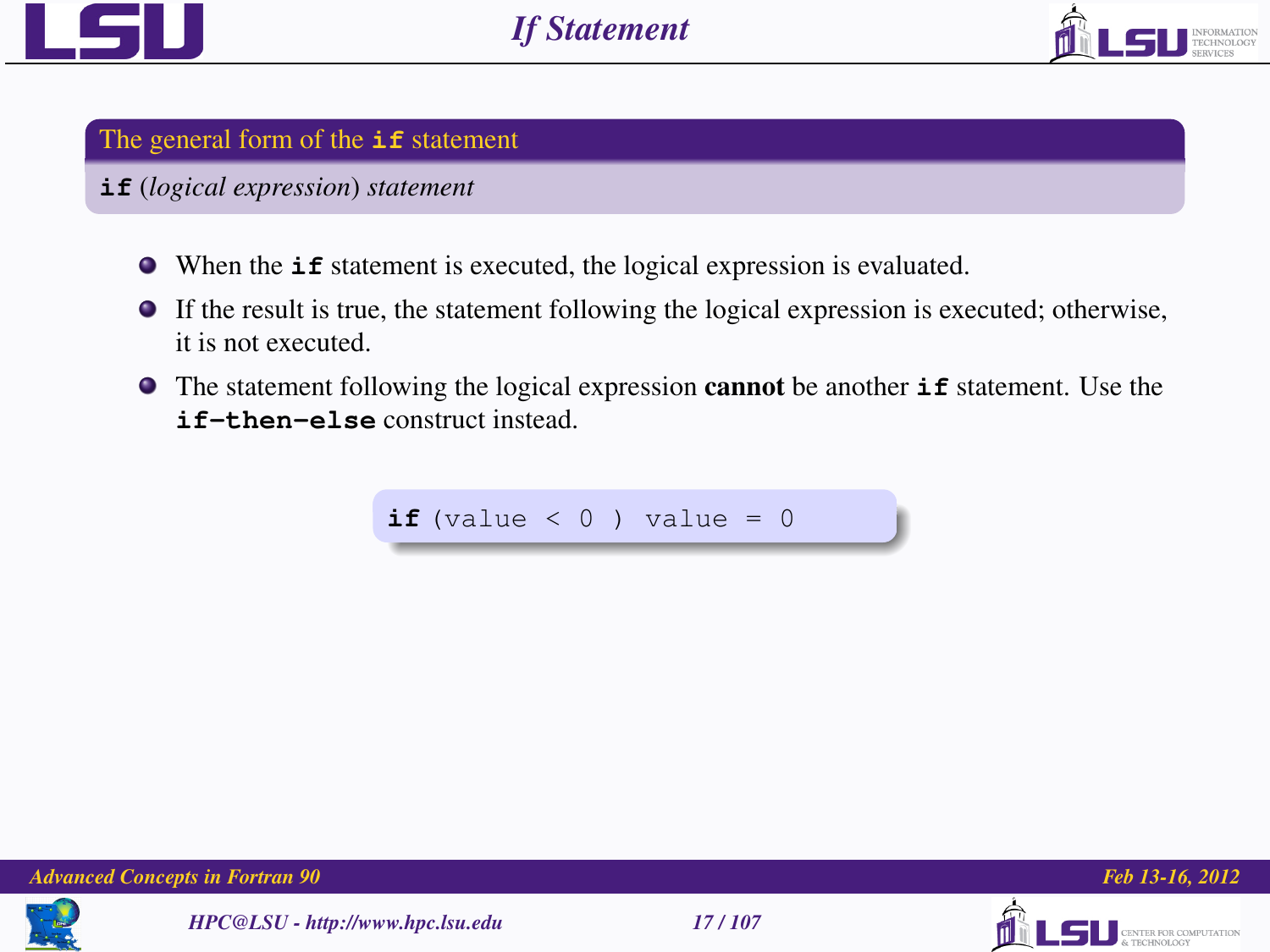# If Statement

**The general form of the `if` statement**

**`if`** (*logical expression*) *statement*

- When the **`if`** statement is executed, the logical expression is evaluated.
- If the result is true, the statement following the logical expression is executed; otherwise, it is not executed.
- The statement following the logical expression **cannot** be another **`if`** statement. Use the **`if-then-else`** construct instead.

```
if (value < 0 ) value = 0
```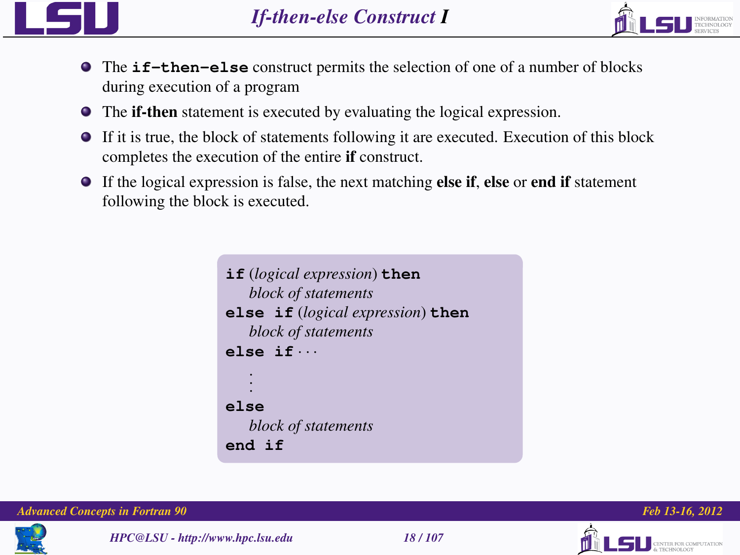# If-then-else Construct I

- The **if-then-else** construct permits the selection of one of a number of blocks during execution of a program
- The **if-then** statement is executed by evaluating the logical expression.
- If it is true, the block of statements following it are executed. Execution of this block completes the execution of the entire **if** construct.
- If the logical expression is false, the next matching **else if**, **else** or **end if** statement following the block is executed.

```
if (logical expression) then
    block of statements
else if (logical expression) then
    block of statements
else if ···
    .
    .
    .
else
    block of statements
end if
```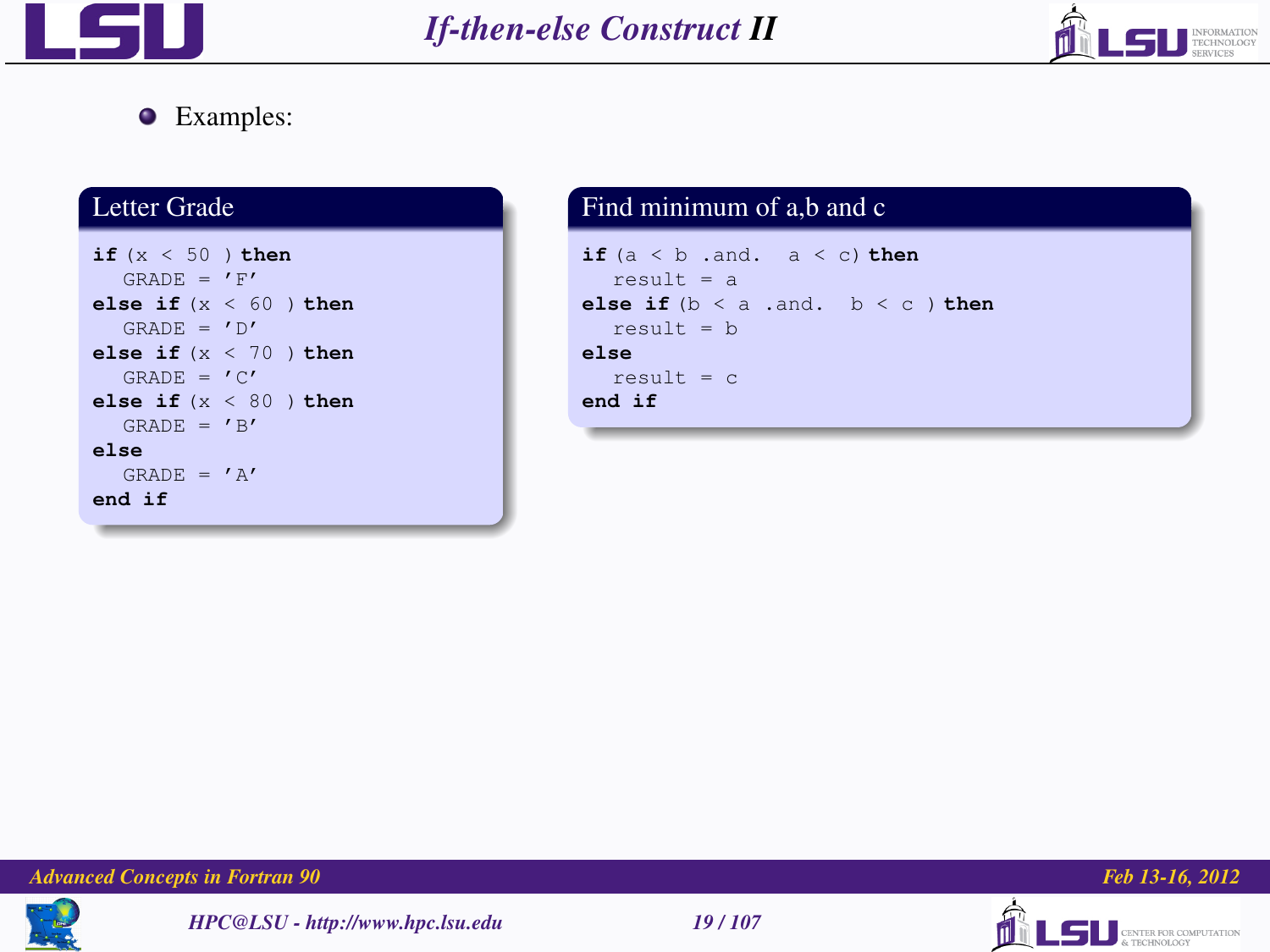# If-then-else Construct II

- Examples:

**Letter Grade**

```
if (x < 50 ) then
   GRADE = 'F'
else if (x < 60 ) then
   GRADE = 'D'
else if (x < 70 ) then
   GRADE = 'C'
else if (x < 80 ) then
   GRADE = 'B'
else
   GRADE = 'A'
end if
```

**Find minimum of a,b and c**

```
if (a < b .and.  a < c) then
   result = a
else if (b < a .and.  b < c ) then
   result = b
else
   result = c
end if
```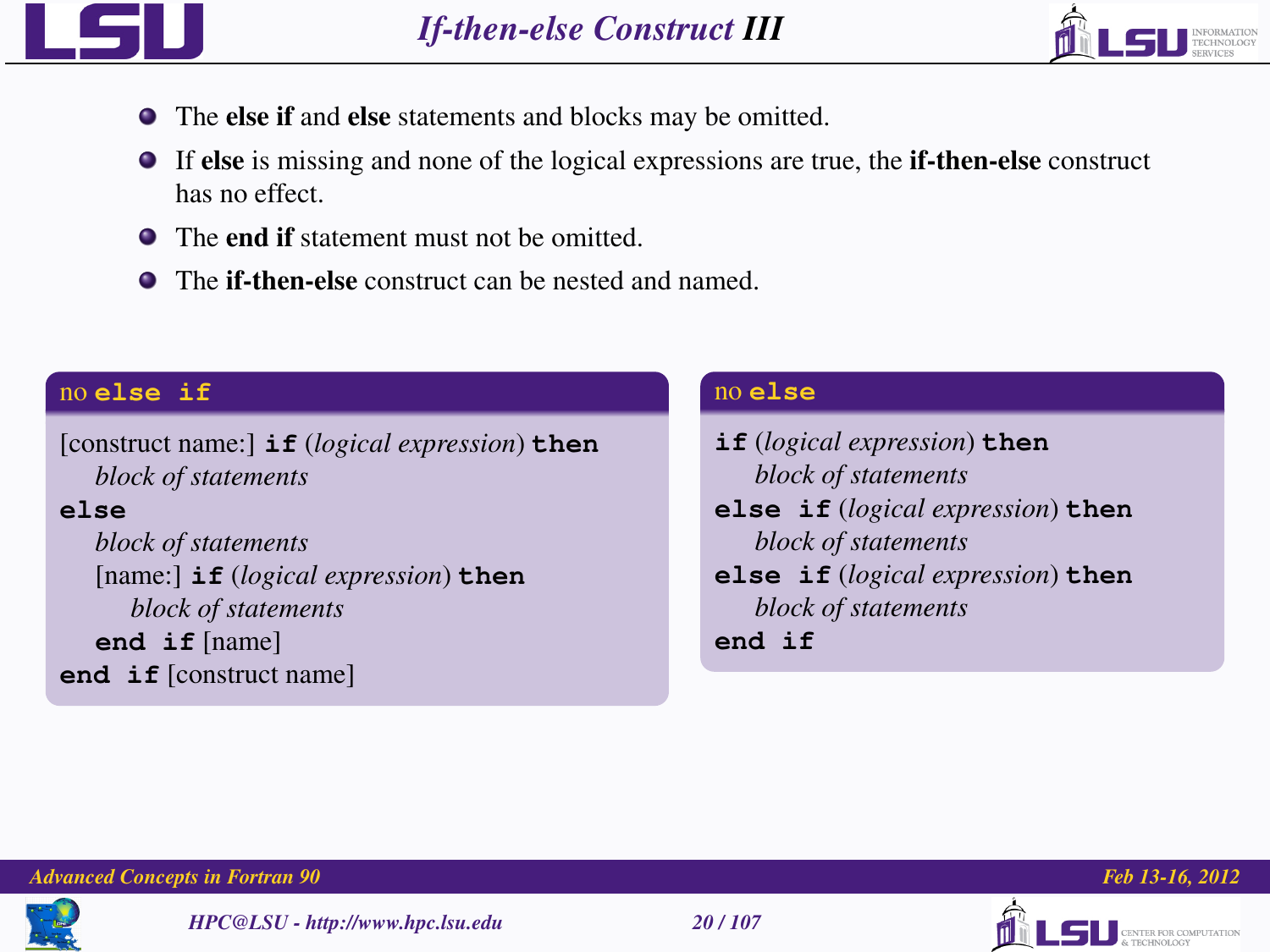# If-then-else Construct III

- The **else if** and **else** statements and blocks may be omitted.
- If **else** is missing and none of the logical expressions are true, the **if-then-else** construct has no effect.
- The **end if** statement must not be omitted.
- The **if-then-else** construct can be nested and named.

**no else if**

```
[construct name:] if (logical expression) then
    block of statements
else
    block of statements
    [name:] if (logical expression) then
        block of statements
    end if [name]
end if [construct name]
```

**no else**

```
if (logical expression) then
    block of statements
else if (logical expression) then
    block of statements
else if (logical expression) then
    block of statements
end if
```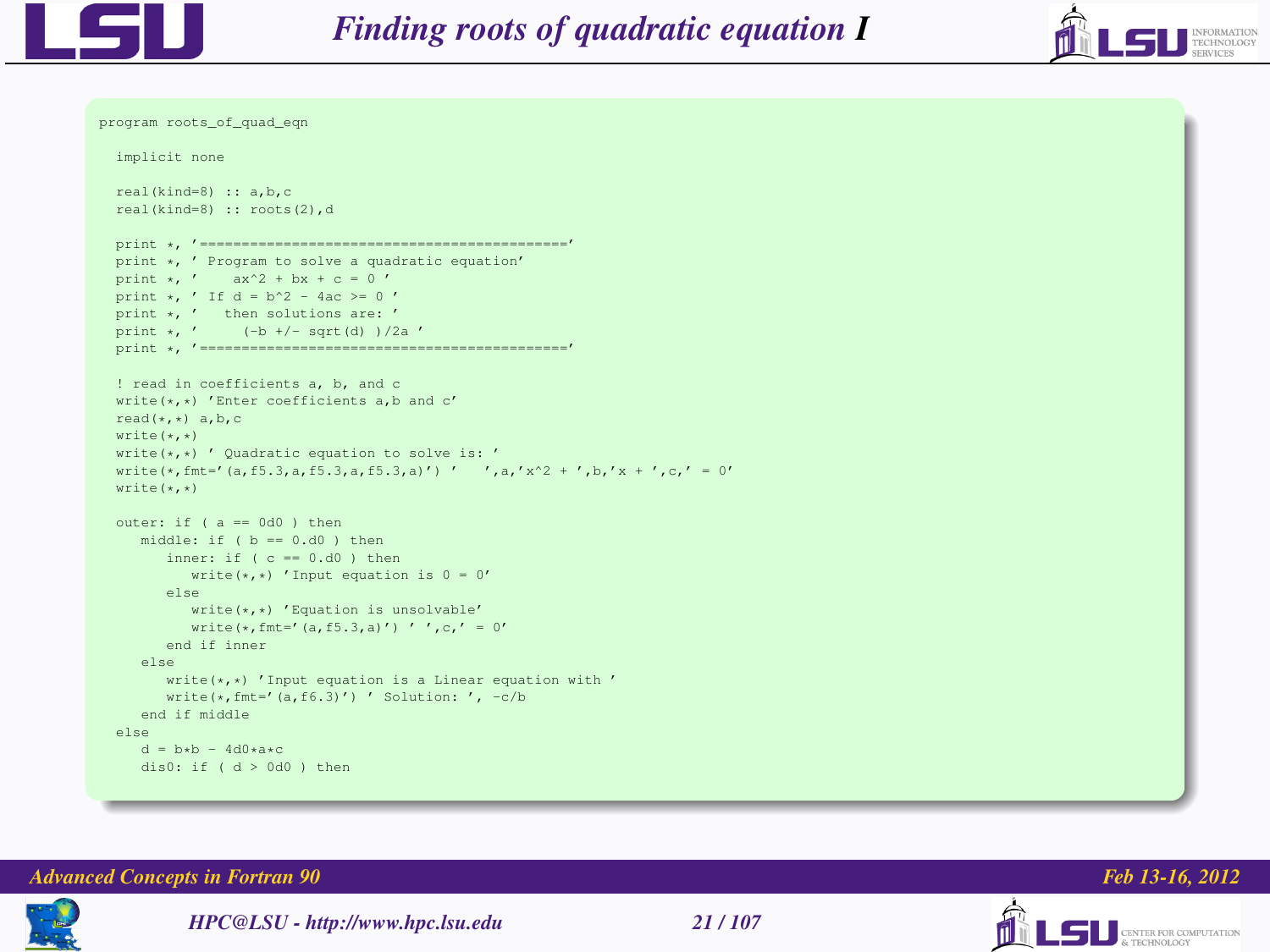# Finding roots of quadratic equation I

```
program roots_of_quad_eqn

  implicit none

  real(kind=8) :: a,b,c
  real(kind=8) :: roots(2),d

  print *, '============================================'
  print *, ' Program to solve a quadratic equation'
  print *, '    ax^2 + bx + c = 0 '
  print *, ' If d = b^2 - 4ac >= 0 '
  print *, '   then solutions are: '
  print *, '     (-b +/- sqrt(d) )/2a '
  print *, '============================================'

  ! read in coefficients a, b, and c
  write(*,*) 'Enter coefficients a,b and c'
  read(*,*) a,b,c
  write(*,*)
  write(*,*) ' Quadratic equation to solve is: '
  write(*,fmt='(a,f5.3,a,f5.3,a,f5.3,a)') '   ',a,'x^2 + ',b,'x + ',c,' = 0'
  write(*,*)

  outer: if ( a == 0d0 ) then
     middle: if ( b == 0.d0 ) then
        inner: if ( c == 0.d0 ) then
           write(*,*) 'Input equation is 0 = 0'
        else
           write(*,*) 'Equation is unsolvable'
           write(*,fmt='(a,f5.3,a)') ' ',c,' = 0'
        end if inner
     else
        write(*,*) 'Input equation is a Linear equation with '
        write(*,fmt='(a,f6.3)') ' Solution: ', -c/b
     end if middle
  else
     d = b*b - 4d0*a*c
     dis0: if ( d > 0d0 ) then
```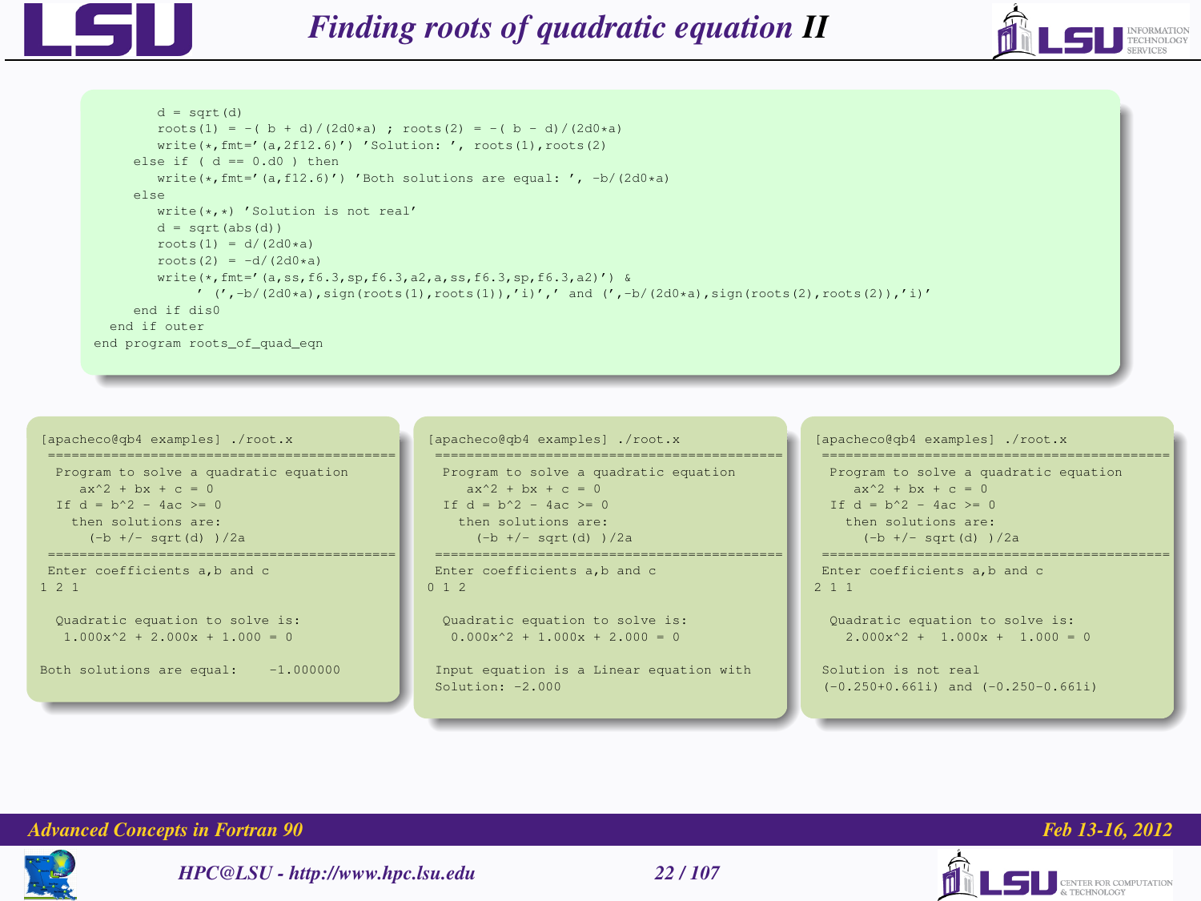# Finding roots of quadratic equation II

```
        d = sqrt(d)
        roots(1) = -( b + d)/(2d0*a) ; roots(2) = -( b - d)/(2d0*a)
        write(*,fmt='(a,2f12.6)') 'Solution: ', roots(1),roots(2)
     else if ( d == 0.d0 ) then
        write(*,fmt='(a,f12.6)') 'Both solutions are equal: ', -b/(2d0*a)
     else
        write(*,*) 'Solution is not real'
        d = sqrt(abs(d))
        roots(1) = d/(2d0*a)
        roots(2) = -d/(2d0*a)
        write(*,fmt='(a,ss,f6.3,sp,f6.3,a2,a,ss,f6.3,sp,f6.3,a2)') &
             ' (',-b/(2d0*a),sign(roots(1),roots(1)),'i)',' and (',-b/(2d0*a),sign(roots(2),roots(2)),'i)'
     end if dis0
  end if outer
end program roots_of_quad_eqn
```

```
[apacheco@qb4 examples] ./root.x
 ============================================
  Program to solve a quadratic equation
     ax^2 + bx + c = 0
  If d = b^2 - 4ac >= 0
    then solutions are:
      (-b +/- sqrt(d) )/2a
 ============================================
 Enter coefficients a,b and c
1 2 1

  Quadratic equation to solve is:
   1.000x^2 + 2.000x + 1.000 = 0

Both solutions are equal:    -1.000000
```

```
[apacheco@qb4 examples] ./root.x
 ============================================
  Program to solve a quadratic equation
     ax^2 + bx + c = 0
  If d = b^2 - 4ac >= 0
    then solutions are:
      (-b +/- sqrt(d) )/2a
 ============================================
 Enter coefficients a,b and c
0 1 2

  Quadratic equation to solve is:
   0.000x^2 + 1.000x + 2.000 = 0

 Input equation is a Linear equation with
 Solution: -2.000
```

```
[apacheco@qb4 examples] ./root.x
 ============================================
  Program to solve a quadratic equation
     ax^2 + bx + c = 0
  If d = b^2 - 4ac >= 0
    then solutions are:
      (-b +/- sqrt(d) )/2a
 ============================================
 Enter coefficients a,b and c
2 1 1

  Quadratic equation to solve is:
    2.000x^2 +  1.000x +  1.000 = 0

 Solution is not real
 (-0.250+0.661i) and (-0.250-0.661i)
```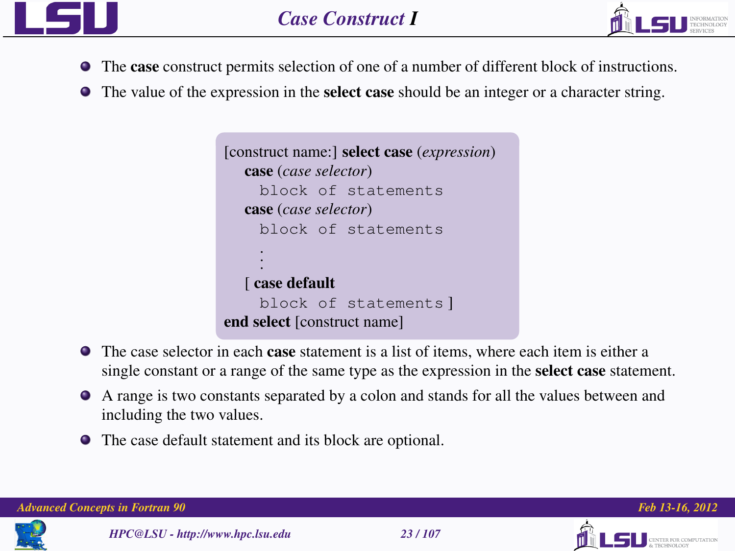# Case Construct I

- The **case** construct permits selection of one of a number of different block of instructions.
- The value of the expression in the **select case** should be an integer or a character string.

```
[construct name:] select case (expression)
    case (case selector)
      block of statements
    case (case selector)
      block of statements
      .
      .
      .
    [ case default
      block of statements ]
end select [construct name]
```

- The case selector in each **case** statement is a list of items, where each item is either a single constant or a range of the same type as the expression in the **select case** statement.
- A range is two constants separated by a colon and stands for all the values between and including the two values.
- The case default statement and its block are optional.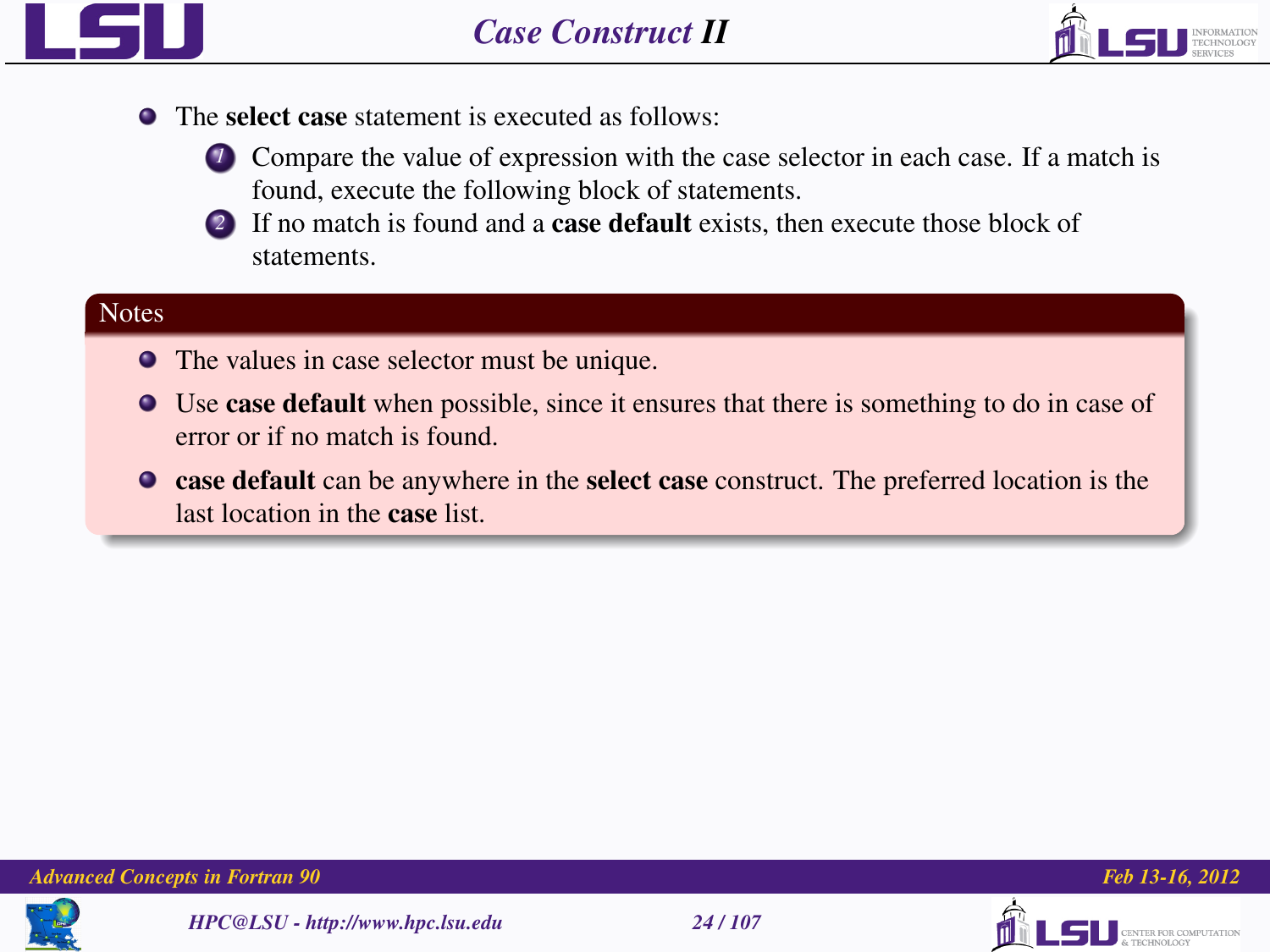# Case Construct II

- The **select case** statement is executed as follows:
  1. Compare the value of expression with the case selector in each case. If a match is found, execute the following block of statements.
  2. If no match is found and a **case default** exists, then execute those block of statements.

## Notes

- The values in case selector must be unique.
- Use **case default** when possible, since it ensures that there is something to do in case of error or if no match is found.
- **case default** can be anywhere in the **select case** construct. The preferred location is the last location in the **case** list.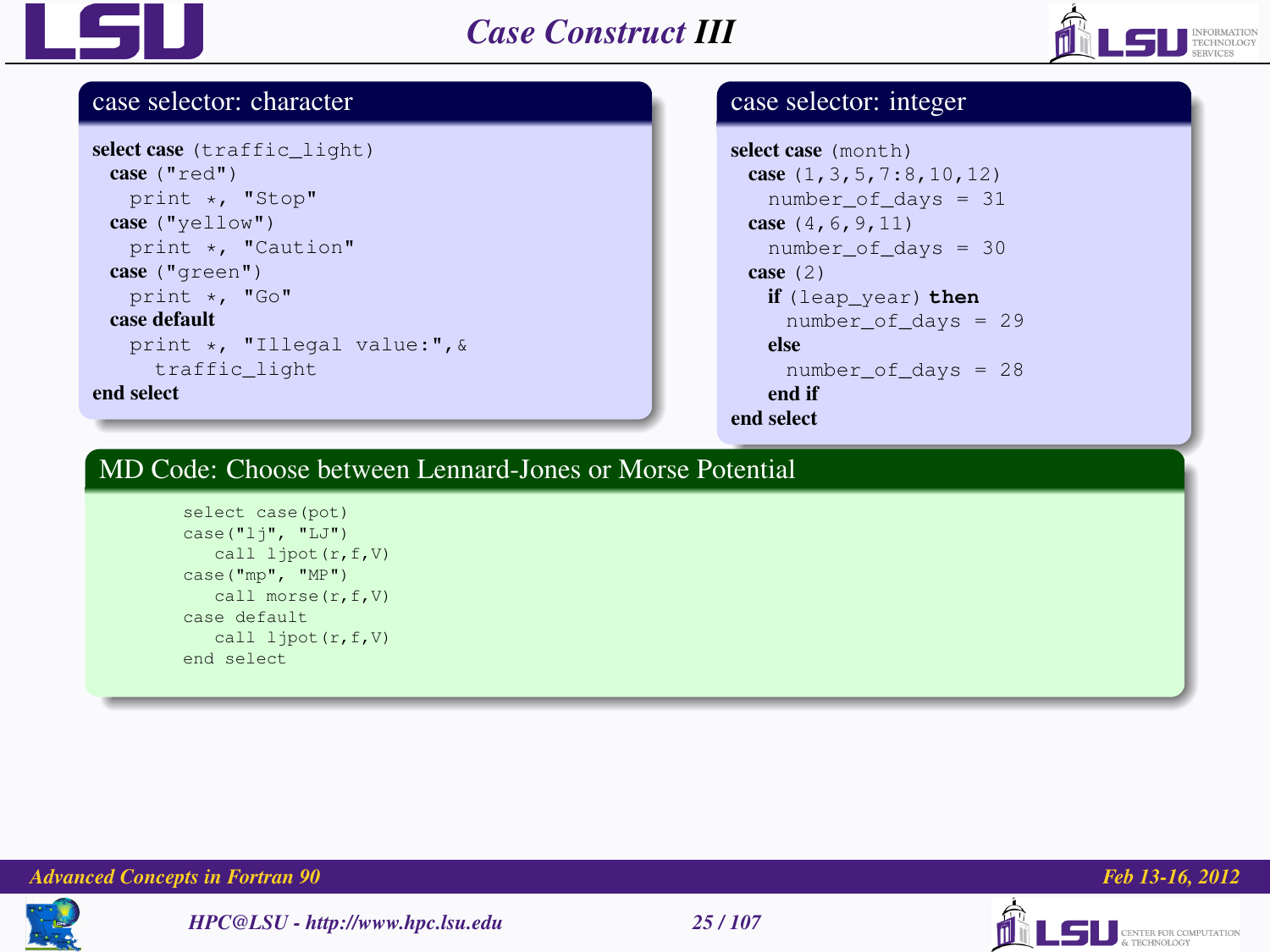# Case Construct III

### case selector: character

```
select case (traffic_light)
  case ("red")
    print *, "Stop"
  case ("yellow")
    print *, "Caution"
  case ("green")
    print *, "Go"
  case default
    print *, "Illegal value:",&
      traffic_light
end select
```

### case selector: integer

```
select case (month)
  case (1,3,5,7:8,10,12)
    number_of_days = 31
  case (4,6,9,11)
    number_of_days = 30
  case (2)
    if (leap_year) then
      number_of_days = 29
    else
      number_of_days = 28
    end if
end select
```

### MD Code: Choose between Lennard-Jones or Morse Potential

```
select case(pot)
case("lj", "LJ")
   call ljpot(r,f,V)
case("mp", "MP")
   call morse(r,f,V)
case default
   call ljpot(r,f,V)
end select
```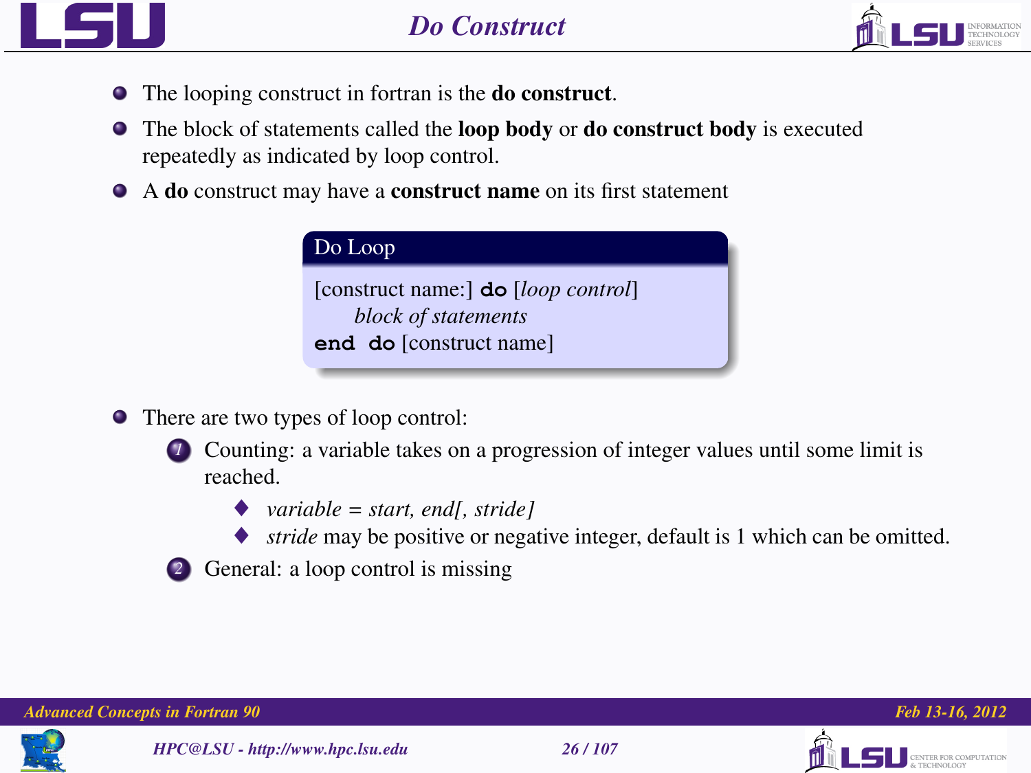# Do Construct

- The looping construct in fortran is the **do construct**.
- The block of statements called the **loop body** or **do construct body** is executed repeatedly as indicated by loop control.
- A **do** construct may have a **construct name** on its first statement

**Do Loop**

```
[construct name:] do [loop control]
      block of statements
end do [construct name]
```

- There are two types of loop control:
  1. Counting: a variable takes on a progression of integer values until some limit is reached.
     - *variable = start, end[, stride]*
     - *stride* may be positive or negative integer, default is 1 which can be omitted.
  2. General: a loop control is missing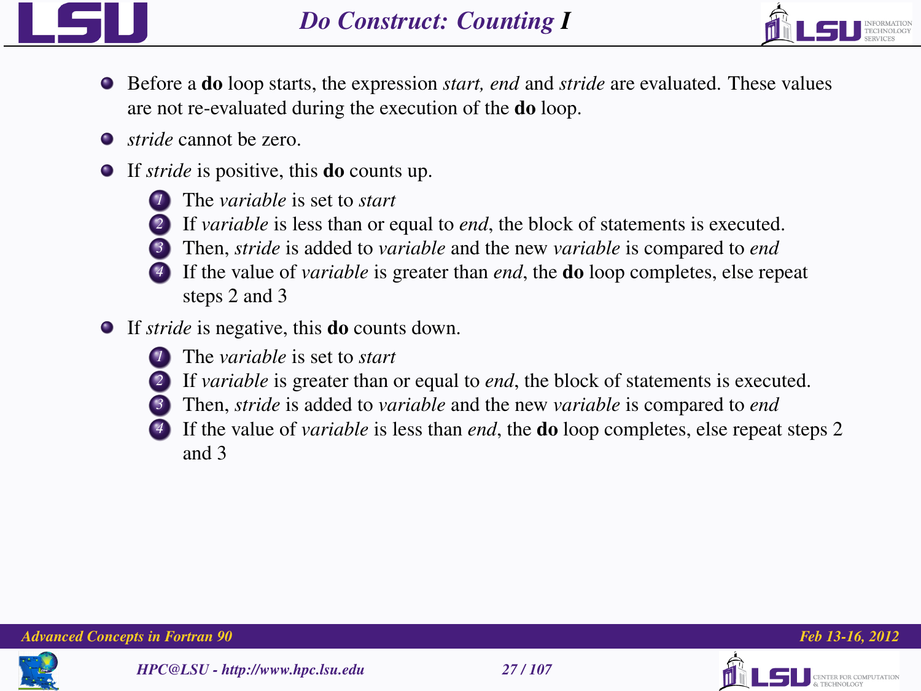# Do Construct: Counting I

- Before a **do** loop starts, the expression *start, end* and *stride* are evaluated. These values are not re-evaluated during the execution of the **do** loop.
- *stride* cannot be zero.
- If *stride* is positive, this **do** counts up.
  1. The *variable* is set to *start*
  2. If *variable* is less than or equal to *end*, the block of statements is executed.
  3. Then, *stride* is added to *variable* and the new *variable* is compared to *end*
  4. If the value of *variable* is greater than *end*, the **do** loop completes, else repeat steps 2 and 3
- If *stride* is negative, this **do** counts down.
  1. The *variable* is set to *start*
  2. If *variable* is greater than or equal to *end*, the block of statements is executed.
  3. Then, *stride* is added to *variable* and the new *variable* is compared to *end*
  4. If the value of *variable* is less than *end*, the **do** loop completes, else repeat steps 2 and 3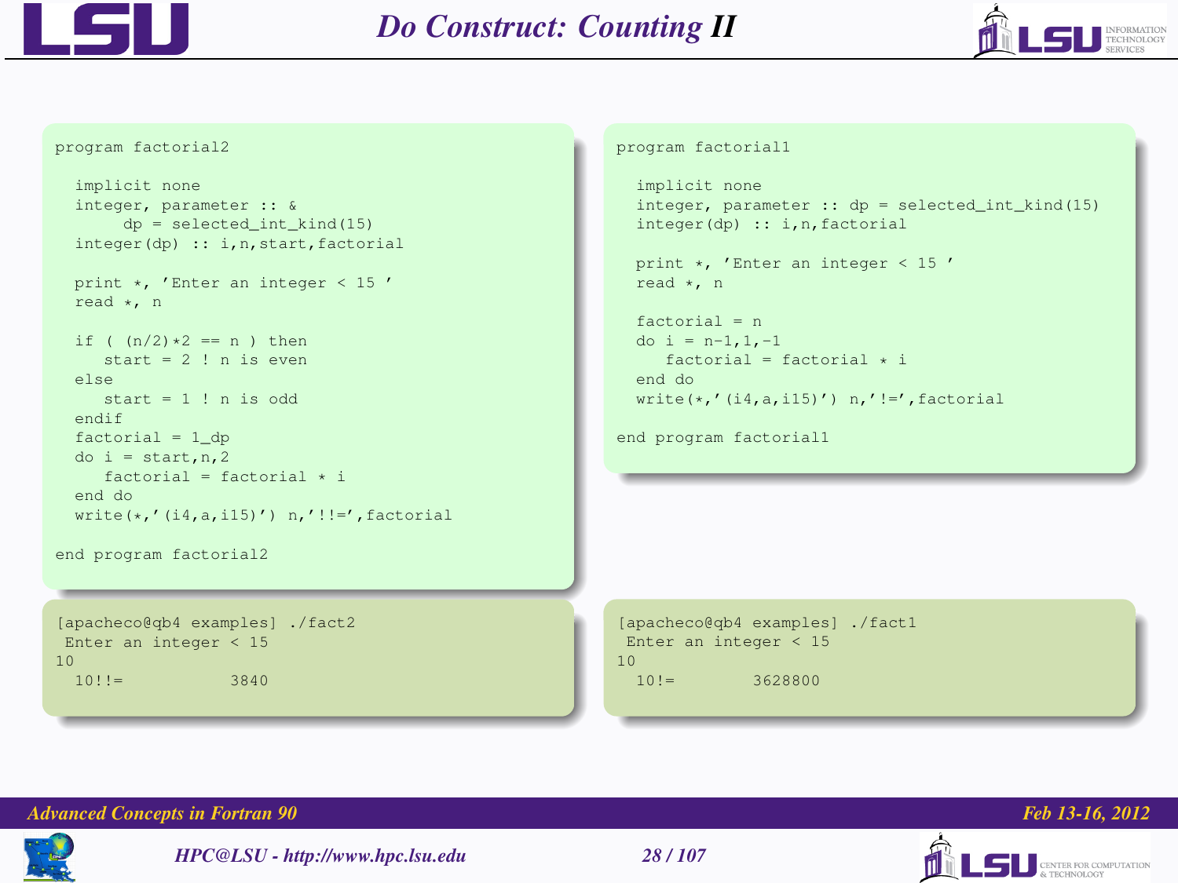# Do Construct: Counting II

```fortran
program factorial2

  implicit none
  integer, parameter :: &
       dp = selected_int_kind(15)
  integer(dp) :: i,n,start,factorial

  print *, 'Enter an integer < 15 '
  read *, n

  if ( (n/2)*2 == n ) then
     start = 2 ! n is even
  else
     start = 1 ! n is odd
  endif
  factorial = 1_dp
  do i = start,n,2
     factorial = factorial * i
  end do
  write(*,'(i4,a,i15)') n,'!!=',factorial

end program factorial2
```

```
[apacheco@qb4 examples] ./fact2
 Enter an integer < 15
10
  10!!=           3840
```

```fortran
program factorial1

  implicit none
  integer, parameter :: dp = selected_int_kind(15)
  integer(dp) :: i,n,factorial

  print *, 'Enter an integer < 15 '
  read *, n

  factorial = n
  do i = n-1,1,-1
     factorial = factorial * i
  end do
  write(*,'(i4,a,i15)') n,'!=',factorial

end program factorial1
```

```
[apacheco@qb4 examples] ./fact1
 Enter an integer < 15
10
  10!=        3628800
```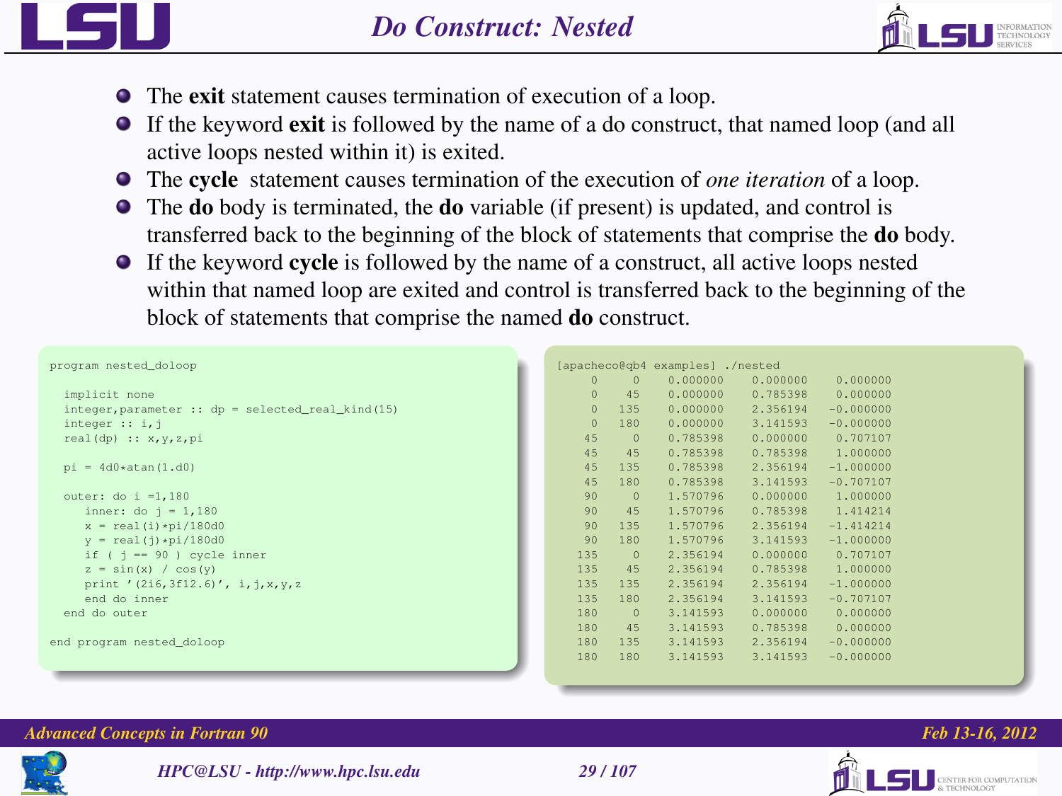# Do Construct: Nested

- The **exit** statement causes termination of execution of a loop.
- If the keyword **exit** is followed by the name of a do construct, that named loop (and all active loops nested within it) is exited.
- The **cycle** statement causes termination of the execution of *one iteration* of a loop.
- The **do** body is terminated, the **do** variable (if present) is updated, and control is transferred back to the beginning of the block of statements that comprise the **do** body.
- If the keyword **cycle** is followed by the name of a construct, all active loops nested within that named loop are exited and control is transferred back to the beginning of the block of statements that comprise the named **do** construct.

```
program nested_doloop

  implicit none
  integer,parameter :: dp = selected_real_kind(15)
  integer :: i,j
  real(dp) :: x,y,z,pi

  pi = 4d0*atan(1.d0)

  outer: do i =1,180
     inner: do j = 1,180
     x = real(i)*pi/180d0
     y = real(j)*pi/180d0
     if ( j == 90 ) cycle inner
     z = sin(x) / cos(y)
     print '(2i6,3f12.6)', i,j,x,y,z
     end do inner
  end do outer

end program nested_doloop
```

```
[apacheco@qb4 examples] ./nested
     0     0    0.000000    0.000000    0.000000
     0    45    0.000000    0.785398    0.000000
     0   135    0.000000    2.356194   -0.000000
     0   180    0.000000    3.141593   -0.000000
    45     0    0.785398    0.000000    0.707107
    45    45    0.785398    0.785398    1.000000
    45   135    0.785398    2.356194   -1.000000
    45   180    0.785398    3.141593   -0.707107
    90     0    1.570796    0.000000    1.000000
    90    45    1.570796    0.785398    1.414214
    90   135    1.570796    2.356194   -1.414214
    90   180    1.570796    3.141593   -1.000000
   135     0    2.356194    0.000000    0.707107
   135    45    2.356194    0.785398    1.000000
   135   135    2.356194    2.356194   -1.000000
   135   180    2.356194    3.141593   -0.707107
   180     0    3.141593    0.000000    0.000000
   180    45    3.141593    0.785398    0.000000
   180   135    3.141593    2.356194   -0.000000
   180   180    3.141593    3.141593   -0.000000
```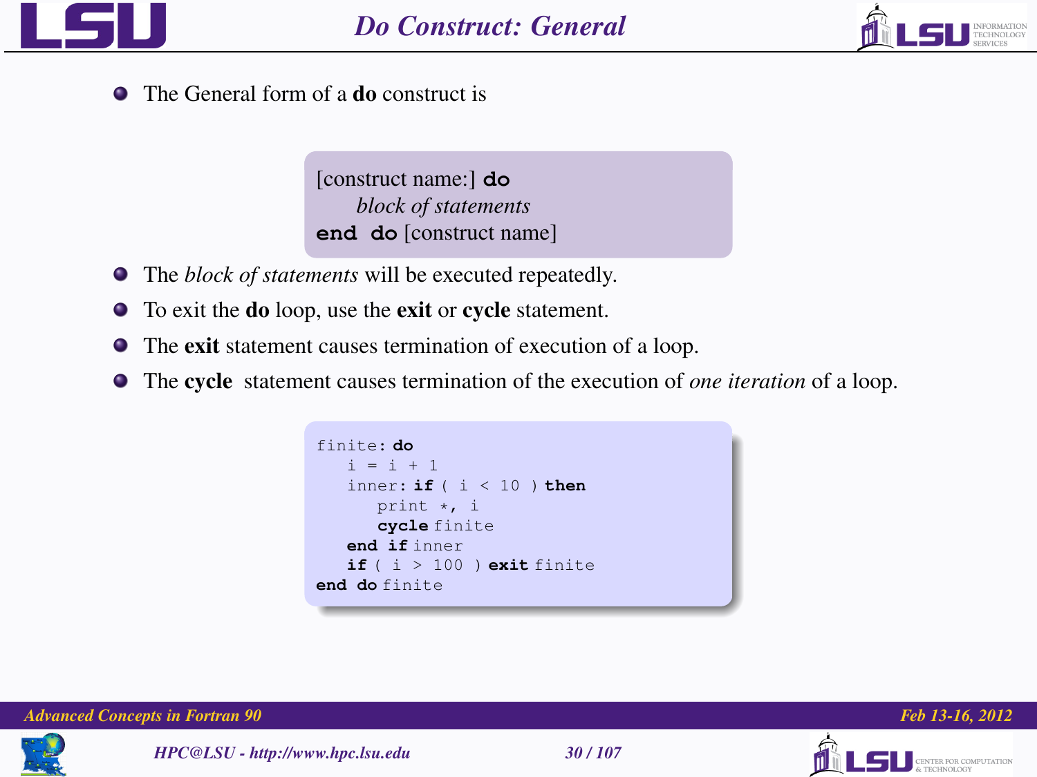# Do Construct: General

- The General form of a **do** construct is

```
[construct name:] do
      block of statements
end do [construct name]
```

- The *block of statements* will be executed repeatedly.
- To exit the **do** loop, use the **exit** or **cycle** statement.
- The **exit** statement causes termination of execution of a loop.
- The **cycle** statement causes termination of the execution of *one iteration* of a loop.

```
finite: do
   i = i + 1
   inner: if ( i < 10 ) then
      print *, i
      cycle finite
   end if inner
   if ( i > 100 ) exit finite
end do finite
```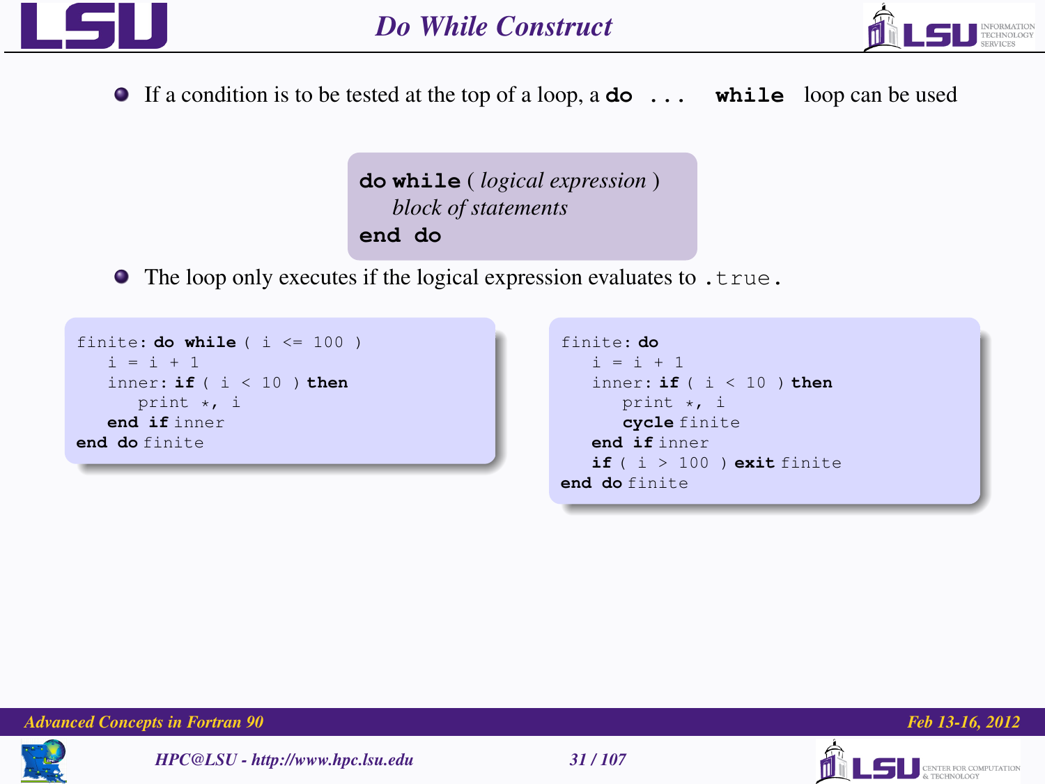# Do While Construct

- If a condition is to be tested at the top of a loop, a **do ... while** loop can be used

```
do while ( logical expression )
    block of statements
end do
```

- The loop only executes if the logical expression evaluates to `.true.`

```fortran
finite: do while ( i <= 100 )
   i = i + 1
   inner: if ( i < 10 ) then
      print *, i
   end if inner
end do finite
```

```fortran
finite: do
   i = i + 1
   inner: if ( i < 10 ) then
      print *, i
      cycle finite
   end if inner
   if ( i > 100 ) exit finite
end do finite
```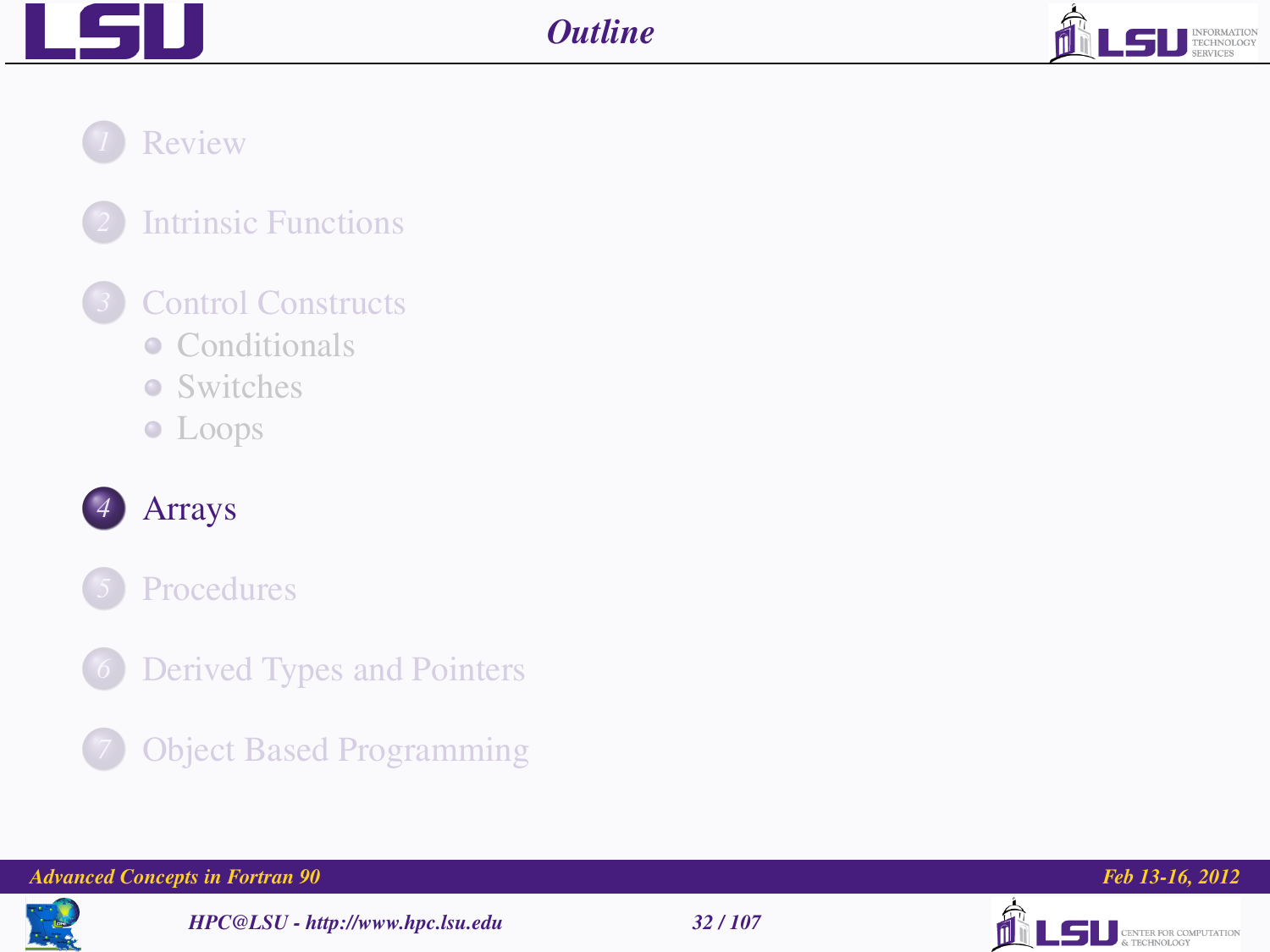# Outline

1. Review
2. Intrinsic Functions
3. Control Constructs
   - Conditionals
   - Switches
   - Loops
4. **Arrays**
5. Procedures
6. Derived Types and Pointers
7. Object Based Programming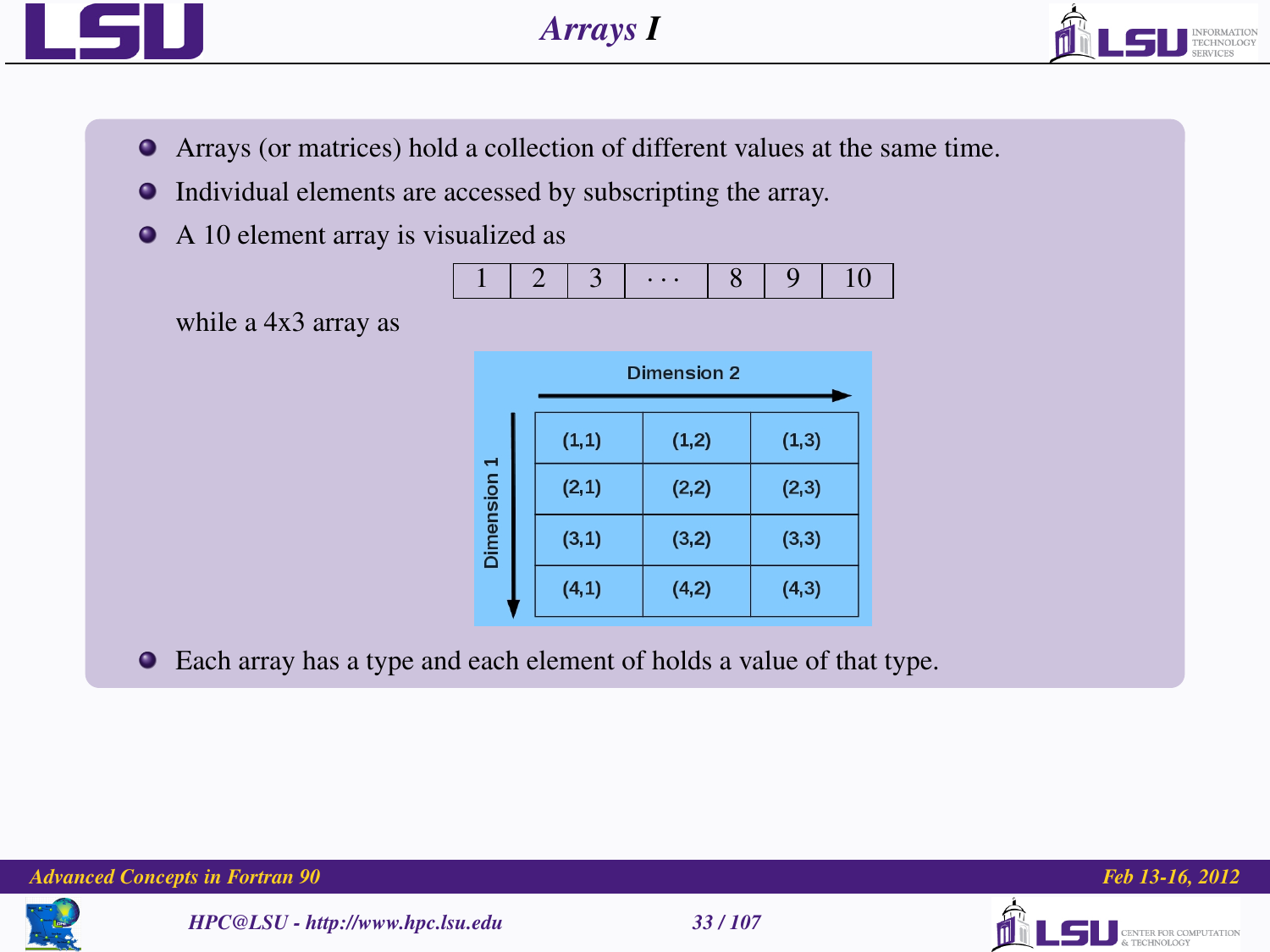# Arrays I

- Arrays (or matrices) hold a collection of different values at the same time.
- Individual elements are accessed by subscripting the array.
- A 10 element array is visualized as

| 1 | 2 | 3 | $\cdots$ | 8 | 9 | 10 |
|---|---|---|---|---|---|---|

  while a 4x3 array as

Dimension 2 →

Dimension 1 ↓

| (1,1) | (1,2) | (1,3) |
|---|---|---|
| (2,1) | (2,2) | (2,3) |
| (3,1) | (3,2) | (3,3) |
| (4,1) | (4,2) | (4,3) |

- Each array has a type and each element of holds a value of that type.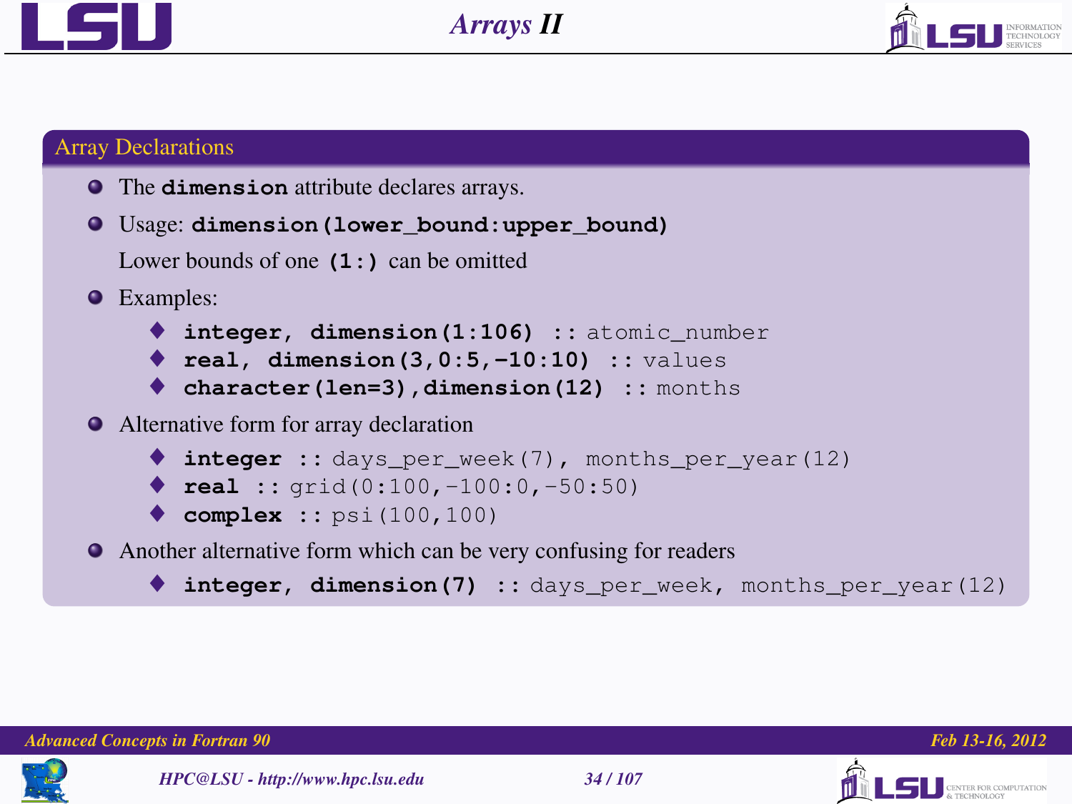# Arrays II

## Array Declarations

- The **`dimension`** attribute declares arrays.
- Usage: **`dimension(lower_bound:upper_bound)`**

  Lower bounds of one **`(1:)`** can be omitted
- Examples:
  - `integer, dimension(1:106) :: atomic_number`
  - `real, dimension(3,0:5,-10:10) :: values`
  - `character(len=3),dimension(12) :: months`
- Alternative form for array declaration
  - `integer :: days_per_week(7), months_per_year(12)`
  - `real :: grid(0:100,-100:0,-50:50)`
  - `complex :: psi(100,100)`
- Another alternative form which can be very confusing for readers
  - `integer, dimension(7) :: days_per_week, months_per_year(12)`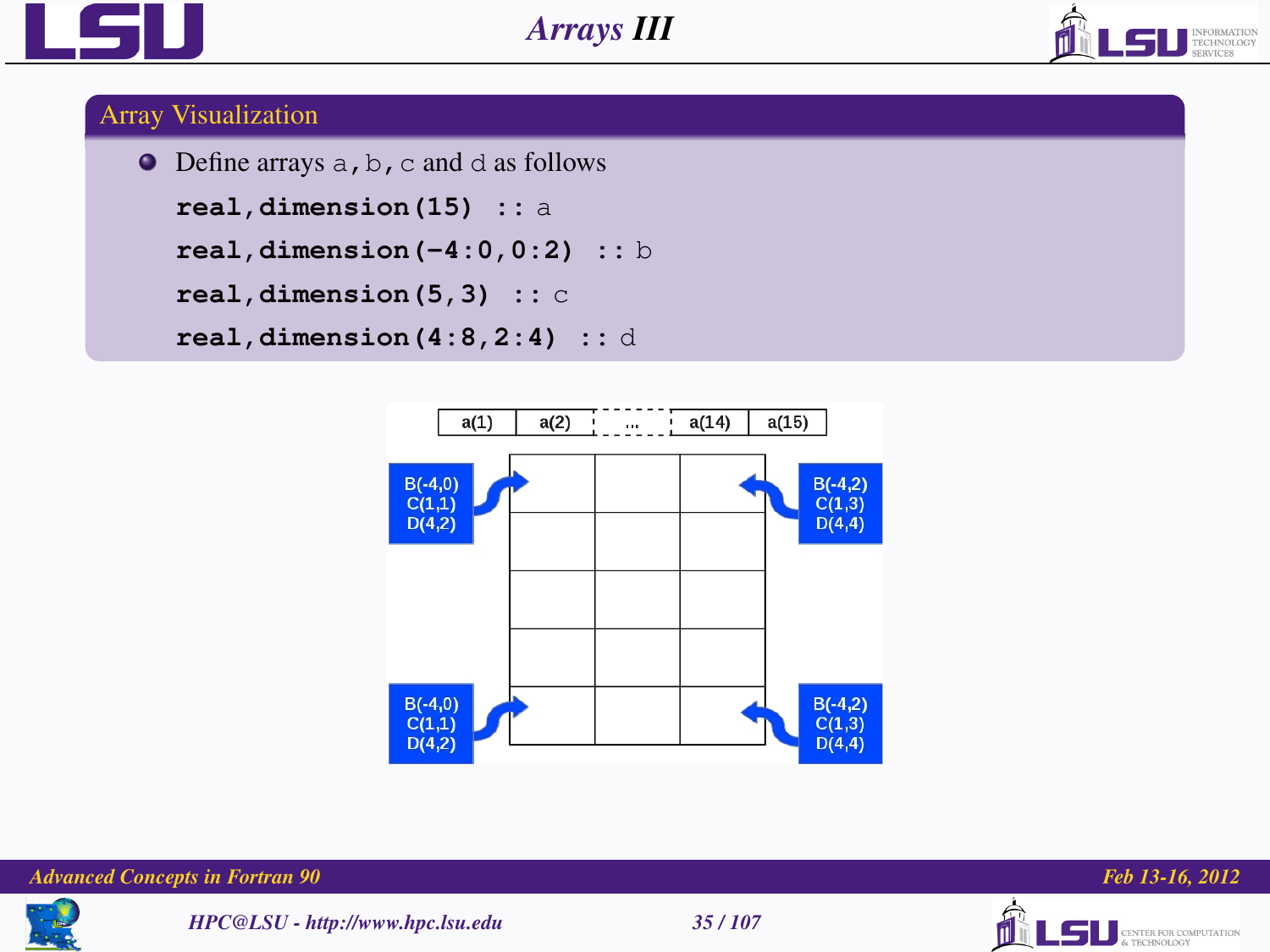# Arrays III

## Array Visualization

- Define arrays a, b, c and d as follows

```
real,dimension(15) :: a
real,dimension(-4:0,0:2) :: b
real,dimension(5,3) :: c
real,dimension(4:8,2:4) :: d
```

| a(1) | a(2) | ... | a(14) | a(15) |
|---|---|---|---|---|

B(-4,0) C(1,1) D(4,2)

B(-4,2) C(1,3) D(4,4)

B(-4,0) C(1,1) D(4,2)

B(-4,2) C(1,3) D(4,4)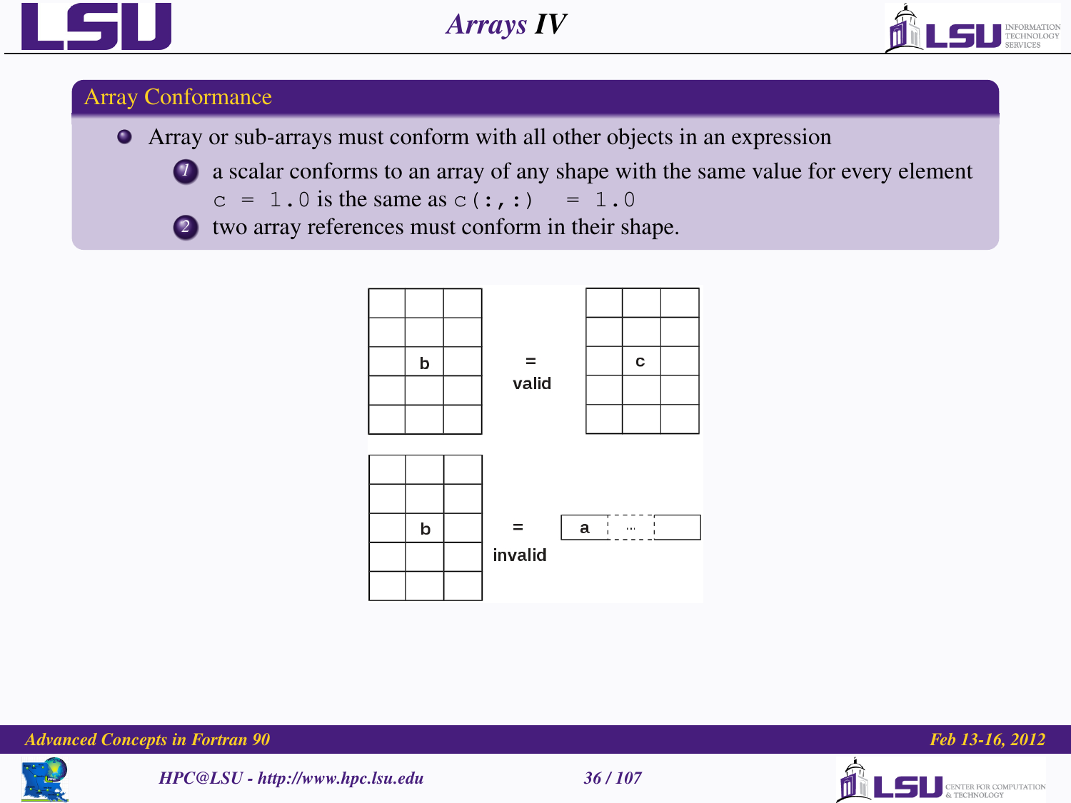# Arrays IV

## Array Conformance

- Array or sub-arrays must conform with all other objects in an expression
  1. a scalar conforms to an array of any shape with the same value for every element
     `c = 1.0` is the same as `c(:,:) = 1.0`
  2. two array references must conform in their shape.

b = c valid

b = a invalid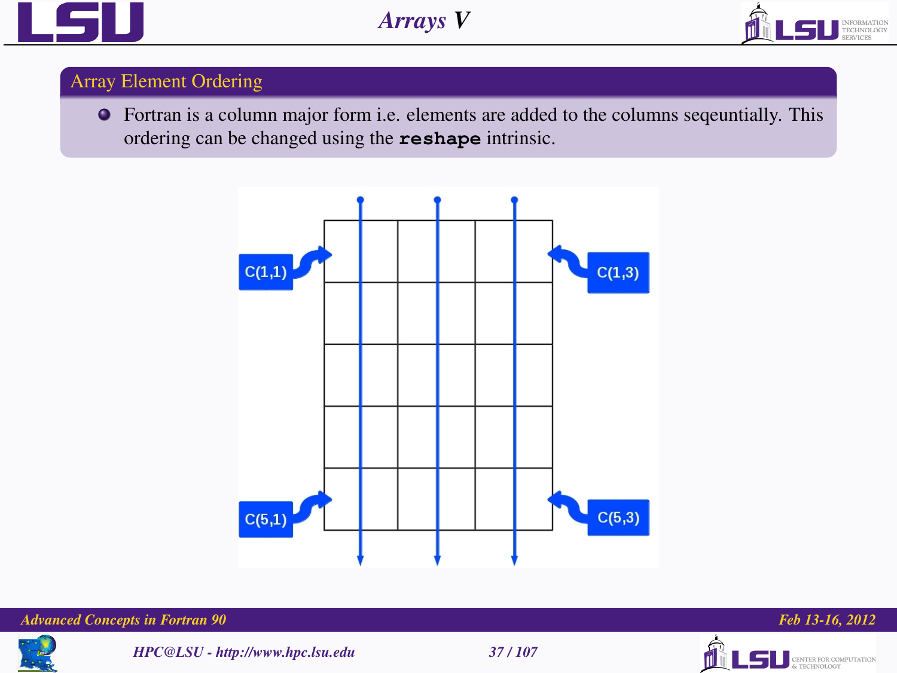# Arrays V

## Array Element Ordering

- Fortran is a column major form i.e. elements are added to the columns seqeuntially. This ordering can be changed using the **`reshape`** intrinsic.

C(1,1)

C(1,3)

C(5,1)

C(5,3)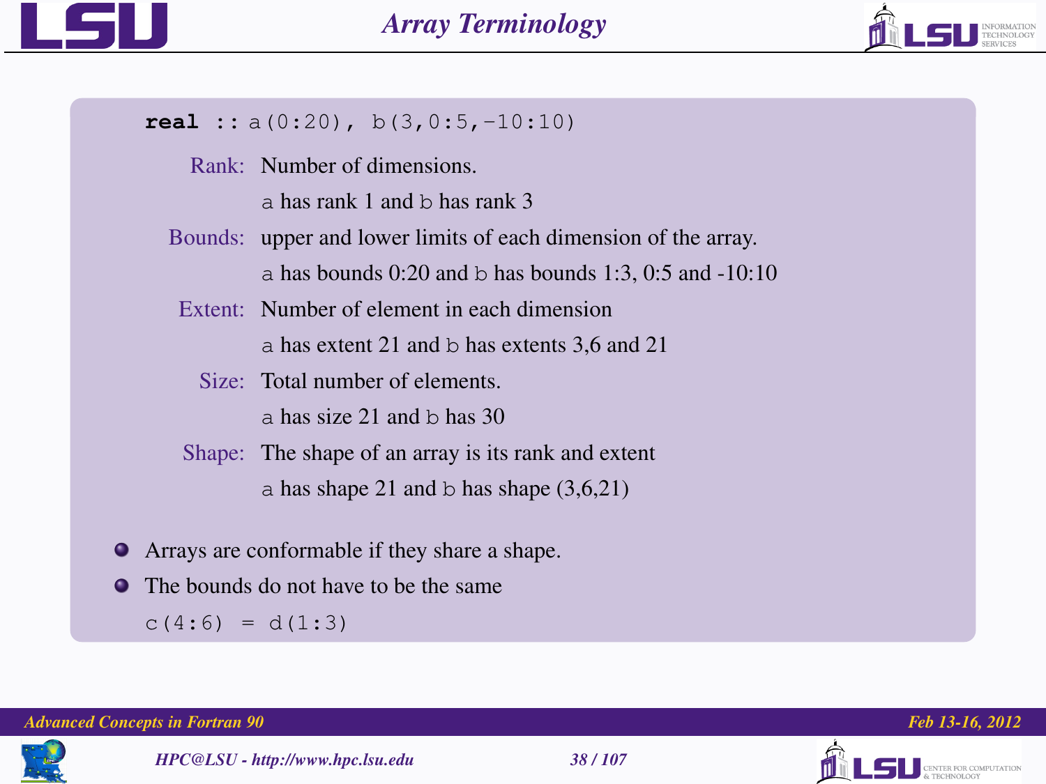## Array Terminology

```fortran
real :: a(0:20), b(3,0:5,-10:10)
```

**Rank:** Number of dimensions.
`a` has rank 1 and `b` has rank 3

**Bounds:** upper and lower limits of each dimension of the array.
`a` has bounds 0:20 and `b` has bounds 1:3, 0:5 and -10:10

**Extent:** Number of element in each dimension
`a` has extent 21 and `b` has extents 3,6 and 21

**Size:** Total number of elements.
`a` has size 21 and `b` has 30

**Shape:** The shape of an array is its rank and extent
`a` has shape 21 and `b` has shape (3,6,21)

- Arrays are conformable if they share a shape.
- The bounds do not have to be the same

```fortran
c(4:6) = d(1:3)
```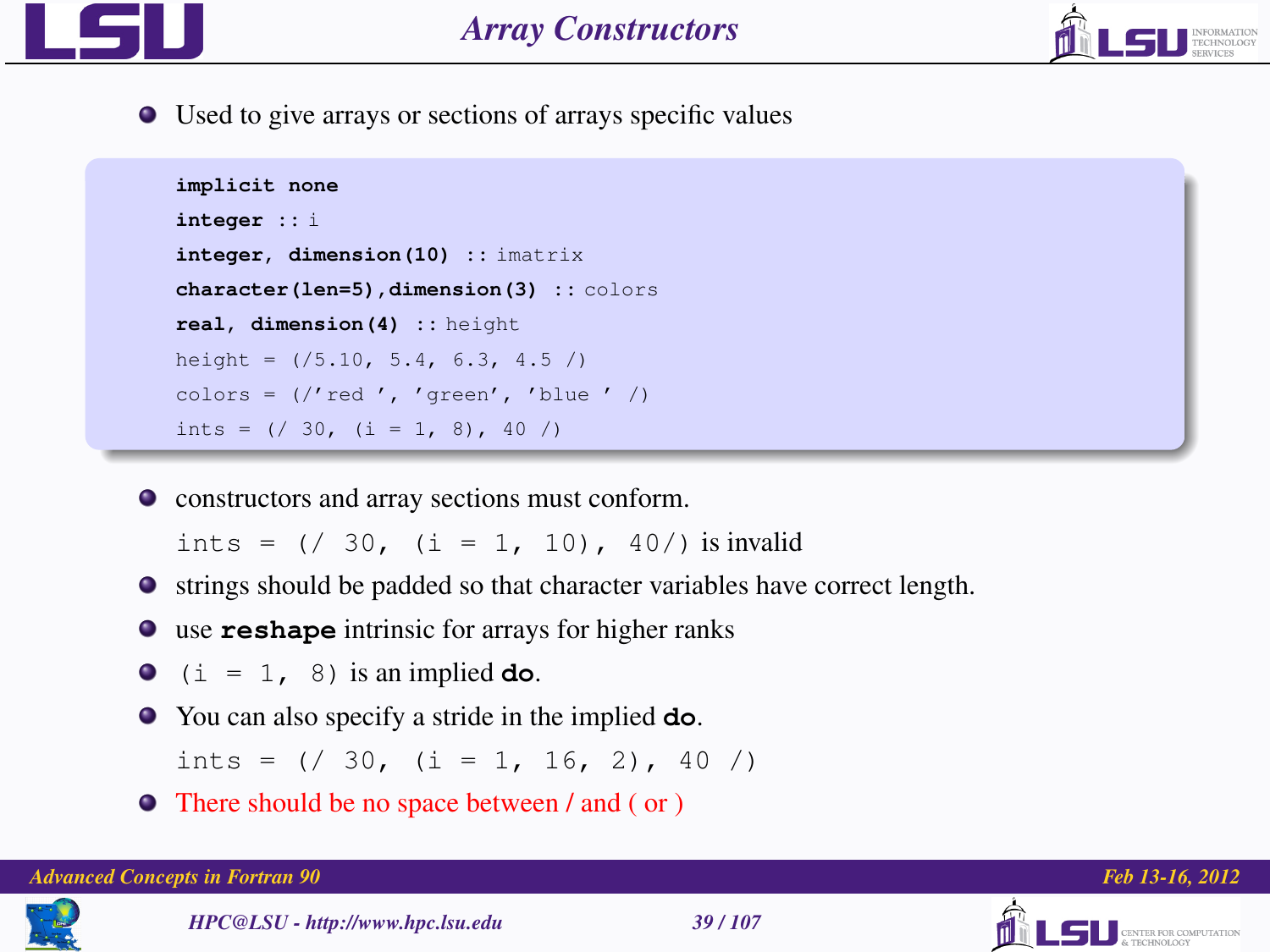# Array Constructors

- Used to give arrays or sections of arrays specific values

```
implicit none
integer :: i
integer, dimension(10) :: imatrix
character(len=5),dimension(3) :: colors
real, dimension(4) :: height
height = (/5.10, 5.4, 6.3, 4.5 /)
colors = (/'red ', 'green', 'blue ' /)
ints = (/ 30, (i = 1, 8), 40 /)
```

- constructors and array sections must conform.

  `ints = (/ 30, (i = 1, 10), 40/)` is invalid
- strings should be padded so that character variables have correct length.
- use **reshape** intrinsic for arrays for higher ranks
- `(i = 1, 8)` is an implied **do**.
- You can also specify a stride in the implied **do**.

  `ints = (/ 30, (i = 1, 16, 2), 40 /)`
- There should be no space between / and ( or )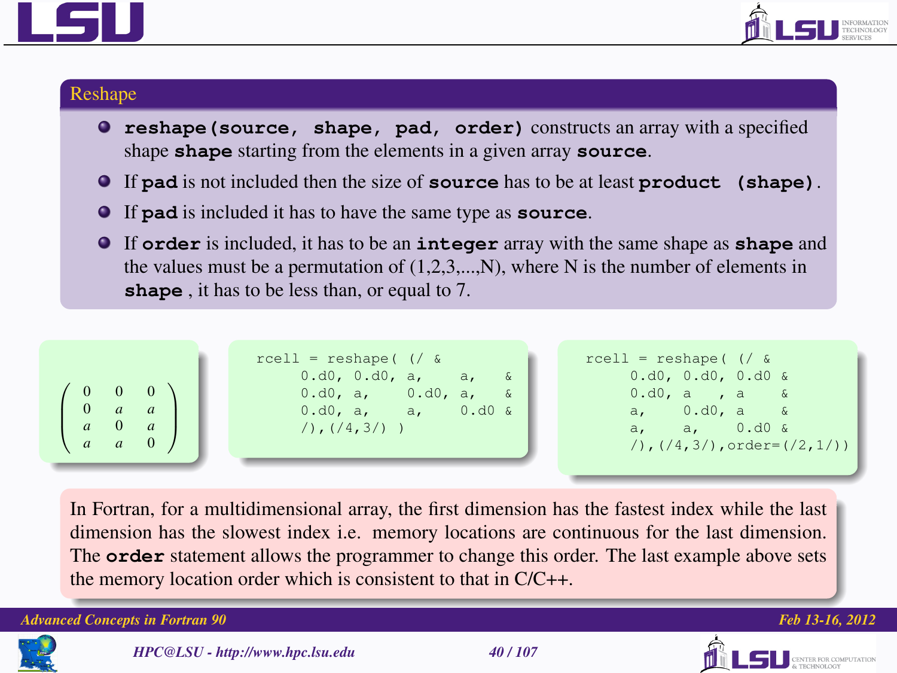## Reshape

- **reshape(source, shape, pad, order)** constructs an array with a specified shape **shape** starting from the elements in a given array **source**.
- If **pad** is not included then the size of **source** has to be at least **product (shape)**.
- If **pad** is included it has to have the same type as **source**.
- If **order** is included, it has to be an **integer** array with the same shape as **shape** and the values must be a permutation of (1,2,3,...,N), where N is the number of elements in **shape** , it has to be less than, or equal to 7.

$$\begin{pmatrix} 0 & 0 & 0 \\ 0 & a & a \\ a & 0 & a \\ a & a & 0 \end{pmatrix}$$

```
rcell = reshape( (/ &
    0.d0, 0.d0, a,    a,    &
    0.d0, a,    0.d0, a,    &
    0.d0, a,    a,    0.d0  &
    /),(/4,3/) )
```

```
rcell = reshape( (/ &
    0.d0, 0.d0, 0.d0 &
    0.d0, a   , a    &
    a,    0.d0, a    &
    a,    a,    0.d0 &
    /),(/4,3/),order=(/2,1/))
```

In Fortran, for a multidimensional array, the first dimension has the fastest index while the last dimension has the slowest index i.e. memory locations are continuous for the last dimension. The **order** statement allows the programmer to change this order. The last example above sets the memory location order which is consistent to that in C/C++.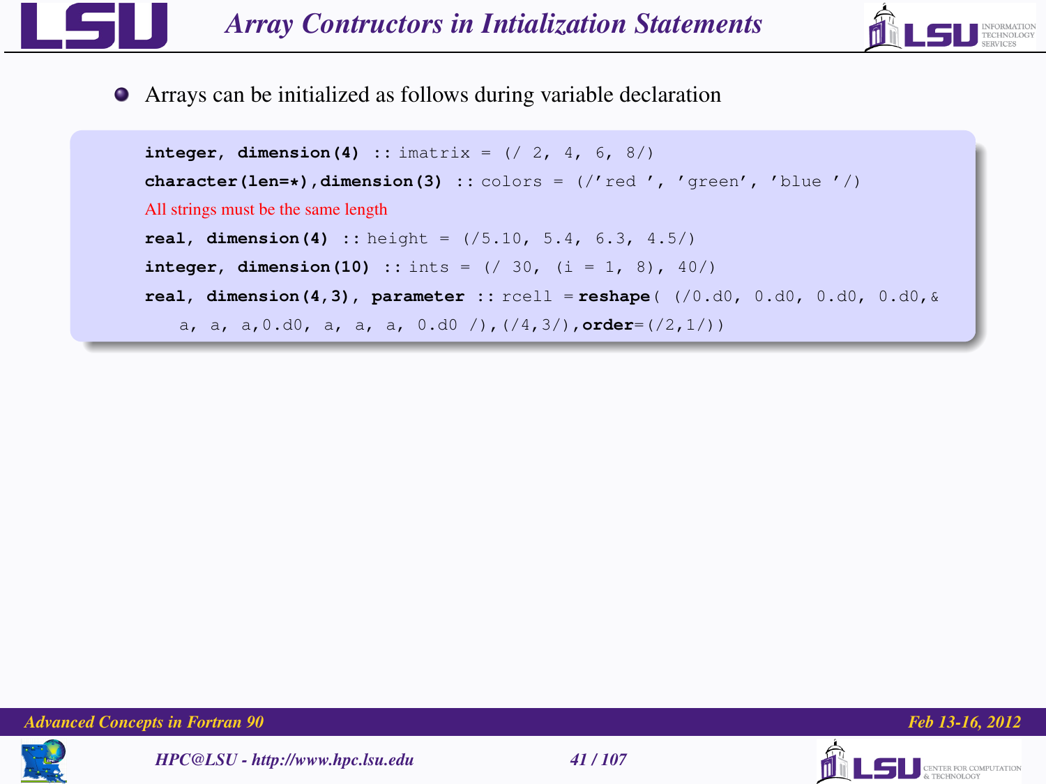# Array Contructors in Intialization Statements

- Arrays can be initialized as follows during variable declaration

```
integer, dimension(4) :: imatrix = (/ 2, 4, 6, 8/)
character(len=*),dimension(3) :: colors = (/'red ', 'green', 'blue '/)
All strings must be the same length
real, dimension(4) :: height = (/5.10, 5.4, 6.3, 4.5/)
integer, dimension(10) :: ints = (/ 30, (i = 1, 8), 40/)
real, dimension(4,3), parameter :: rcell = reshape( (/0.d0, 0.d0, 0.d0, 0.d0,&
   a, a, a,0.d0, a, a, a, 0.d0 /),(/4,3/),order=(/2,1/))
```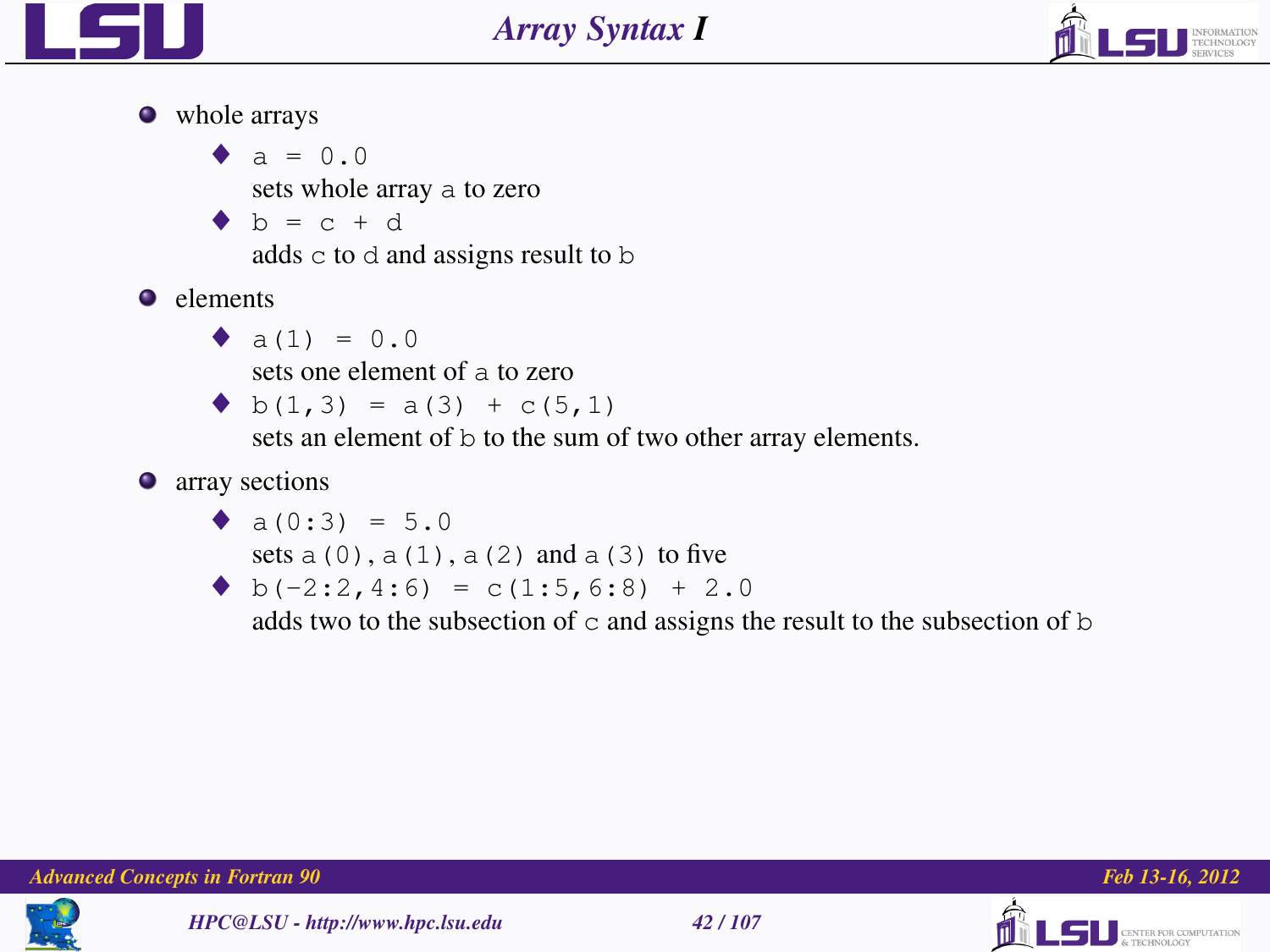# *Array Syntax I*

- whole arrays
  - `a = 0.0`
    sets whole array `a` to zero
  - `b = c + d`
    adds `c` to `d` and assigns result to `b`
- elements
  - `a(1) = 0.0`
    sets one element of `a` to zero
  - `b(1,3) = a(3) + c(5,1)`
    sets an element of `b` to the sum of two other array elements.
- array sections
  - `a(0:3) = 5.0`
    sets `a(0)`, `a(1)`, `a(2)` and `a(3)` to five
  - `b(-2:2,4:6) = c(1:5,6:8) + 2.0`
    adds two to the subsection of `c` and assigns the result to the subsection of `b`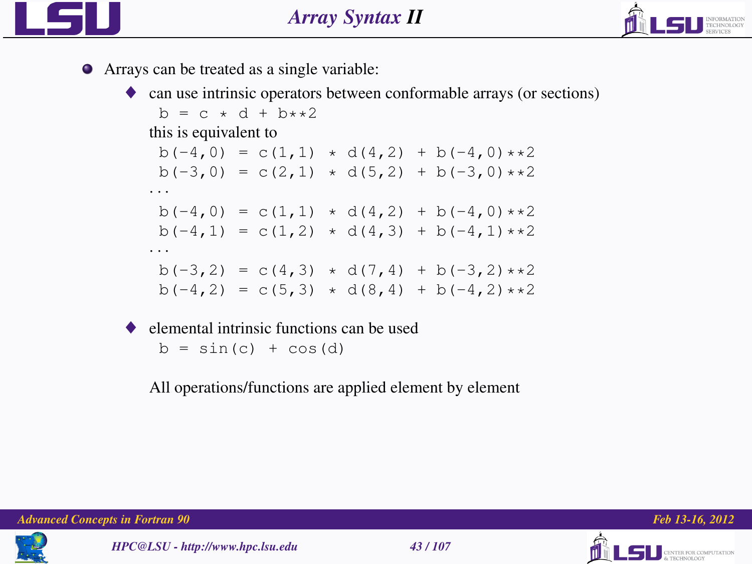## Array Syntax II

- Arrays can be treated as a single variable:
  - can use intrinsic operators between conformable arrays (or sections)

    ```
    b = c * d + b**2
    ```

    this is equivalent to

    ```
    b(-4,0) = c(1,1) * d(4,2) + b(-4,0)**2
    b(-3,0) = c(2,1) * d(5,2) + b(-3,0)**2
    ...
    b(-4,0) = c(1,1) * d(4,2) + b(-4,0)**2
    b(-4,1) = c(1,2) * d(4,3) + b(-4,1)**2
    ...
    b(-3,2) = c(4,3) * d(7,4) + b(-3,2)**2
    b(-4,2) = c(5,3) * d(8,4) + b(-4,2)**2
    ```

  - elemental intrinsic functions can be used

    ```
    b = sin(c) + cos(d)
    ```

    All operations/functions are applied element by element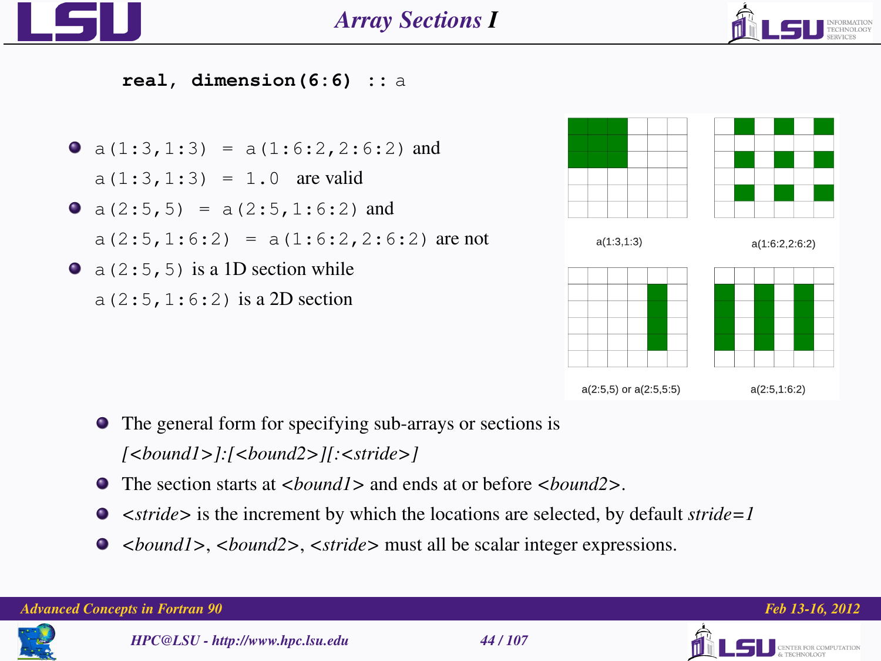# Array Sections I

```
real, dimension(6:6) :: a
```

- `a(1:3,1:3) = a(1:6:2,2:6:2)` and `a(1:3,1:3) = 1.0` are valid
- `a(2:5,5) = a(2:5,1:6:2)` and `a(2:5,1:6:2) = a(1:6:2,2:6:2)` are not
- `a(2:5,5)` is a 1D section while `a(2:5,1:6:2)` is a 2D section

a(1:3,1:3)

a(1:6:2,2:6:2)

a(2:5,5) or a(2:5,5:5)

a(2:5,1:6:2)

- The general form for specifying sub-arrays or sections is *[<bound1>]:[<bound2>][:<stride>]*
- The section starts at *<bound1>* and ends at or before *<bound2>*.
- *<stride>* is the increment by which the locations are selected, by default *stride=1*
- *<bound1>*, *<bound2>*, *<stride>* must all be scalar integer expressions.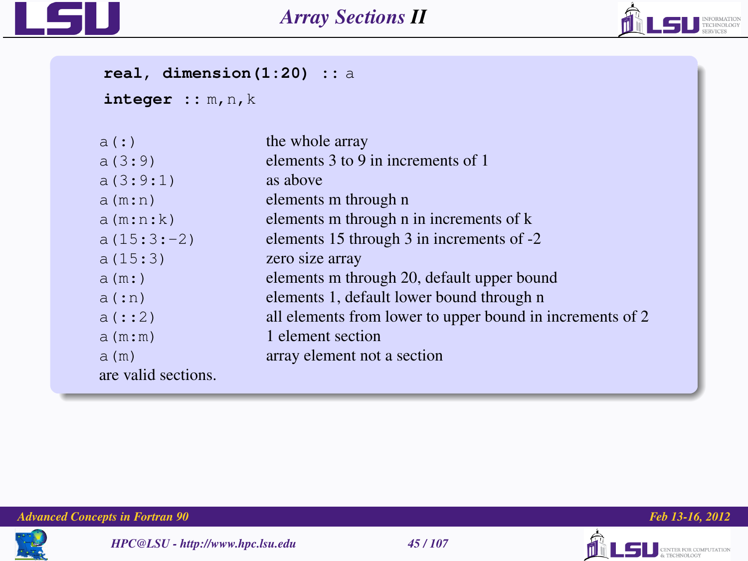# Array Sections II

```fortran
real, dimension(1:20) :: a
integer :: m,n,k
```

| | |
|---|---|
| `a(:)` | the whole array |
| `a(3:9)` | elements 3 to 9 in increments of 1 |
| `a(3:9:1)` | as above |
| `a(m:n)` | elements m through n |
| `a(m:n:k)` | elements m through n in increments of k |
| `a(15:3:-2)` | elements 15 through 3 in increments of -2 |
| `a(15:3)` | zero size array |
| `a(m:)` | elements m through 20, default upper bound |
| `a(:n)` | elements 1, default lower bound through n |
| `a(::2)` | all elements from lower to upper bound in increments of 2 |
| `a(m:m)` | 1 element section |
| `a(m)` | array element not a section |

are valid sections.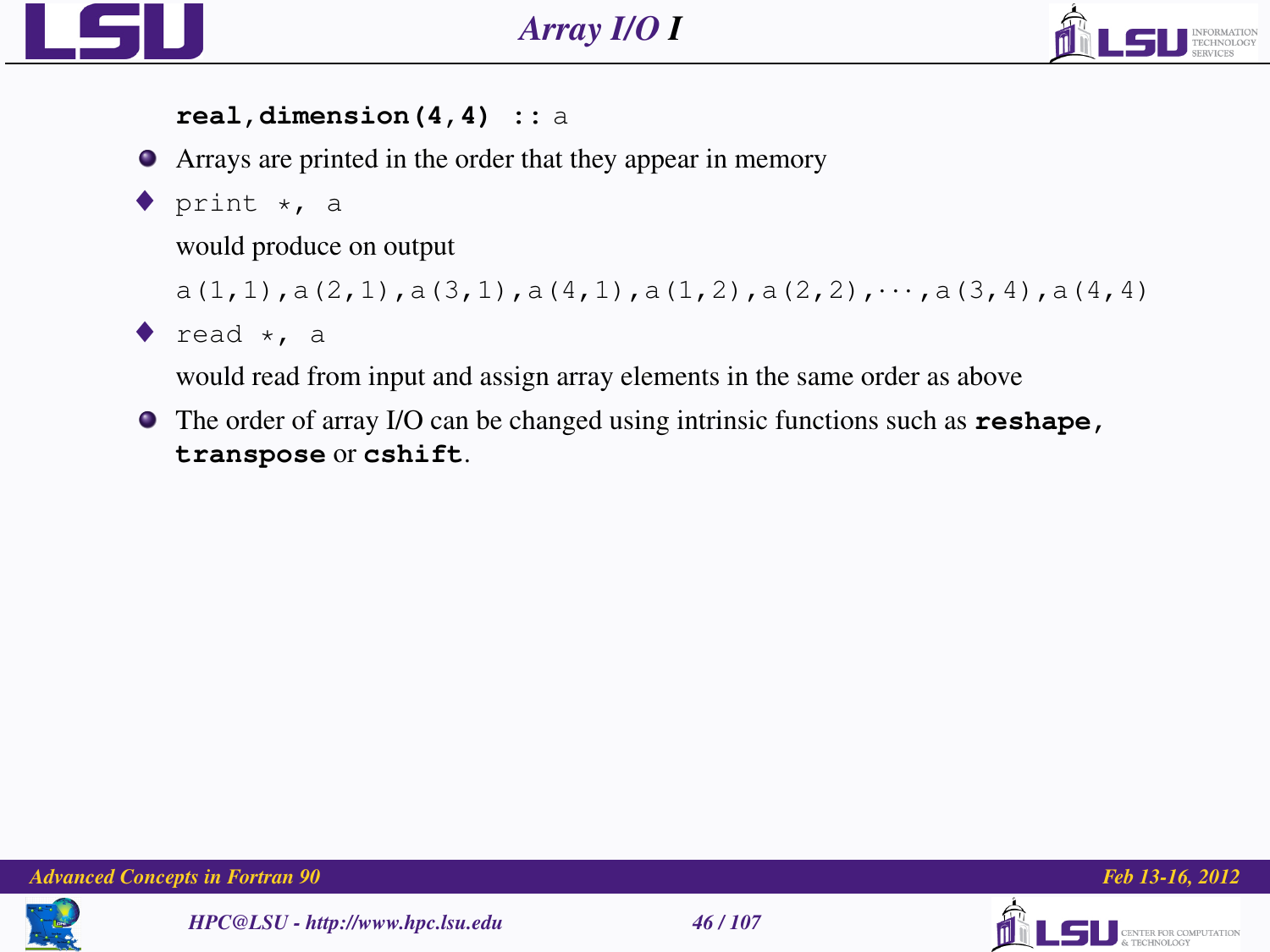# Array I/O I

```
real,dimension(4,4) :: a
```

- Arrays are printed in the order that they appear in memory
  - `print *, a`

    would produce on output

    `a(1,1),a(2,1),a(3,1),a(4,1),a(1,2),a(2,2),···,a(3,4),a(4,4)`
  - `read *, a`

    would read from input and assign array elements in the same order as above
- The order of array I/O can be changed using intrinsic functions such as **`reshape`**, **`transpose`** or **`cshift`**.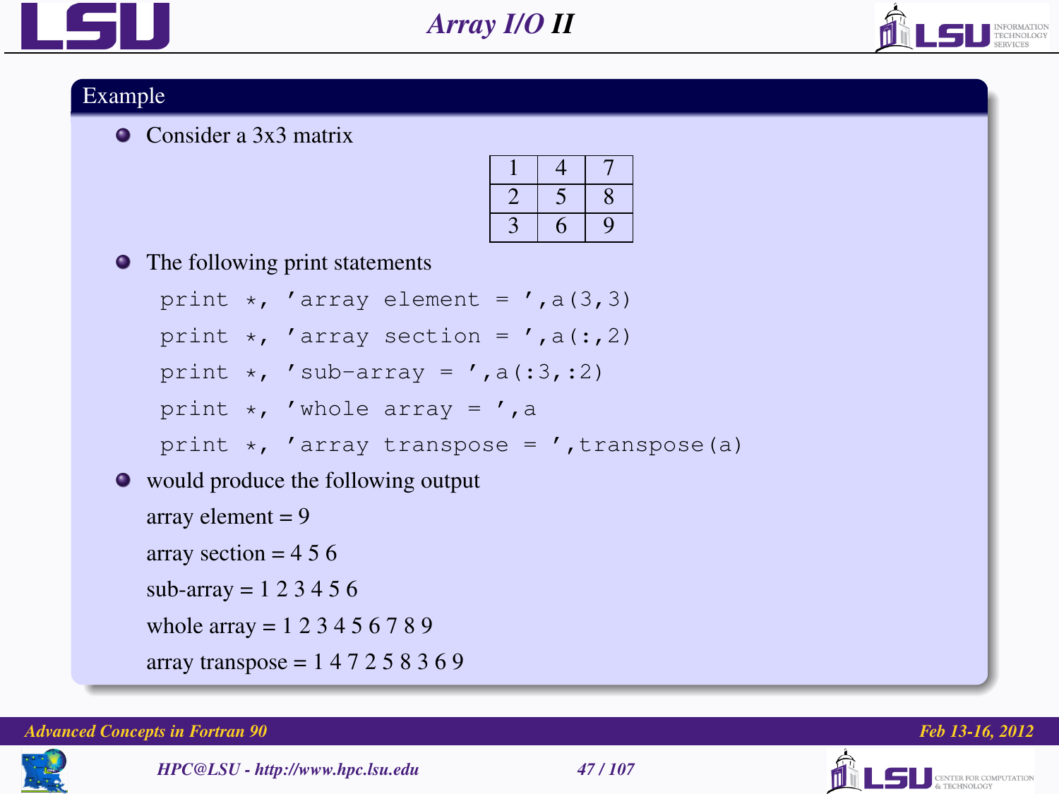# Array I/O II

## Example

- Consider a 3x3 matrix

| 1 | 4 | 7 |
|---|---|---|
| 2 | 5 | 8 |
| 3 | 6 | 9 |

- The following print statements

```
print *, 'array element = ',a(3,3)
print *, 'array section = ',a(:,2)
print *, 'sub-array = ',a(:3,:2)
print *, 'whole array = ',a
print *, 'array transpose = ',transpose(a)
```

- would produce the following output

  array element = 9

  array section = 4 5 6

  sub-array = 1 2 3 4 5 6

  whole array = 1 2 3 4 5 6 7 8 9

  array transpose = 1 4 7 2 5 8 3 6 9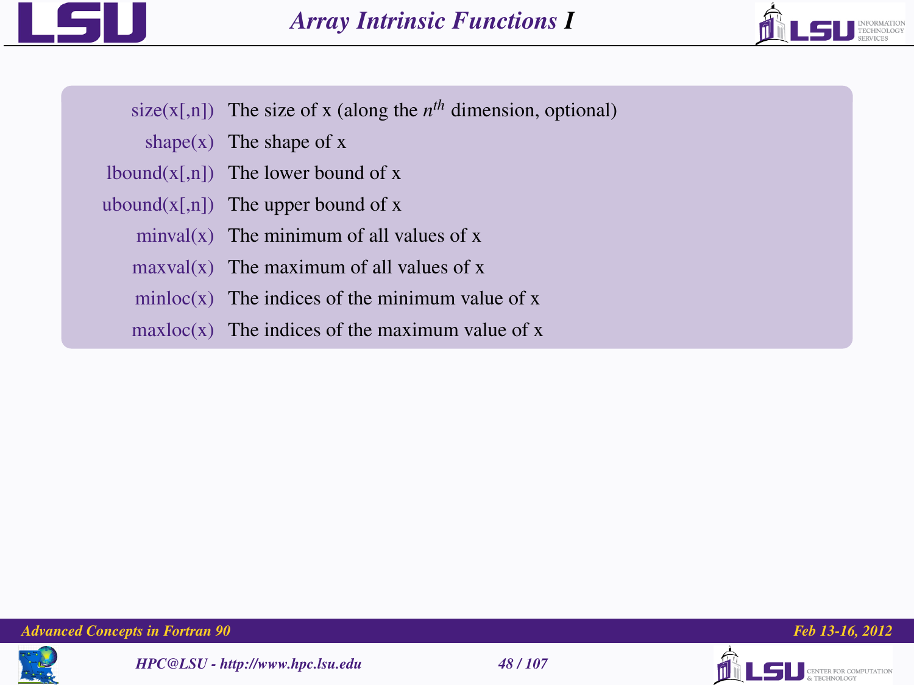# Array Intrinsic Functions I

| | |
|---|---|
| size(x[,n]) | The size of x (along the $n^{th}$ dimension, optional) |
| shape(x) | The shape of x |
| lbound(x[,n]) | The lower bound of x |
| ubound(x[,n]) | The upper bound of x |
| minval(x) | The minimum of all values of x |
| maxval(x) | The maximum of all values of x |
| minloc(x) | The indices of the minimum value of x |
| maxloc(x) | The indices of the maximum value of x |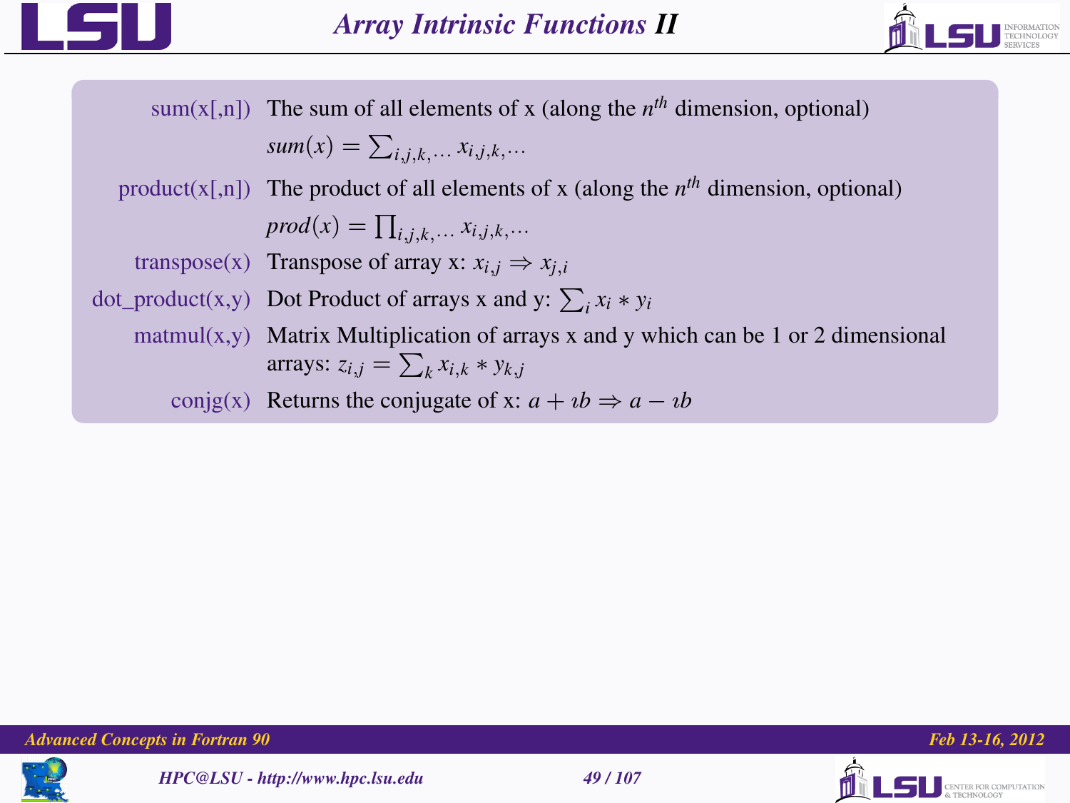# Array Intrinsic Functions II

| | |
|---|---|
| sum(x[,n]) | The sum of all elements of x (along the $n^{th}$ dimension, optional) $sum(x) = \sum_{i,j,k,\cdots} x_{i,j,k,\cdots}$ |
| product(x[,n]) | The product of all elements of x (along the $n^{th}$ dimension, optional) $prod(x) = \prod_{i,j,k,\cdots} x_{i,j,k,\cdots}$ |
| transpose(x) | Transpose of array x: $x_{i,j} \Rightarrow x_{j,i}$ |
| dot_product(x,y) | Dot Product of arrays x and y: $\sum_i x_i * y_i$ |
| matmul(x,y) | Matrix Multiplication of arrays x and y which can be 1 or 2 dimensional arrays: $z_{i,j} = \sum_k x_{i,k} * y_{k,j}$ |
| conjg(x) | Returns the conjugate of x: $a + \imath b \Rightarrow a - \imath b$ |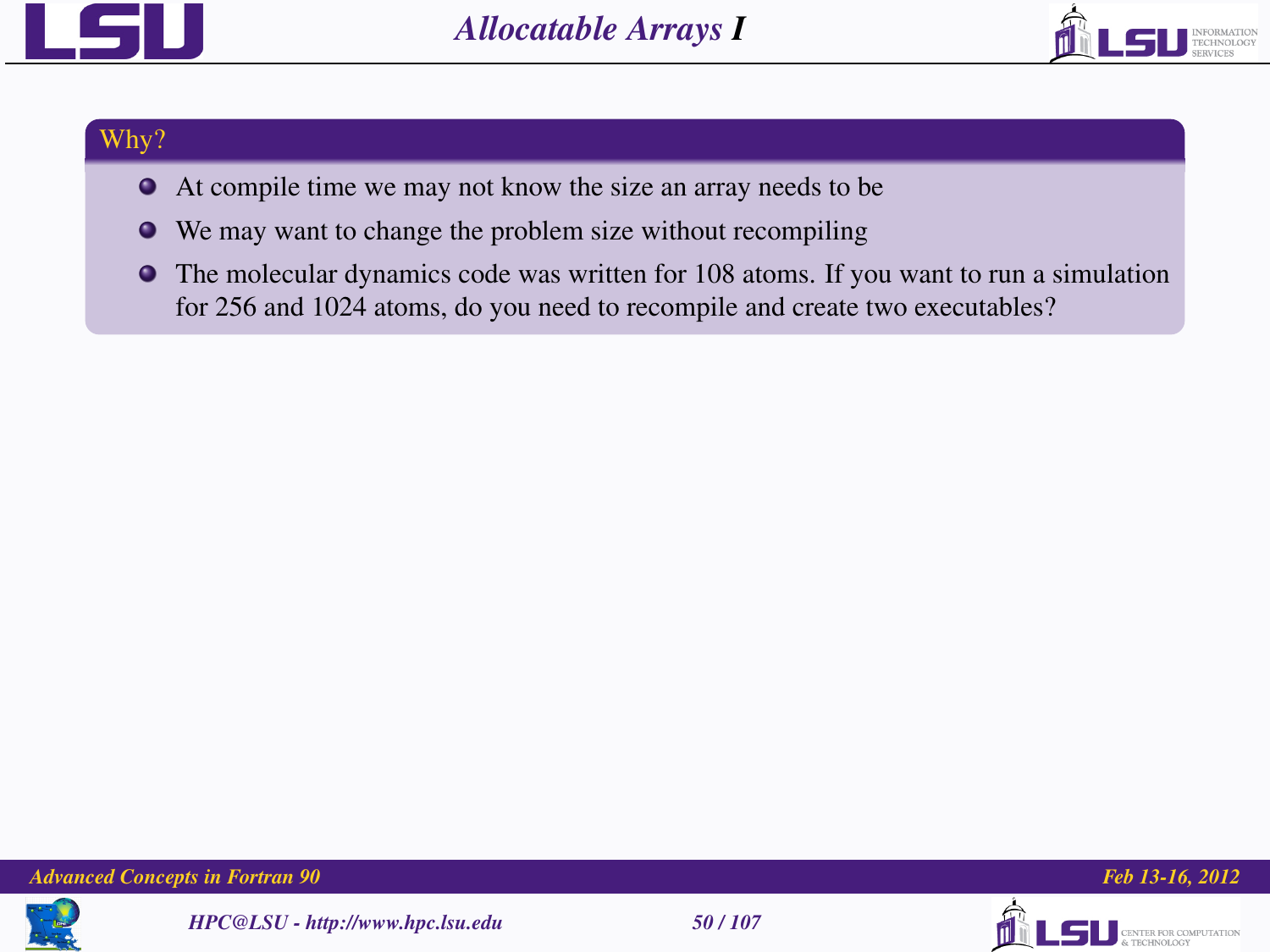# Allocatable Arrays I

## Why?

- At compile time we may not know the size an array needs to be
- We may want to change the problem size without recompiling
- The molecular dynamics code was written for 108 atoms. If you want to run a simulation for 256 and 1024 atoms, do you need to recompile and create two executables?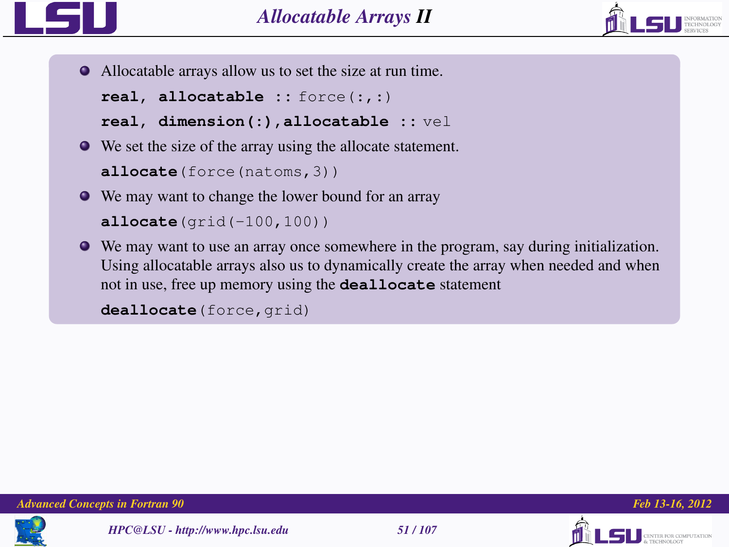# Allocatable Arrays II

- Allocatable arrays allow us to set the size at run time.

```
real, allocatable :: force(:,:)
real, dimension(:),allocatable :: vel
```

- We set the size of the array using the allocate statement.

```
allocate(force(natoms,3))
```

- We may want to change the lower bound for an array

```
allocate(grid(-100,100))
```

- We may want to use an array once somewhere in the program, say during initialization. Using allocatable arrays also us to dynamically create the array when needed and when not in use, free up memory using the **deallocate** statement

```
deallocate(force,grid)
```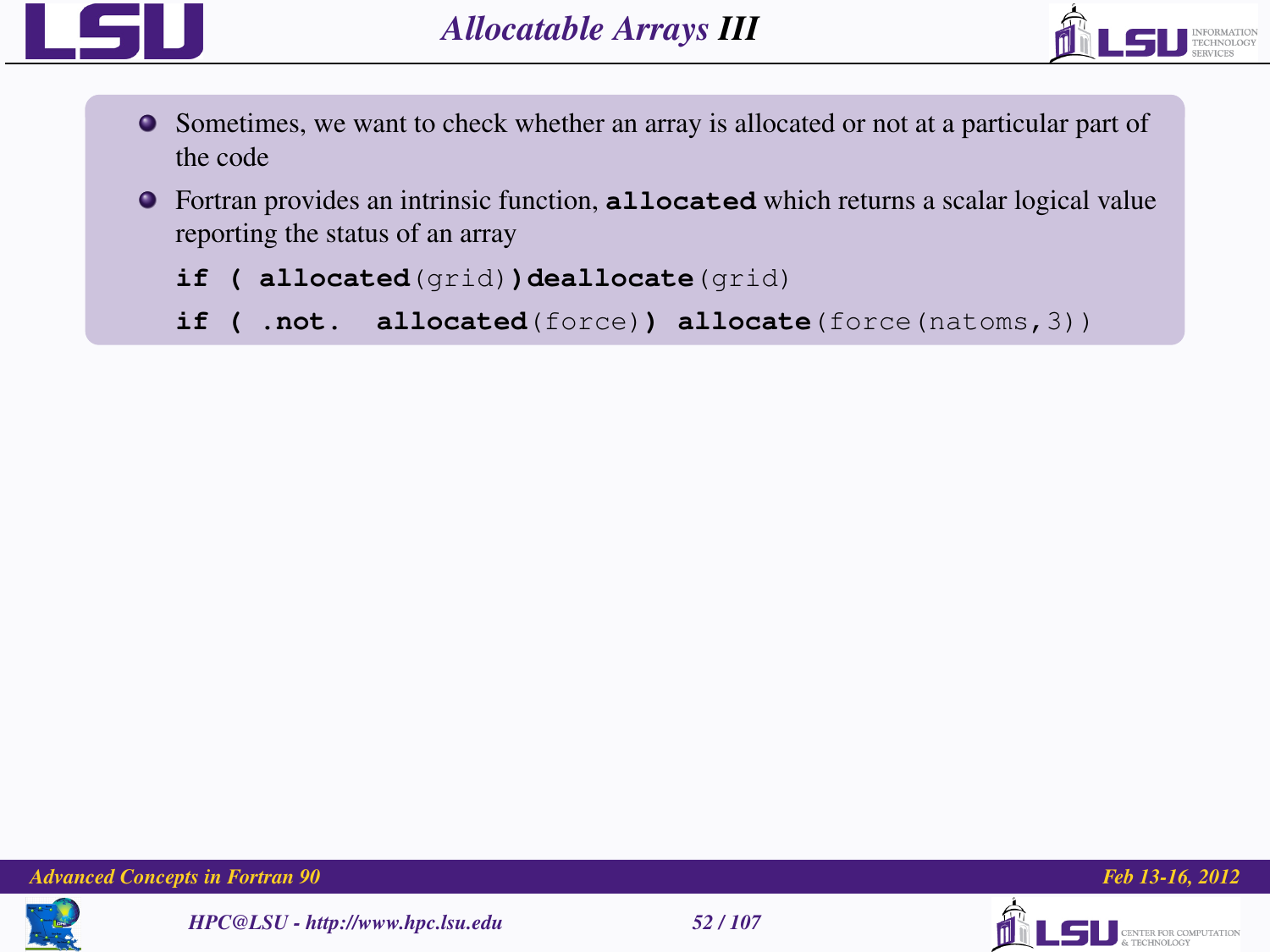# Allocatable Arrays III

- Sometimes, we want to check whether an array is allocated or not at a particular part of the code
- Fortran provides an intrinsic function, **allocated** which returns a scalar logical value reporting the status of an array

```
if ( allocated(grid))deallocate(grid)
if ( .not.  allocated(force)) allocate(force(natoms,3))
```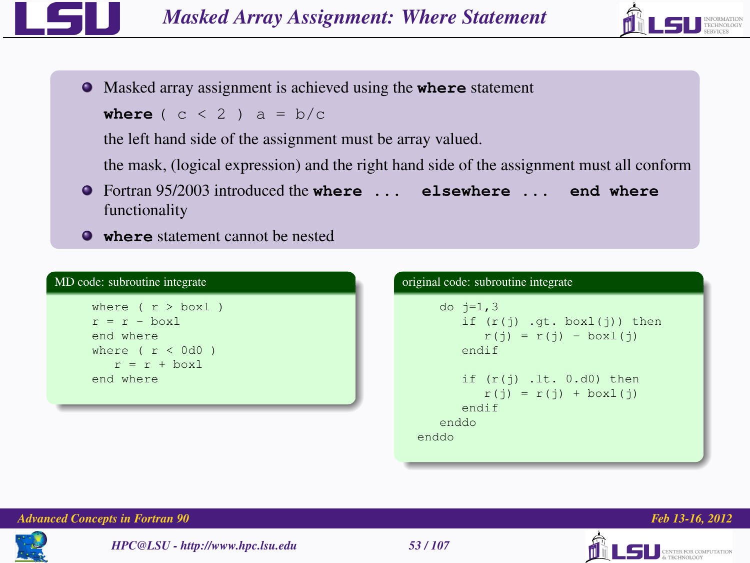# Masked Array Assignment: Where Statement

- Masked array assignment is achieved using the **where** statement

  ```
  where ( c < 2 ) a = b/c
  ```

  the left hand side of the assignment must be array valued.

  the mask, (logical expression) and the right hand side of the assignment must all conform
- Fortran 95/2003 introduced the **where ... elsewhere ... end where** functionality
- **where** statement cannot be nested

**MD code: subroutine integrate**

```
where ( r > boxl )
r = r - boxl
end where
where ( r < 0d0 )
   r = r + boxl
end where
```

**original code: subroutine integrate**

```
    do j=1,3
       if (r(j) .gt. boxl(j)) then
          r(j) = r(j) - boxl(j)
       endif

       if (r(j) .lt. 0.d0) then
          r(j) = r(j) + boxl(j)
       endif
    enddo
 enddo
```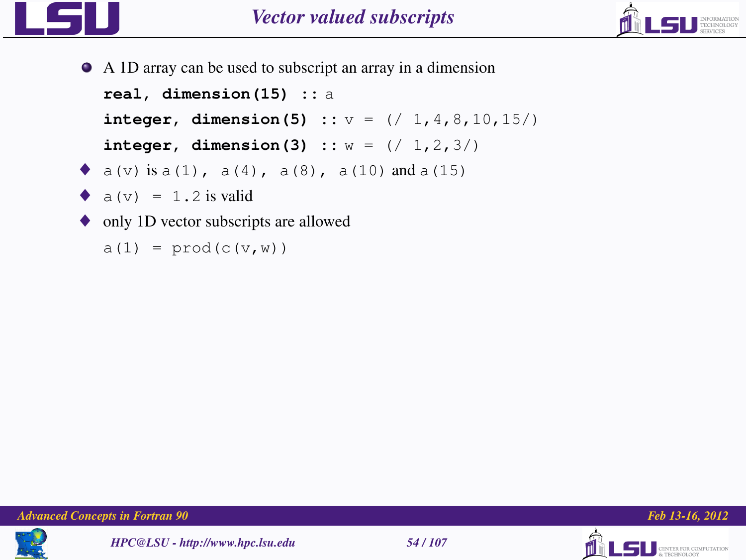# Vector valued subscripts

- A 1D array can be used to subscript an array in a dimension

```
real, dimension(15) :: a
integer, dimension(5) :: v = (/ 1,4,8,10,15/)
integer, dimension(3) :: w = (/ 1,2,3/)
```

- `a(v)` is `a(1), a(4), a(8), a(10)` and `a(15)`
- `a(v) = 1.2` is valid
- only 1D vector subscripts are allowed

```
a(1) = prod(c(v,w))
```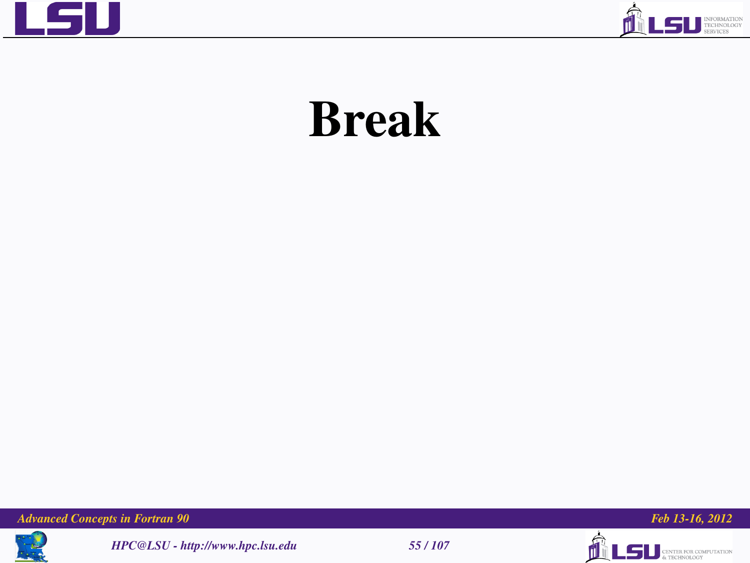# Break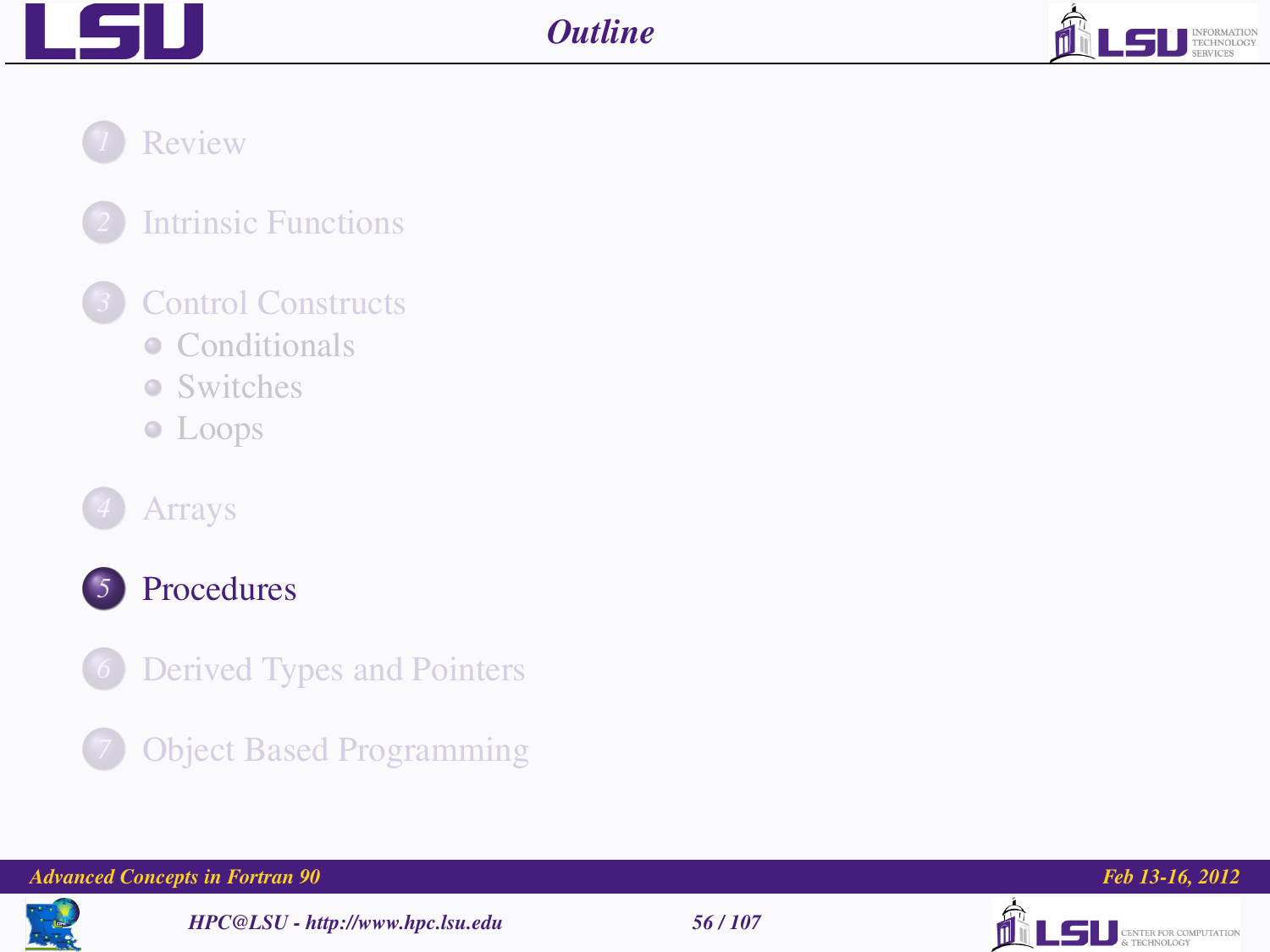# Outline

1. Review
2. Intrinsic Functions
3. Control Constructs
   - Conditionals
   - Switches
   - Loops
4. Arrays
5. **Procedures**
6. Derived Types and Pointers
7. Object Based Programming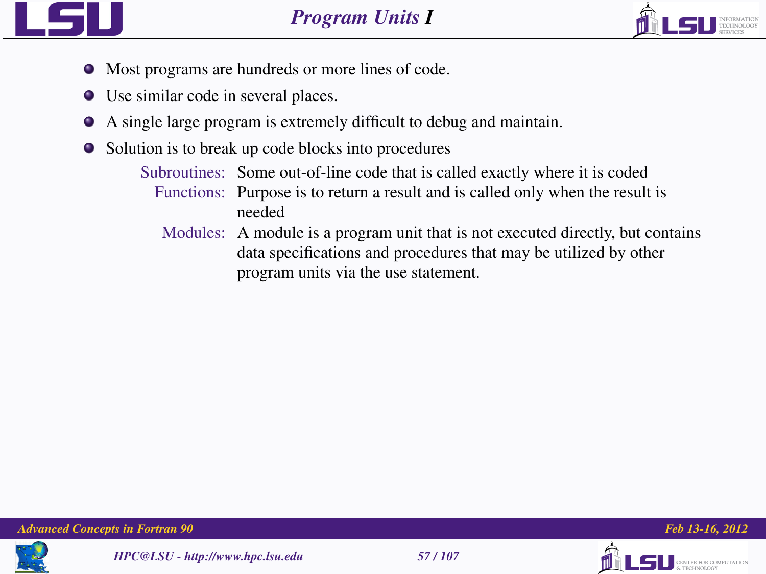# Program Units I

- Most programs are hundreds or more lines of code.
- Use similar code in several places.
- A single large program is extremely difficult to debug and maintain.
- Solution is to break up code blocks into procedures
  - **Subroutines:** Some out-of-line code that is called exactly where it is coded
  - **Functions:** Purpose is to return a result and is called only when the result is needed
  - **Modules:** A module is a program unit that is not executed directly, but contains data specifications and procedures that may be utilized by other program units via the use statement.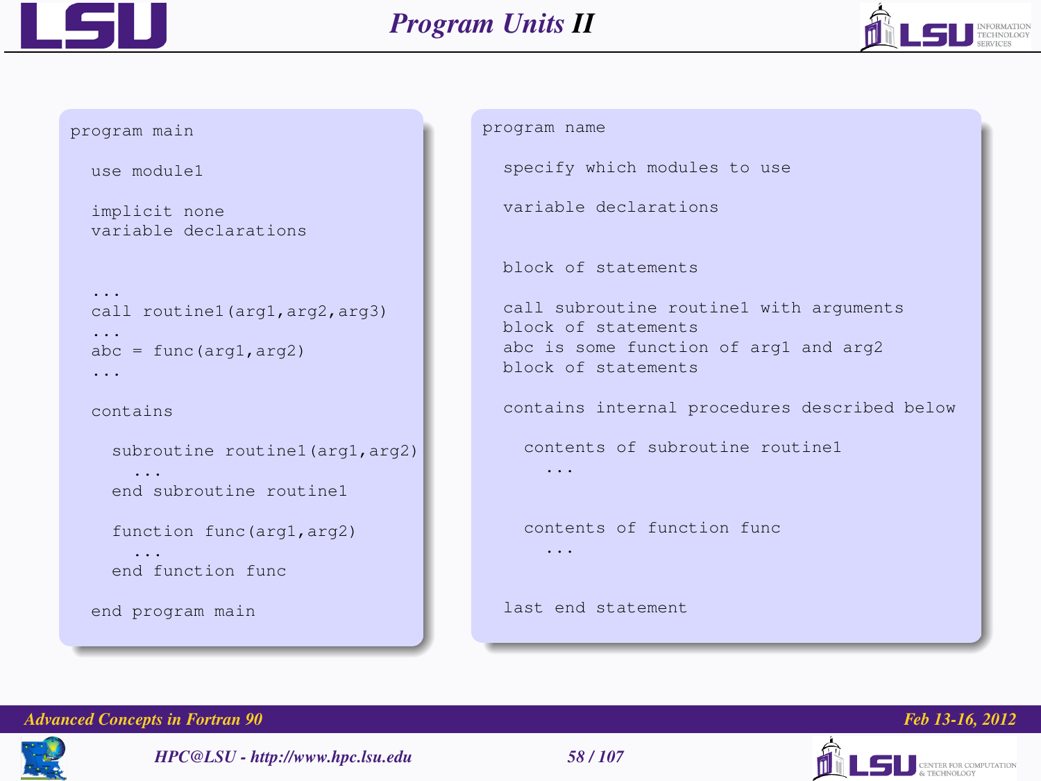# Program Units II

```fortran
program main

  use module1

  implicit none
  variable declarations


  ...
  call routine1(arg1,arg2,arg3)
  ...
  abc = func(arg1,arg2)
  ...

  contains

    subroutine routine1(arg1,arg2)
      ...
    end subroutine routine1

    function func(arg1,arg2)
      ...
    end function func

  end program main
```

```
program name

  specify which modules to use

  variable declarations


  block of statements

  call subroutine routine1 with arguments
  block of statements
  abc is some function of arg1 and arg2
  block of statements

  contains internal procedures described below

    contents of subroutine routine1
      ...


    contents of function func
      ...


  last end statement
```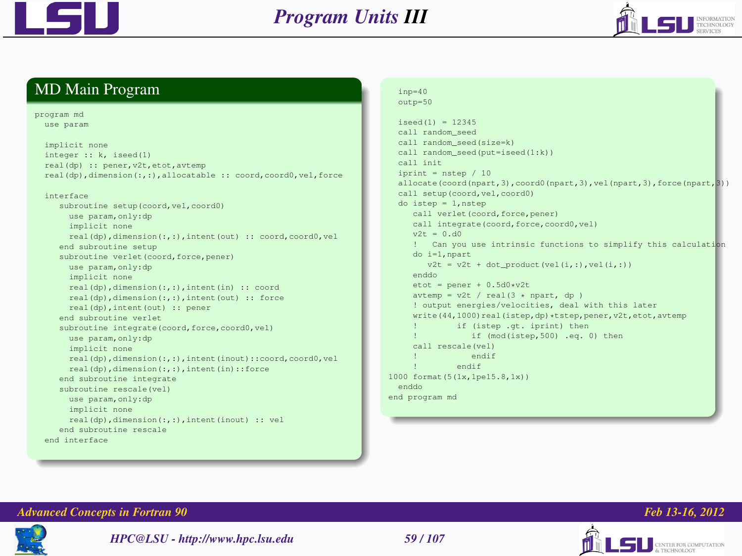# Program Units III

## MD Main Program

```fortran
program md
  use param

  implicit none
  integer :: k, iseed(1)
  real(dp) :: pener,v2t,etot,avtemp
  real(dp),dimension(:,:),allocatable :: coord,coord0,vel,force

  interface
     subroutine setup(coord,vel,coord0)
       use param,only:dp
       implicit none
       real(dp),dimension(:,:),intent(out) :: coord,coord0,vel
     end subroutine setup
     subroutine verlet(coord,force,pener)
       use param,only:dp
       implicit none
       real(dp),dimension(:,:),intent(in) :: coord
       real(dp),dimension(:,:),intent(out) :: force
       real(dp),intent(out) :: pener
     end subroutine verlet
     subroutine integrate(coord,force,coord0,vel)
       use param,only:dp
       implicit none
       real(dp),dimension(:,:),intent(inout)::coord,coord0,vel
       real(dp),dimension(:,:),intent(in)::force
     end subroutine integrate
     subroutine rescale(vel)
       use param,only:dp
       implicit none
       real(dp),dimension(:,:),intent(inout) :: vel
     end subroutine rescale
  end interface
```

```fortran
  inp=40
  outp=50

  iseed(1) = 12345
  call random_seed
  call random_seed(size=k)
  call random_seed(put=iseed(1:k))
  call init
  iprint = nstep / 10
  allocate(coord(npart,3),coord0(npart,3),vel(npart,3),force(npart,3))
  call setup(coord,vel,coord0)
  do istep = 1,nstep
     call verlet(coord,force,pener)
     call integrate(coord,force,coord0,vel)
     v2t = 0.d0
     !   Can you use intrinsic functions to simplify this calculation
     do i=1,npart
        v2t = v2t + dot_product(vel(i,:),vel(i,:))
     enddo
     etot = pener + 0.5d0*v2t
     avtemp = v2t / real(3 * npart, dp )
     ! output energies/velocities, deal with this later
     write(44,1000)real(istep,dp)*tstep,pener,v2t,etot,avtemp
     !        if (istep .gt. iprint) then
     !           if (mod(istep,500) .eq. 0) then
     call rescale(vel)
     !           endif
     !        endif
1000 format(5(1x,1pe15.8,1x))
  enddo
end program md
```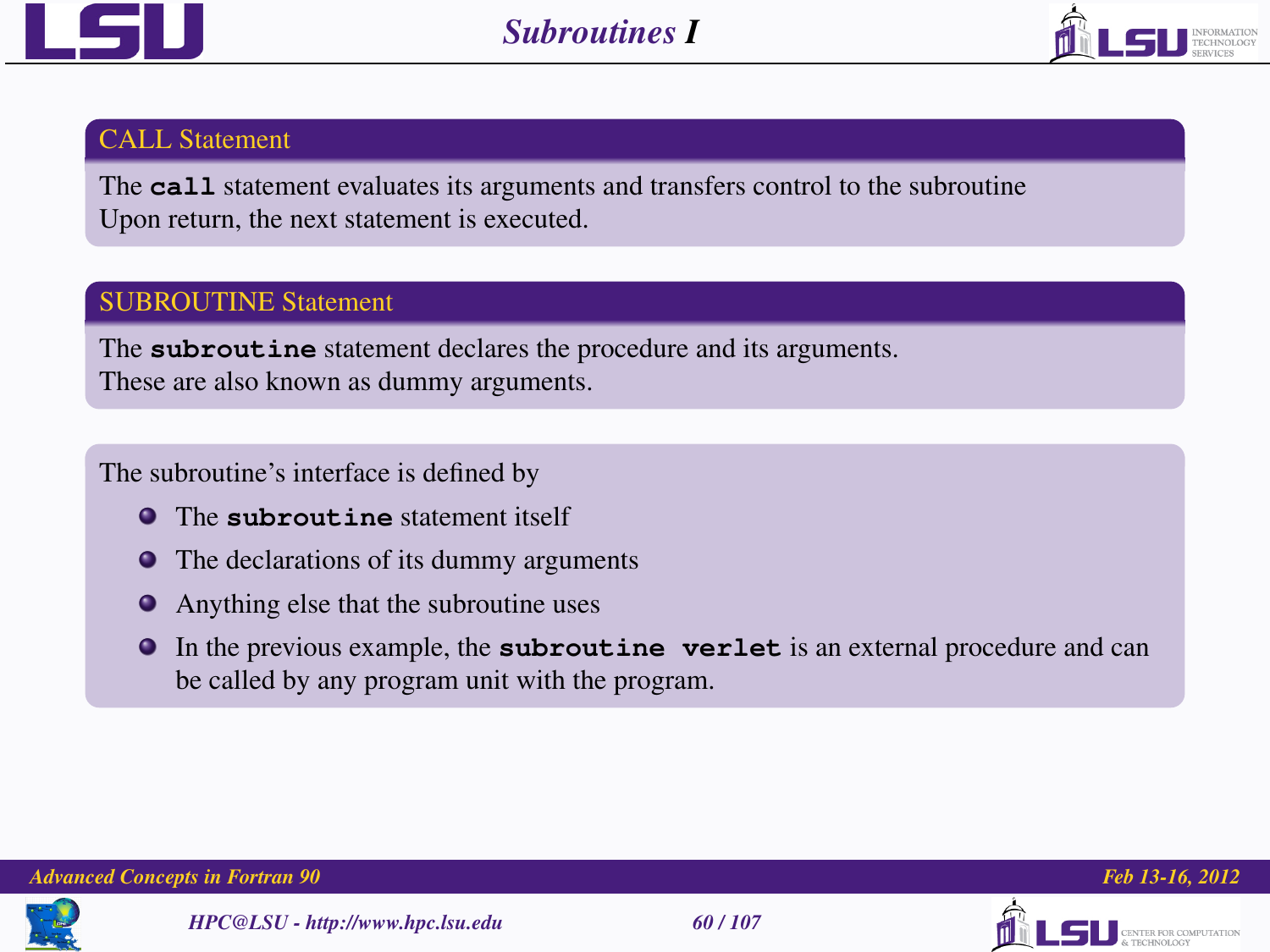# Subroutines I

### CALL Statement

The **`call`** statement evaluates its arguments and transfers control to the subroutine
Upon return, the next statement is executed.

### SUBROUTINE Statement

The **`subroutine`** statement declares the procedure and its arguments.
These are also known as dummy arguments.

The subroutine's interface is defined by

- The **`subroutine`** statement itself
- The declarations of its dummy arguments
- Anything else that the subroutine uses
- In the previous example, the **`subroutine verlet`** is an external procedure and can be called by any program unit with the program.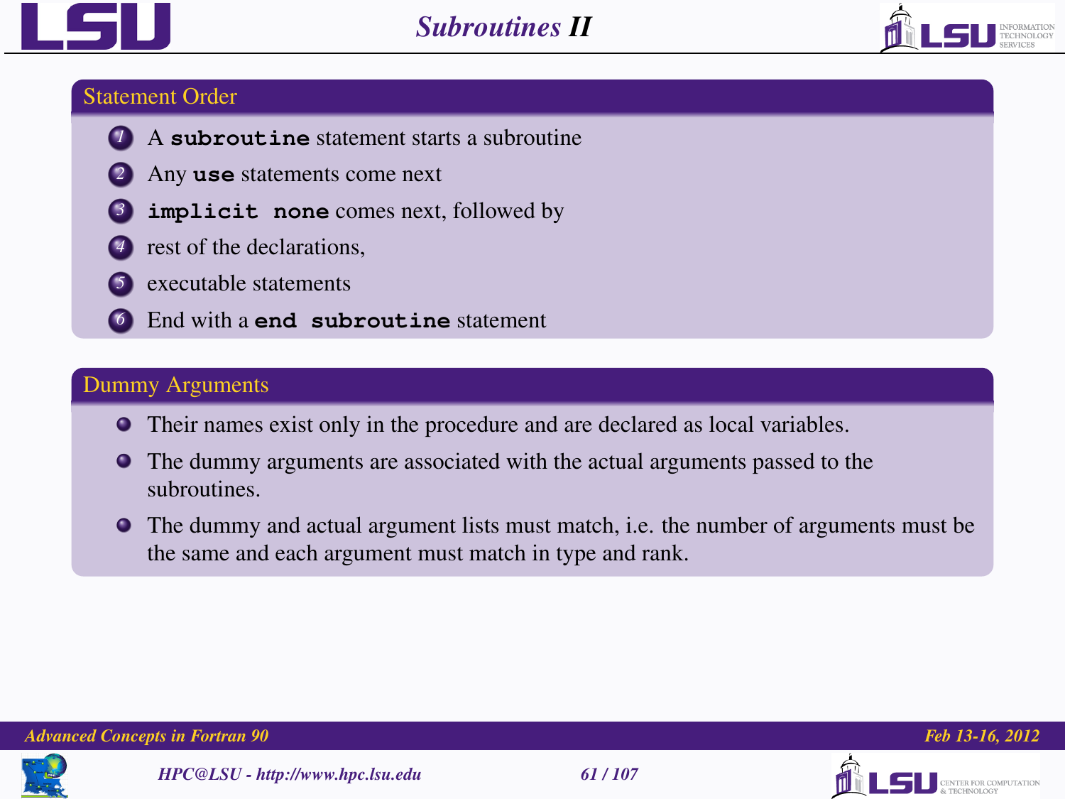# Subroutines II

## Statement Order

1. A **`subroutine`** statement starts a subroutine
2. Any **`use`** statements come next
3. **`implicit none`** comes next, followed by
4. rest of the declarations,
5. executable statements
6. End with a **`end subroutine`** statement

## Dummy Arguments

- Their names exist only in the procedure and are declared as local variables.
- The dummy arguments are associated with the actual arguments passed to the subroutines.
- The dummy and actual argument lists must match, i.e. the number of arguments must be the same and each argument must match in type and rank.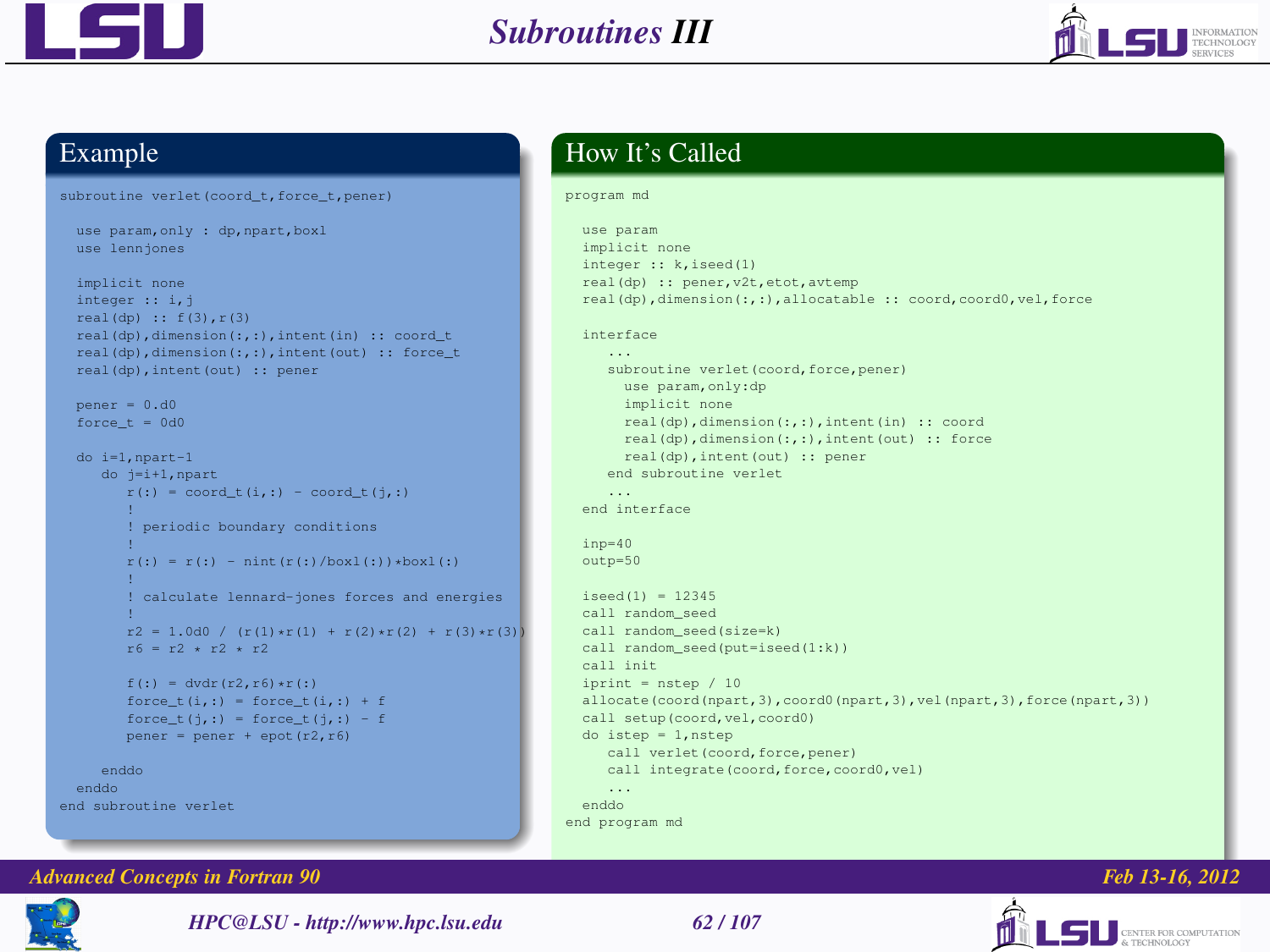# Subroutines III

## Example

```fortran
subroutine verlet(coord_t,force_t,pener)

  use param,only : dp,npart,boxl
  use lennjones

  implicit none
  integer :: i,j
  real(dp)  :: f(3),r(3)
  real(dp),dimension(:,:),intent(in)  :: coord_t
  real(dp),dimension(:,:),intent(out)  :: force_t
  real(dp),intent(out)  :: pener

  pener = 0.d0
  force_t = 0d0

  do i=1,npart-1
     do j=i+1,npart
        r(:) = coord_t(i,:) - coord_t(j,:)
        !
        ! periodic boundary conditions
        !
        r(:) = r(:) - nint(r(:)/boxl(:))*boxl(:)
        !
        ! calculate lennard-jones forces and energies
        !
        r2 = 1.0d0 / (r(1)*r(1) + r(2)*r(2) + r(3)*r(3))
        r6 = r2 * r2 * r2

        f(:) = dvdr(r2,r6)*r(:)
        force_t(i,:) = force_t(i,:) + f
        force_t(j,:) = force_t(j,:) - f
        pener = pener + epot(r2,r6)

     enddo
  enddo
end subroutine verlet
```

## How It's Called

```fortran
program md

  use param
  implicit none
  integer :: k,iseed(1)
  real(dp) :: pener,v2t,etot,avtemp
  real(dp),dimension(:,:),allocatable :: coord,coord0,vel,force

  interface
     ...
     subroutine verlet(coord,force,pener)
       use param,only:dp
       implicit none
       real(dp),dimension(:,:),intent(in) :: coord
       real(dp),dimension(:,:),intent(out) :: force
       real(dp),intent(out) :: pener
     end subroutine verlet
     ...
  end interface

  inp=40
  outp=50

  iseed(1) = 12345
  call random_seed
  call random_seed(size=k)
  call random_seed(put=iseed(1:k))
  call init
  iprint = nstep / 10
  allocate(coord(npart,3),coord0(npart,3),vel(npart,3),force(npart,3))
  call setup(coord,vel,coord0)
  do istep = 1,nstep
     call verlet(coord,force,pener)
     call integrate(coord,force,coord0,vel)
     ...
  enddo
end program md
```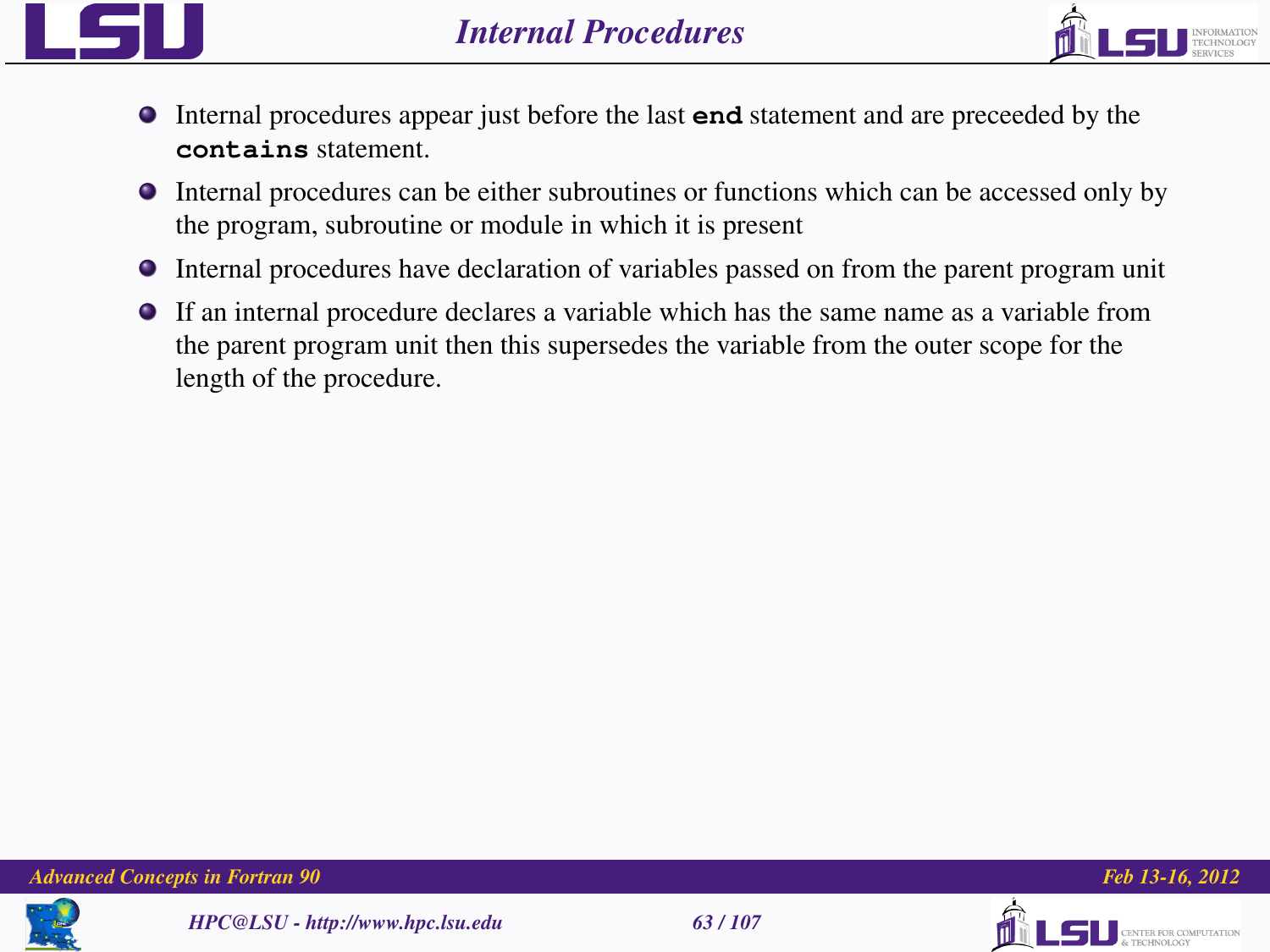# Internal Procedures

- Internal procedures appear just before the last **`end`** statement and are preceeded by the **`contains`** statement.
- Internal procedures can be either subroutines or functions which can be accessed only by the program, subroutine or module in which it is present
- Internal procedures have declaration of variables passed on from the parent program unit
- If an internal procedure declares a variable which has the same name as a variable from the parent program unit then this supersedes the variable from the outer scope for the length of the procedure.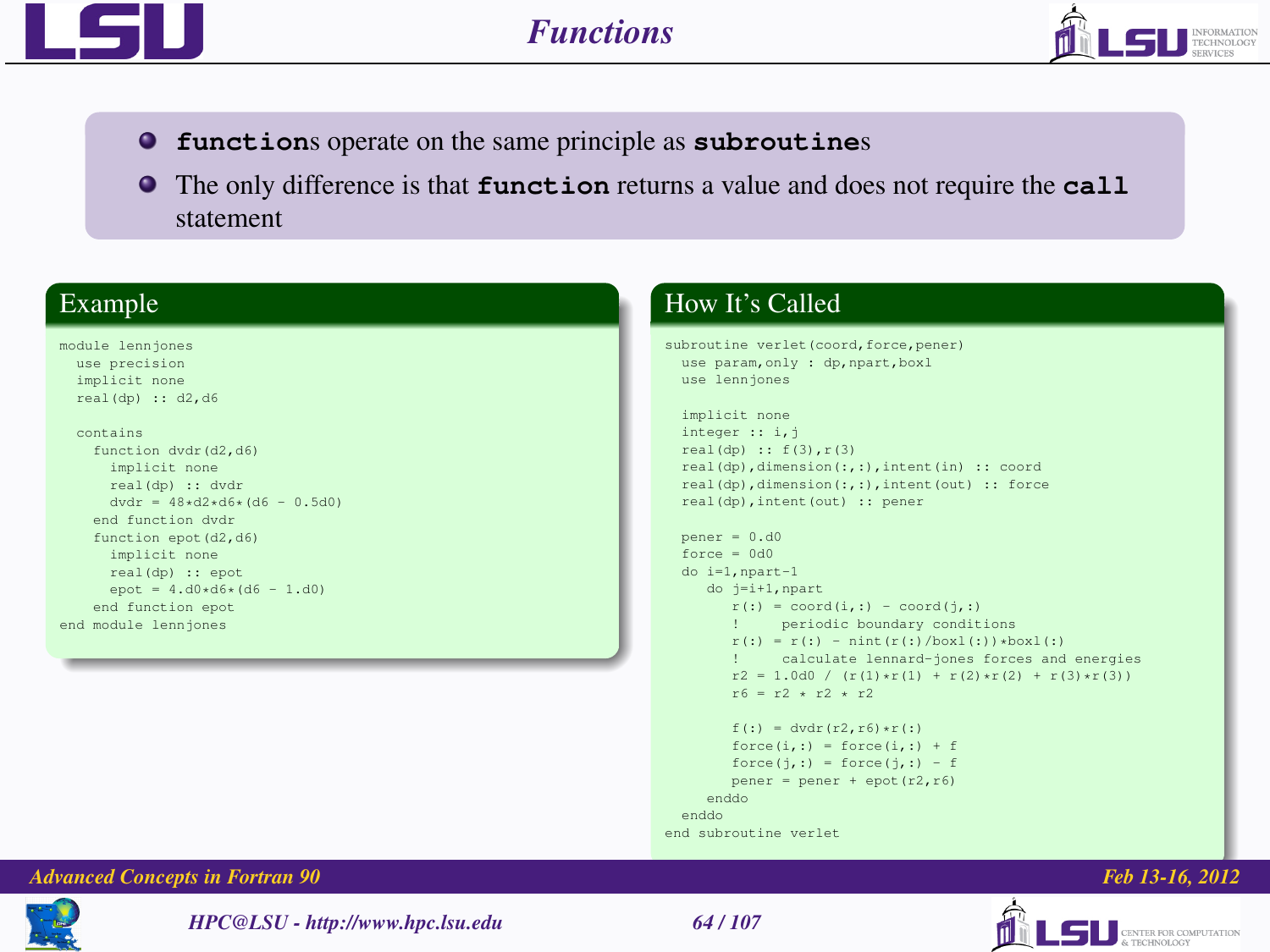# Functions

- **function**s operate on the same principle as **subroutine**s
- The only difference is that **function** returns a value and does not require the **call** statement

## Example

```
module lennjones
  use precision
  implicit none
  real(dp) :: d2,d6

  contains
    function dvdr(d2,d6)
      implicit none
      real(dp) :: dvdr
      dvdr = 48*d2*d6*(d6 - 0.5d0)
    end function dvdr
    function epot(d2,d6)
      implicit none
      real(dp) :: epot
      epot = 4.d0*d6*(d6 - 1.d0)
    end function epot
end module lennjones
```

## How It's Called

```
subroutine verlet(coord,force,pener)
  use param,only : dp,npart,boxl
  use lennjones

  implicit none
  integer :: i,j
  real(dp) :: f(3),r(3)
  real(dp),dimension(:,:),intent(in) :: coord
  real(dp),dimension(:,:),intent(out) :: force
  real(dp),intent(out) :: pener

  pener = 0.d0
  force = 0d0
  do i=1,npart-1
     do j=i+1,npart
        r(:) = coord(i,:) - coord(j,:)
        !     periodic boundary conditions
        r(:) = r(:) - nint(r(:)/boxl(:))*boxl(:)
        !     calculate lennard-jones forces and energies
        r2 = 1.0d0 / (r(1)*r(1) + r(2)*r(2) + r(3)*r(3))
        r6 = r2 * r2 * r2

        f(:) = dvdr(r2,r6)*r(:)
        force(i,:) = force(i,:) + f
        force(j,:) = force(j,:) - f
        pener = pener + epot(r2,r6)
     enddo
  enddo
end subroutine verlet
```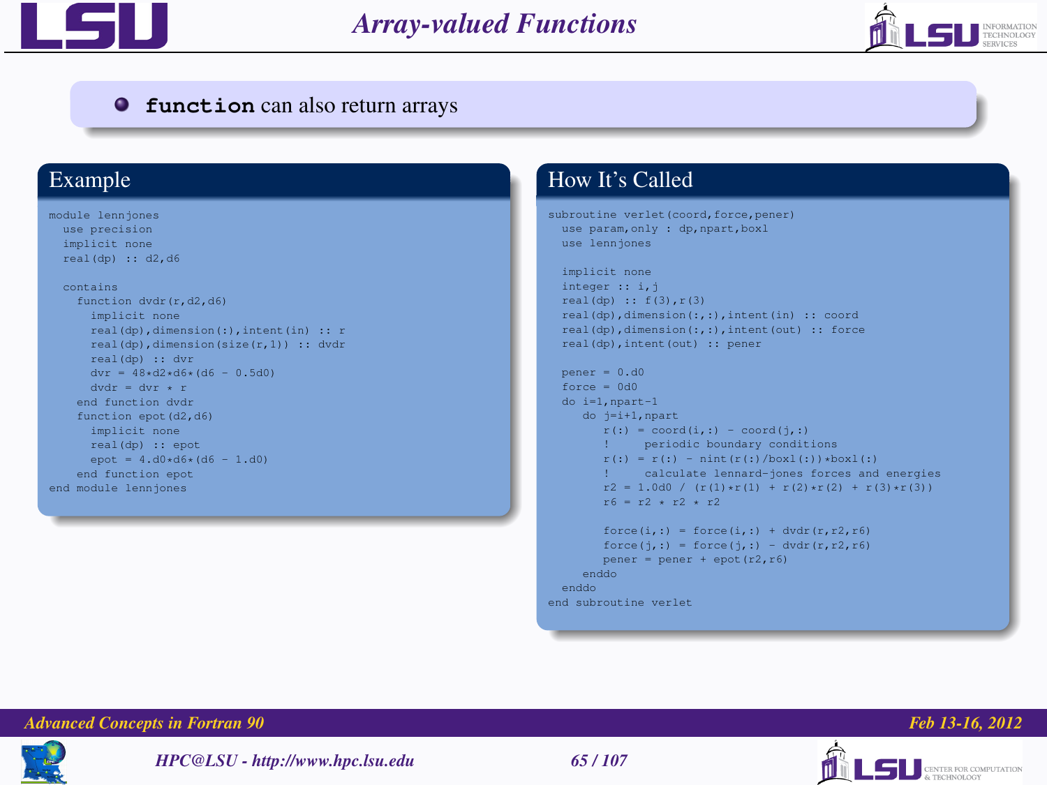# Array-valued Functions

- **`function`** can also return arrays

## Example

```
module lennjones
  use precision
  implicit none
  real(dp) :: d2,d6

  contains
    function dvdr(r,d2,d6)
      implicit none
      real(dp),dimension(:),intent(in) :: r
      real(dp),dimension(size(r,1)) :: dvdr
      real(dp) :: dvr
      dvr = 48*d2*d6*(d6 - 0.5d0)
      dvdr = dvr * r
    end function dvdr
    function epot(d2,d6)
      implicit none
      real(dp) :: epot
      epot = 4.d0*d6*(d6 - 1.d0)
    end function epot
end module lennjones
```

## How It's Called

```
subroutine verlet(coord,force,pener)
  use param,only : dp,npart,boxl
  use lennjones

  implicit none
  integer :: i,j
  real(dp) :: f(3),r(3)
  real(dp),dimension(:,:),intent(in) :: coord
  real(dp),dimension(:,:),intent(out) :: force
  real(dp),intent(out) :: pener

  pener = 0.d0
  force = 0d0
  do i=1,npart-1
     do j=i+1,npart
        r(:) = coord(i,:) - coord(j,:)
        !     periodic boundary conditions
        r(:) = r(:) - nint(r(:)/boxl(:))*boxl(:)
        !     calculate lennard-jones forces and energies
        r2 = 1.0d0 / (r(1)*r(1) + r(2)*r(2) + r(3)*r(3))
        r6 = r2 * r2 * r2

        force(i,:) = force(i,:) + dvdr(r,r2,r6)
        force(j,:) = force(j,:) - dvdr(r,r2,r6)
        pener = pener + epot(r2,r6)
     enddo
  enddo
end subroutine verlet
```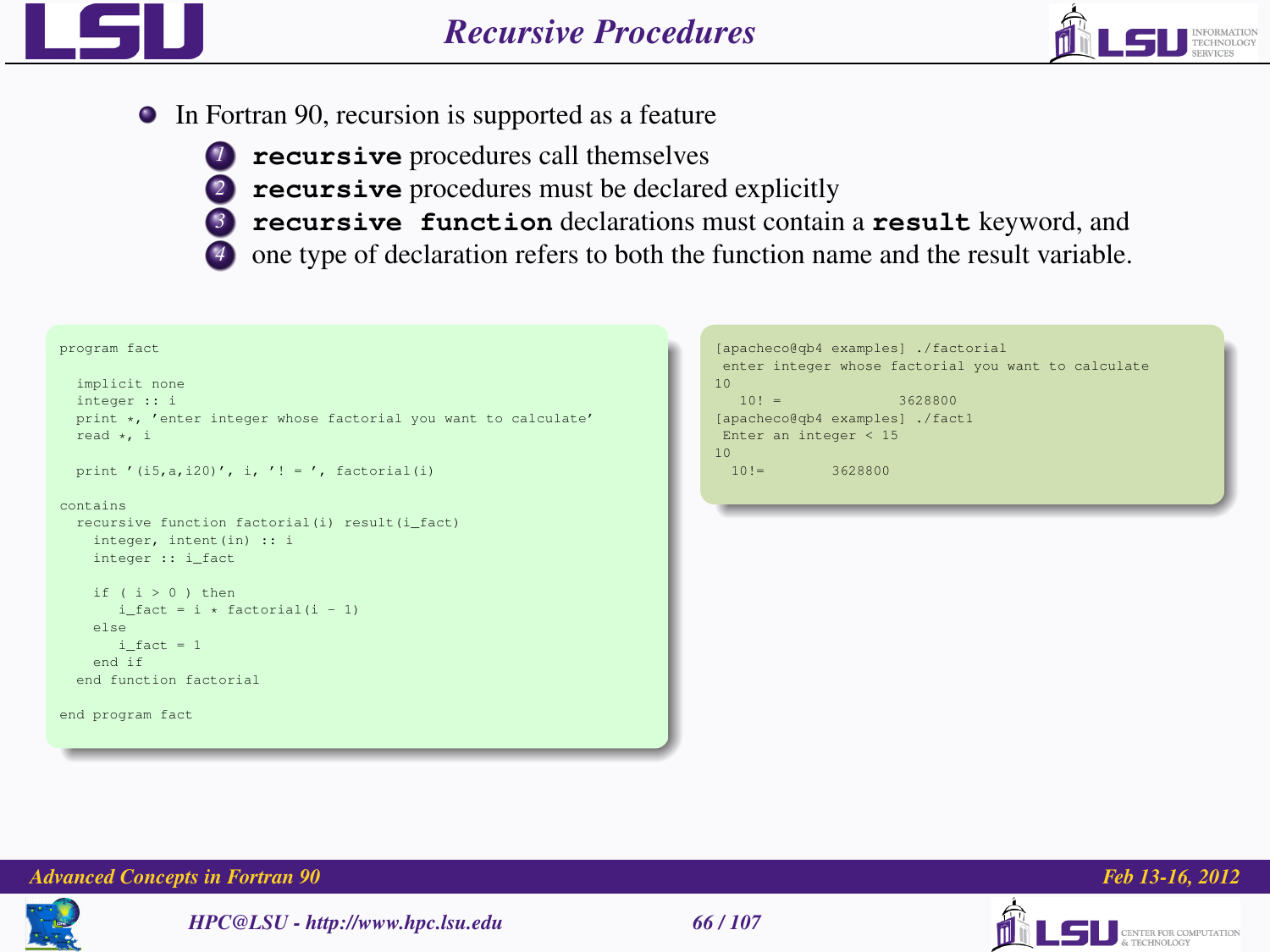# Recursive Procedures

- In Fortran 90, recursion is supported as a feature
  1. **`recursive`** procedures call themselves
  2. **`recursive`** procedures must be declared explicitly
  3. **`recursive function`** declarations must contain a **`result`** keyword, and
  4. one type of declaration refers to both the function name and the result variable.

```
program fact

  implicit none
  integer :: i
  print *, 'enter integer whose factorial you want to calculate'
  read *, i

  print '(i5,a,i20)', i, '! = ', factorial(i)

contains
  recursive function factorial(i) result(i_fact)
    integer, intent(in) :: i
    integer :: i_fact

    if ( i > 0 ) then
       i_fact = i * factorial(i - 1)
    else
       i_fact = 1
    end if
  end function factorial

end program fact
```

```
[apacheco@qb4 examples] ./factorial
 enter integer whose factorial you want to calculate
10
   10! =              3628800
[apacheco@qb4 examples] ./fact1
 Enter an integer < 15
10
  10!=        3628800
```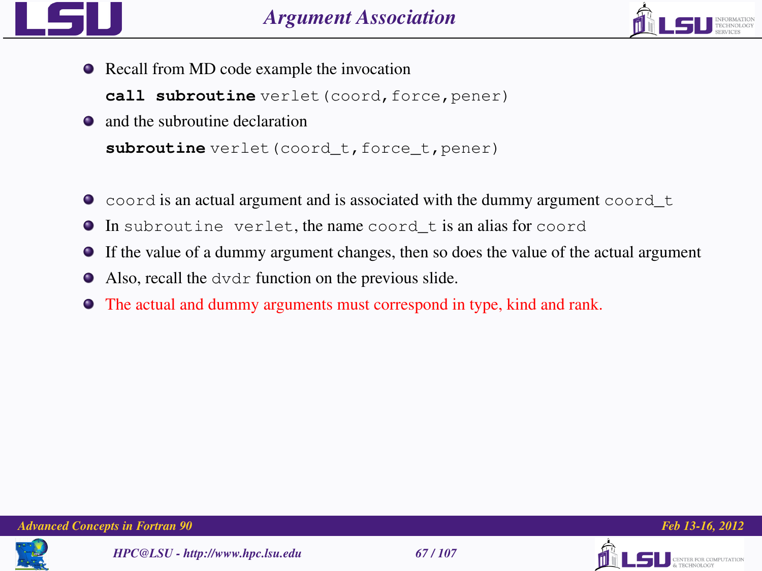# Argument Association

- Recall from MD code example the invocation

  ```
  call subroutine verlet(coord,force,pener)
  ```

- and the subroutine declaration

  ```
  subroutine verlet(coord_t,force_t,pener)
  ```

- `coord` is an actual argument and is associated with the dummy argument `coord_t`
- In `subroutine verlet`, the name `coord_t` is an alias for `coord`
- If the value of a dummy argument changes, then so does the value of the actual argument
- Also, recall the `dvdr` function on the previous slide.
- The actual and dummy arguments must correspond in type, kind and rank.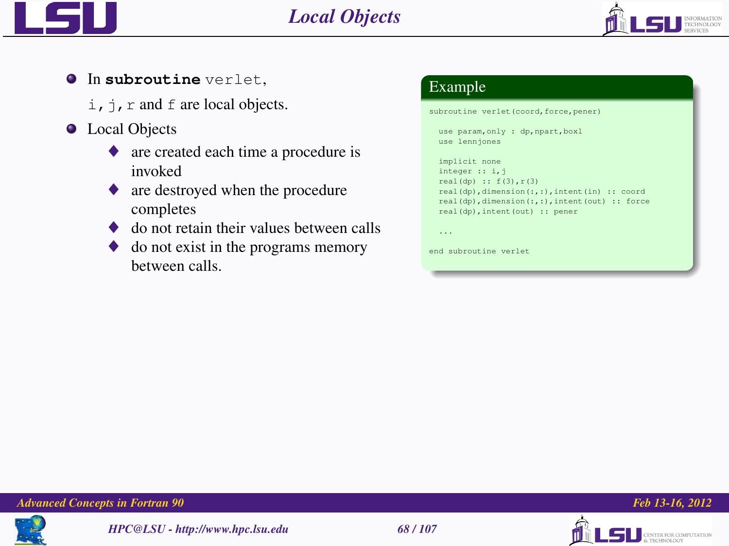# Local Objects

- In **subroutine** `verlet`,

  `i`, `j`, `r` and `f` are local objects.
- Local Objects
  - are created each time a procedure is invoked
  - are destroyed when the procedure completes
  - do not retain their values between calls
  - do not exist in the programs memory between calls.

**Example**

```
subroutine verlet(coord,force,pener)

  use param,only : dp,npart,boxl
  use lennjones

  implicit none
  integer :: i,j
  real(dp) :: f(3),r(3)
  real(dp),dimension(:,:),intent(in) :: coord
  real(dp),dimension(:,:),intent(out) :: force
  real(dp),intent(out) :: pener

  ...

end subroutine verlet
```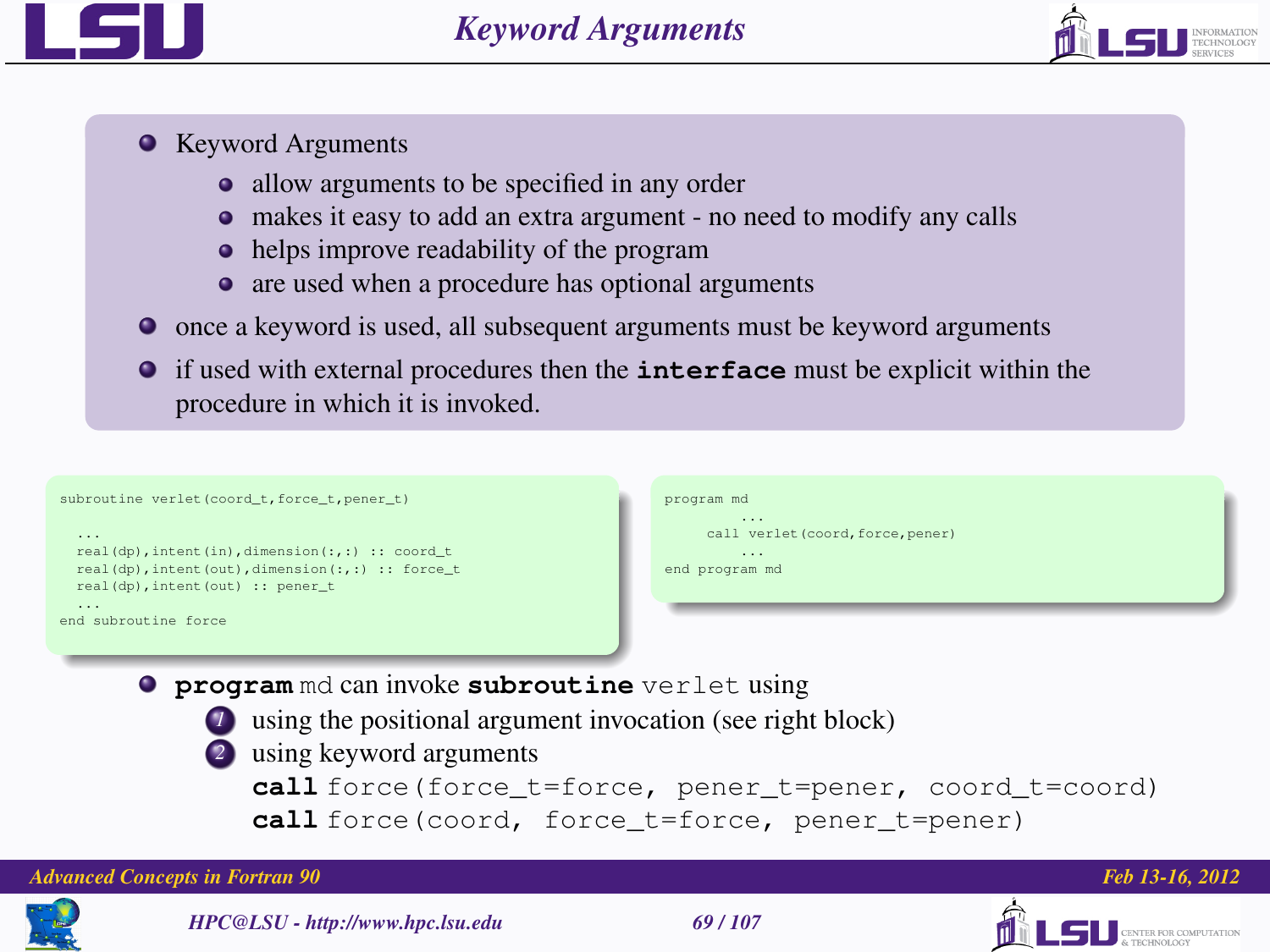# Keyword Arguments

- Keyword Arguments
  - allow arguments to be specified in any order
  - makes it easy to add an extra argument - no need to modify any calls
  - helps improve readability of the program
  - are used when a procedure has optional arguments
- once a keyword is used, all subsequent arguments must be keyword arguments
- if used with external procedures then the **interface** must be explicit within the procedure in which it is invoked.

```
subroutine verlet(coord_t,force_t,pener_t)

  ...
  real(dp),intent(in),dimension(:,:) :: coord_t
  real(dp),intent(out),dimension(:,:) :: force_t
  real(dp),intent(out) :: pener_t
  ...
end subroutine force
```

```
program md
        ...
     call verlet(coord,force,pener)
        ...
end program md
```

- **program** md can invoke **subroutine** verlet using
  1. using the positional argument invocation (see right block)
  2. using keyword arguments

     **call** force(force_t=force, pener_t=pener, coord_t=coord)
     **call** force(coord, force_t=force, pener_t=pener)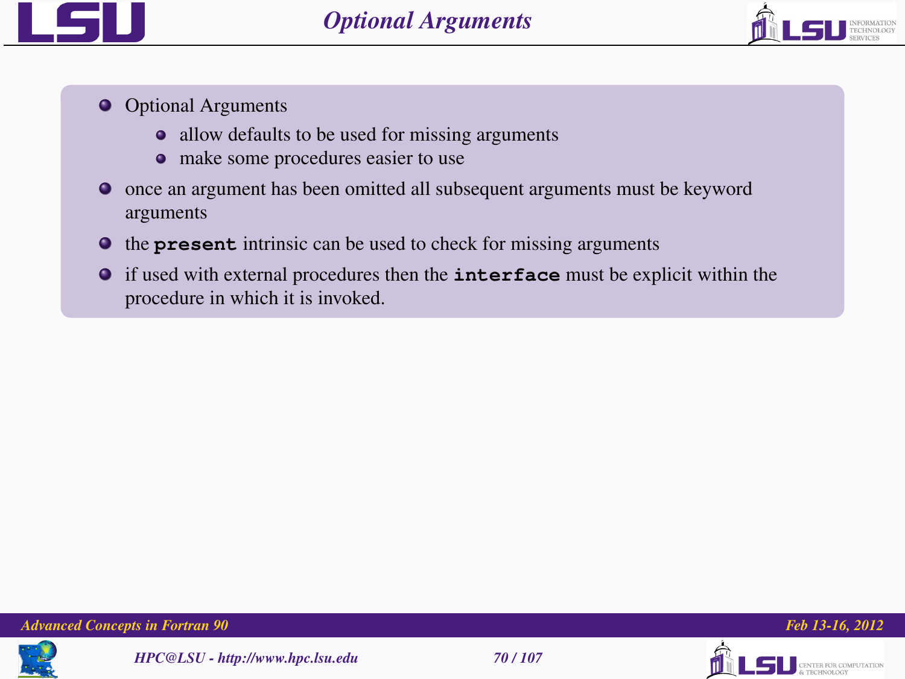# Optional Arguments

- Optional Arguments
  - allow defaults to be used for missing arguments
  - make some procedures easier to use
- once an argument has been omitted all subsequent arguments must be keyword arguments
- the **`present`** intrinsic can be used to check for missing arguments
- if used with external procedures then the **`interface`** must be explicit within the procedure in which it is invoked.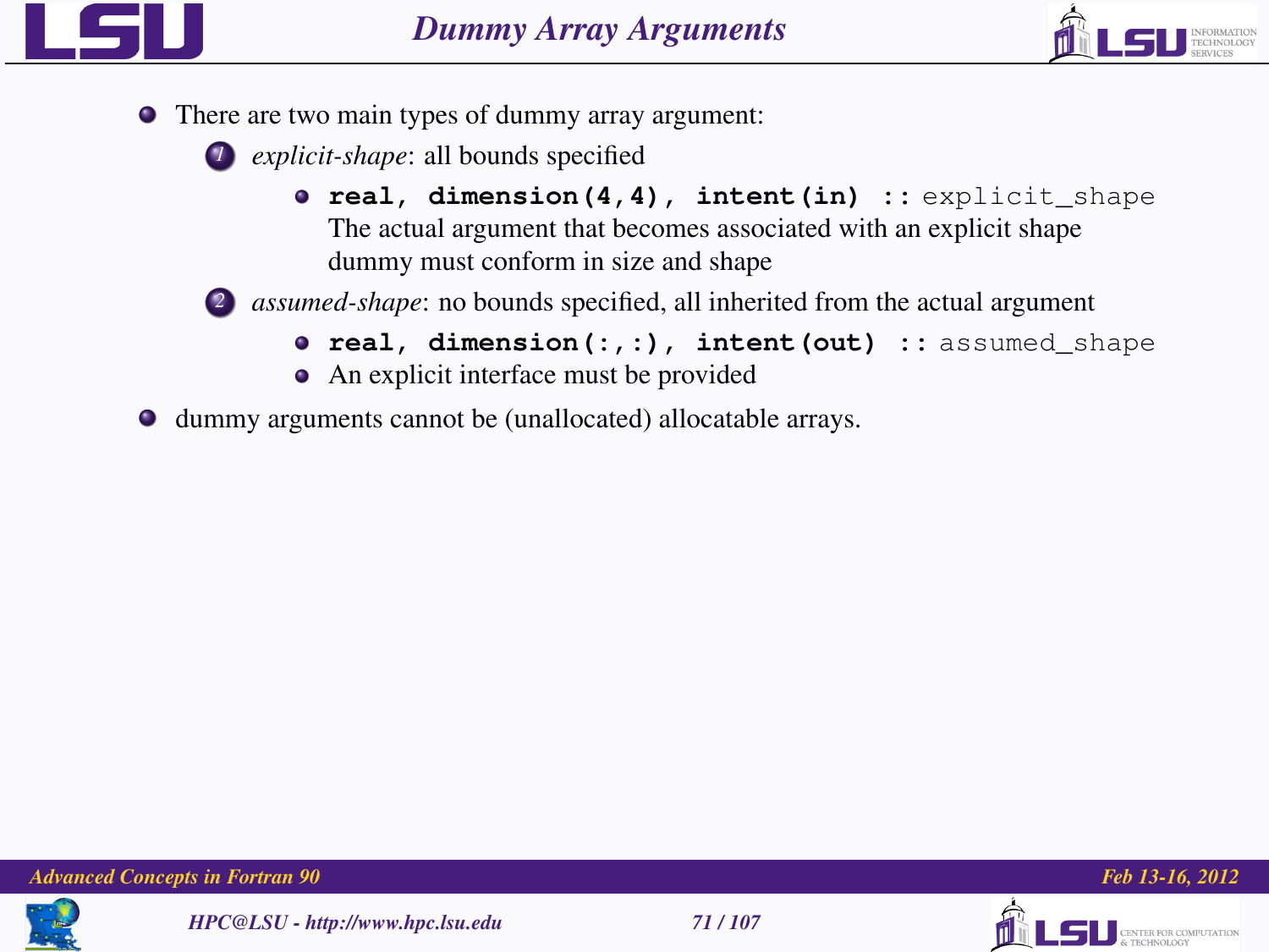# Dummy Array Arguments

- There are two main types of dummy array argument:
  1. *explicit-shape*: all bounds specified
     - `real, dimension(4,4), intent(in) :: explicit_shape`
       The actual argument that becomes associated with an explicit shape dummy must conform in size and shape
  2. *assumed-shape*: no bounds specified, all inherited from the actual argument
     - `real, dimension(:,:), intent(out) :: assumed_shape`
     - An explicit interface must be provided
- dummy arguments cannot be (unallocated) allocatable arrays.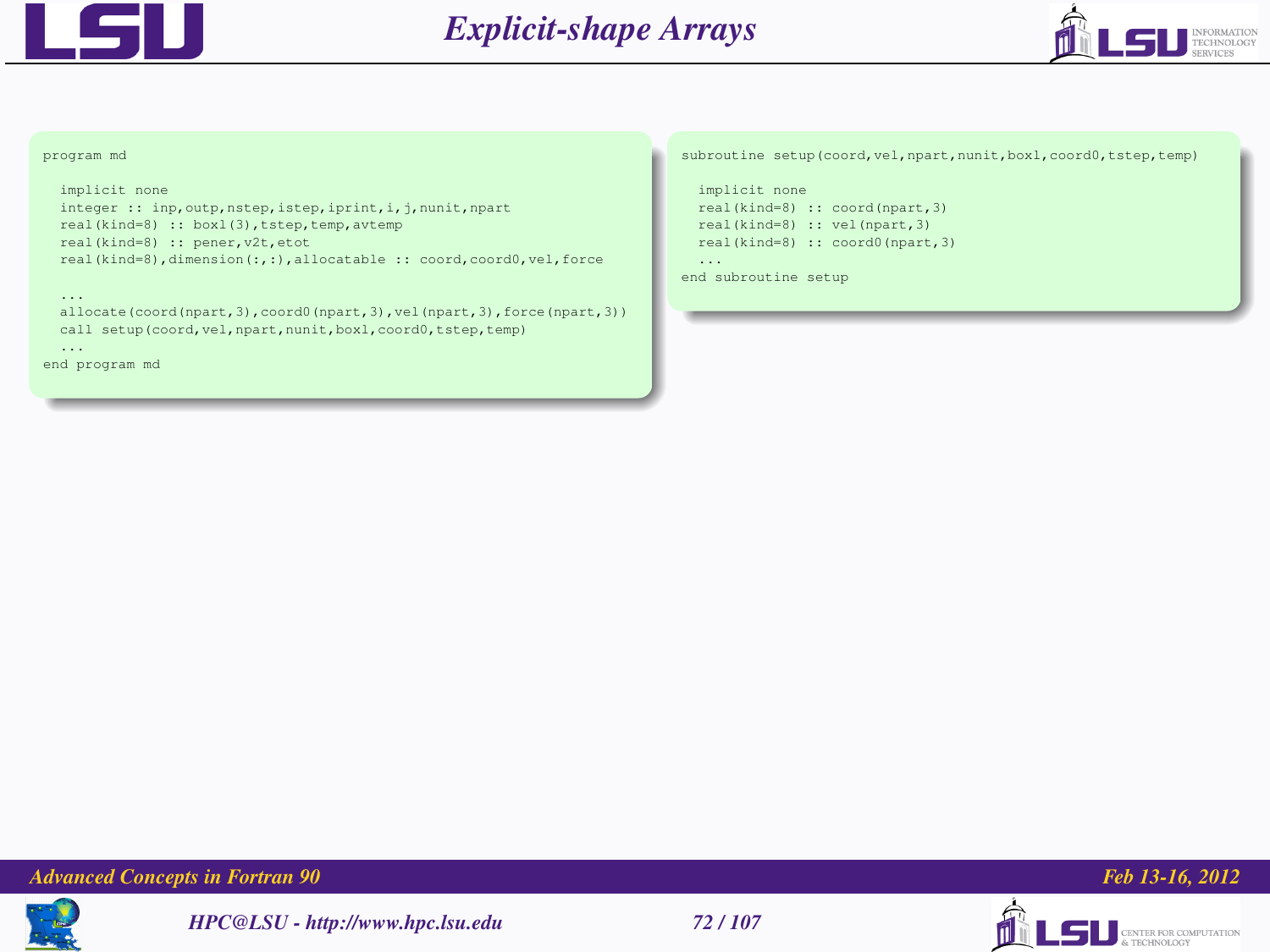# Explicit-shape Arrays

```fortran
program md

  implicit none
  integer :: inp,outp,nstep,istep,iprint,i,j,nunit,npart
  real(kind=8) :: boxl(3),tstep,temp,avtemp
  real(kind=8) :: pener,v2t,etot
  real(kind=8),dimension(:,:),allocatable :: coord,coord0,vel,force

  ...
  allocate(coord(npart,3),coord0(npart,3),vel(npart,3),force(npart,3))
  call setup(coord,vel,npart,nunit,boxl,coord0,tstep,temp)
  ...
end program md
```

```fortran
subroutine setup(coord,vel,npart,nunit,boxl,coord0,tstep,temp)

  implicit none
  real(kind=8) :: coord(npart,3)
  real(kind=8) :: vel(npart,3)
  real(kind=8) :: coord0(npart,3)
  ...
end subroutine setup
```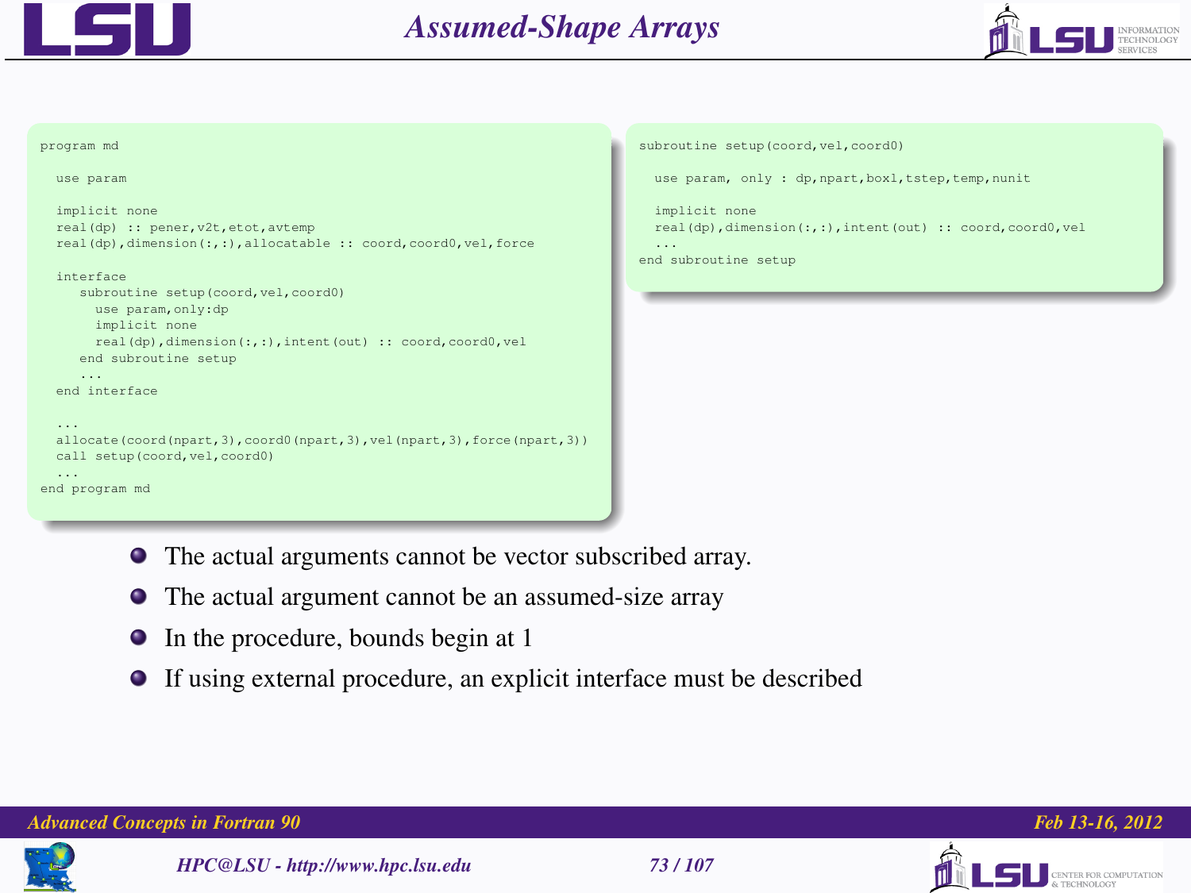# Assumed-Shape Arrays

```fortran
program md

  use param

  implicit none
  real(dp) :: pener,v2t,etot,avtemp
  real(dp),dimension(:,:),allocatable :: coord,coord0,vel,force

  interface
     subroutine setup(coord,vel,coord0)
       use param,only:dp
       implicit none
       real(dp),dimension(:,:),intent(out) :: coord,coord0,vel
     end subroutine setup
     ...
  end interface

  ...
  allocate(coord(npart,3),coord0(npart,3),vel(npart,3),force(npart,3))
  call setup(coord,vel,coord0)
  ...
end program md
```

```fortran
subroutine setup(coord,vel,coord0)

  use param, only : dp,npart,boxl,tstep,temp,nunit

  implicit none
  real(dp),dimension(:,:),intent(out) :: coord,coord0,vel
  ...
end subroutine setup
```

- The actual arguments cannot be vector subscribed array.
- The actual argument cannot be an assumed-size array
- In the procedure, bounds begin at 1
- If using external procedure, an explicit interface must be described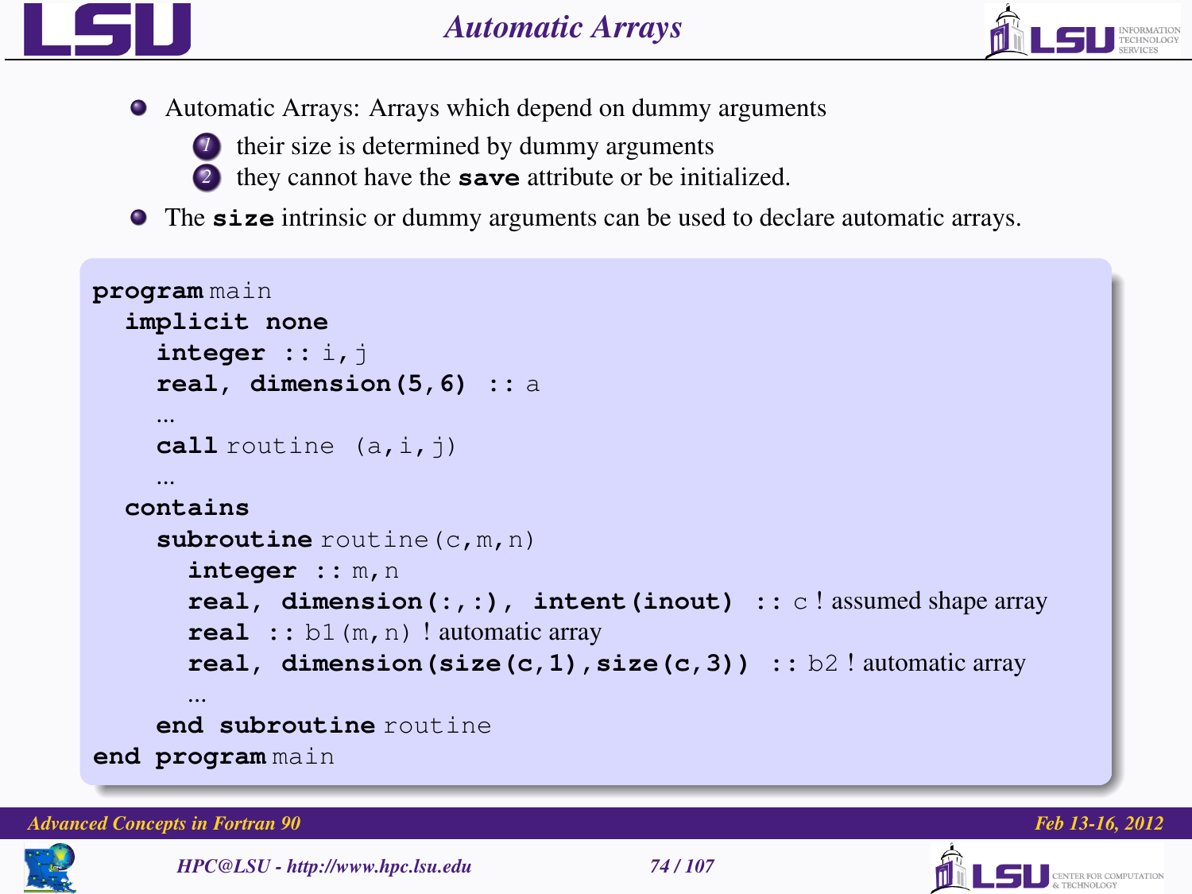# Automatic Arrays

- Automatic Arrays: Arrays which depend on dummy arguments
  1. their size is determined by dummy arguments
  2. they cannot have the **save** attribute or be initialized.
- The **size** intrinsic or dummy arguments can be used to declare automatic arrays.

```
program main
  implicit none
    integer :: i,j
    real, dimension(5,6) :: a
    ...
    call routine (a,i,j)
    ...
  contains
    subroutine routine(c,m,n)
      integer :: m,n
      real, dimension(:,:), intent(inout) :: c ! assumed shape array
      real :: b1(m,n) ! automatic array
      real, dimension(size(c,1),size(c,3)) :: b2 ! automatic array
      ...
    end subroutine routine
end program main
```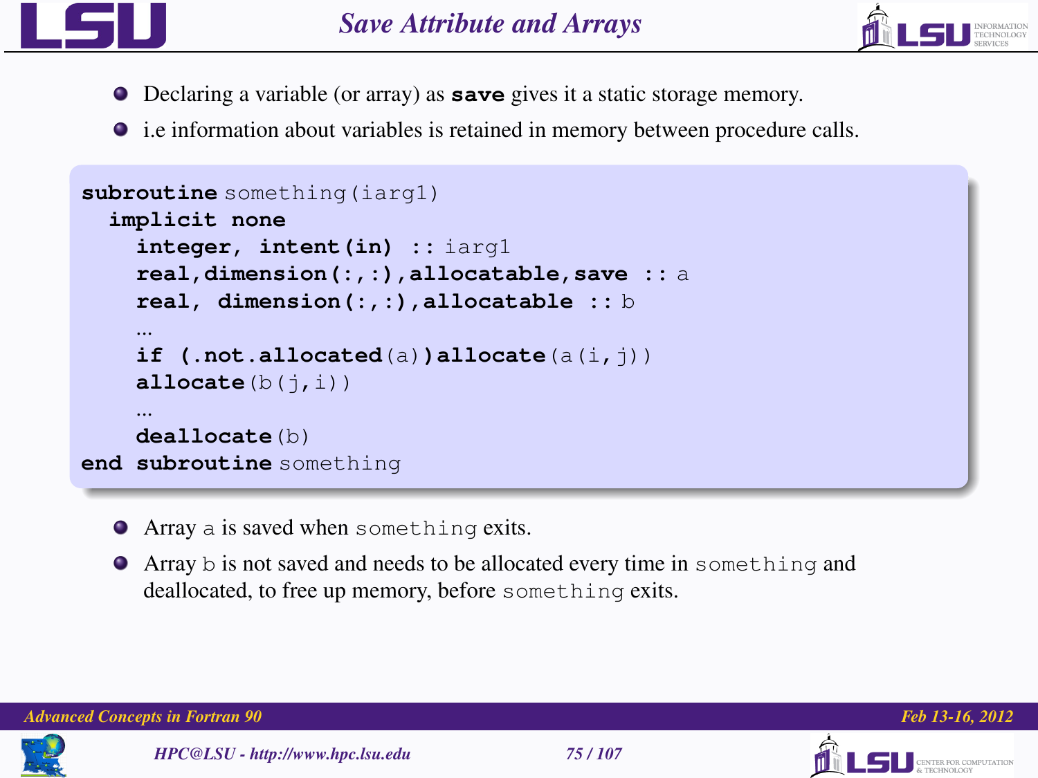# Save Attribute and Arrays

- Declaring a variable (or array) as **save** gives it a static storage memory.
- i.e information about variables is retained in memory between procedure calls.

```
subroutine something(iarg1)
  implicit none
    integer, intent(in) :: iarg1
    real,dimension(:,:),allocatable,save :: a
    real, dimension(:,:),allocatable :: b
    ...
    if (.not.allocated(a))allocate(a(i,j))
    allocate(b(j,i))
    ...
    deallocate(b)
end subroutine something
```

- Array `a` is saved when `something` exits.
- Array `b` is not saved and needs to be allocated every time in `something` and deallocated, to free up memory, before `something` exits.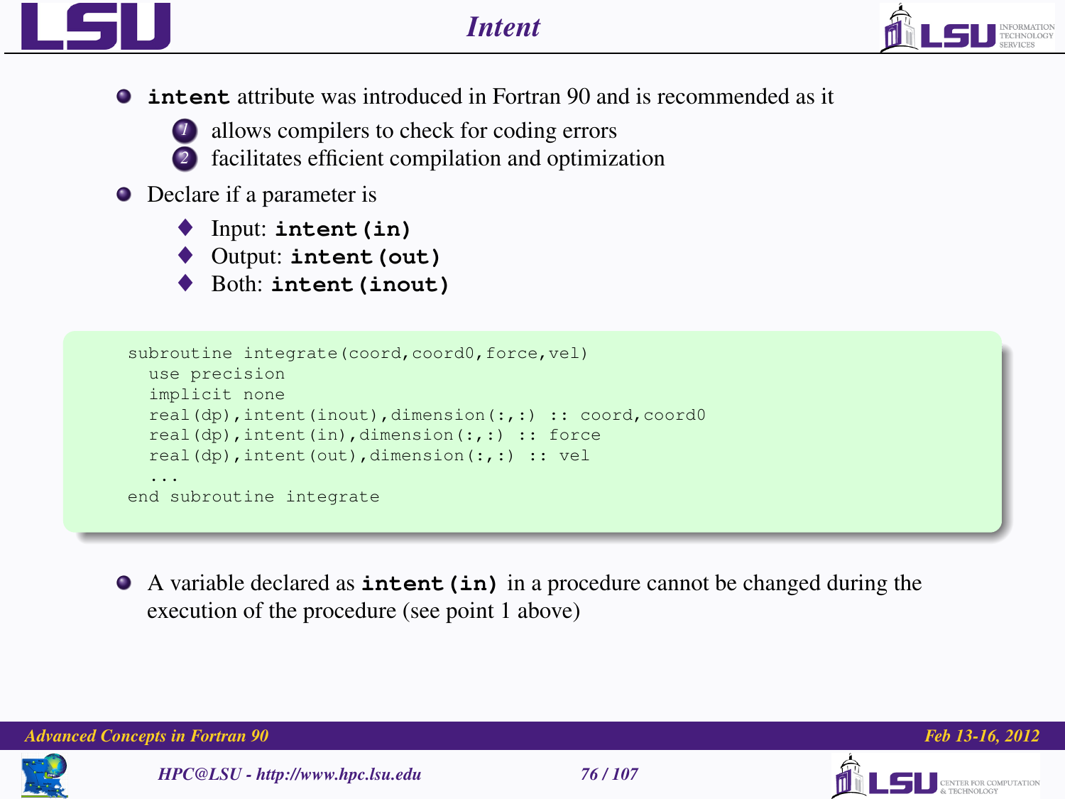# Intent

- **`intent`** attribute was introduced in Fortran 90 and is recommended as it
  1. allows compilers to check for coding errors
  2. facilitates efficient compilation and optimization
- Declare if a parameter is
  - Input: **`intent(in)`**
  - Output: **`intent(out)`**
  - Both: **`intent(inout)`**

```
subroutine integrate(coord,coord0,force,vel)
  use precision
  implicit none
  real(dp),intent(inout),dimension(:,:) :: coord,coord0
  real(dp),intent(in),dimension(:,:) :: force
  real(dp),intent(out),dimension(:,:) :: vel
  ...
end subroutine integrate
```

- A variable declared as **`intent(in)`** in a procedure cannot be changed during the execution of the procedure (see point 1 above)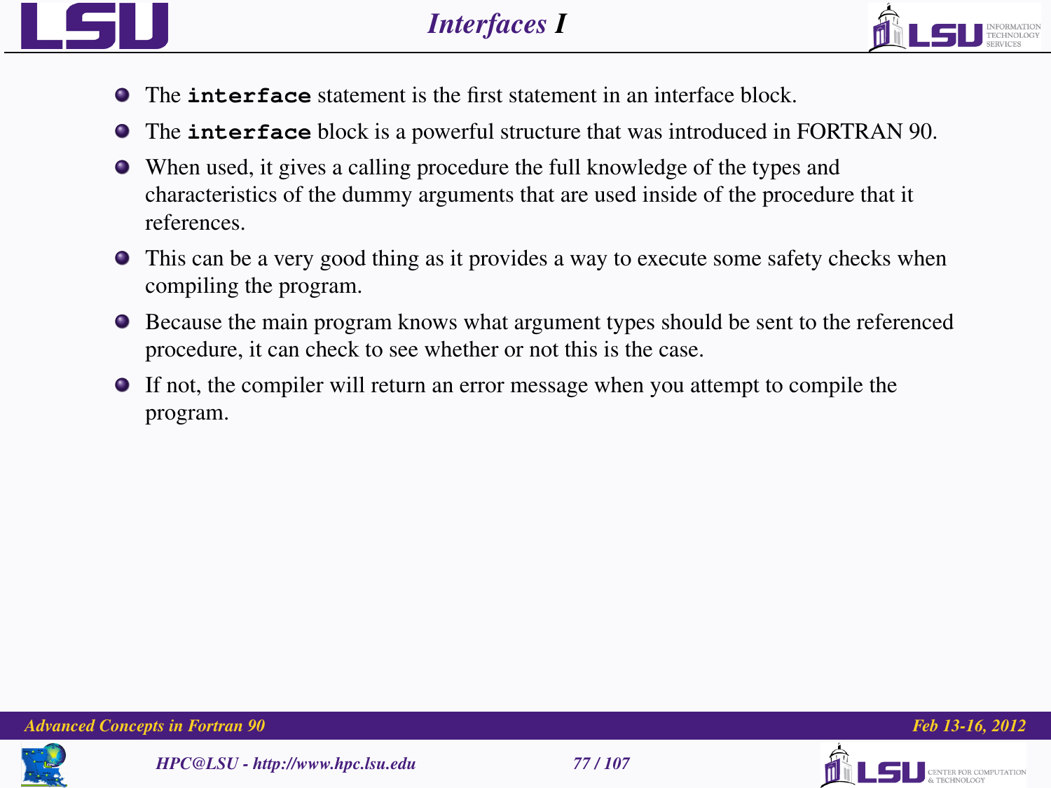# Interfaces I

- The **`interface`** statement is the first statement in an interface block.
- The **`interface`** block is a powerful structure that was introduced in FORTRAN 90.
- When used, it gives a calling procedure the full knowledge of the types and characteristics of the dummy arguments that are used inside of the procedure that it references.
- This can be a very good thing as it provides a way to execute some safety checks when compiling the program.
- Because the main program knows what argument types should be sent to the referenced procedure, it can check to see whether or not this is the case.
- If not, the compiler will return an error message when you attempt to compile the program.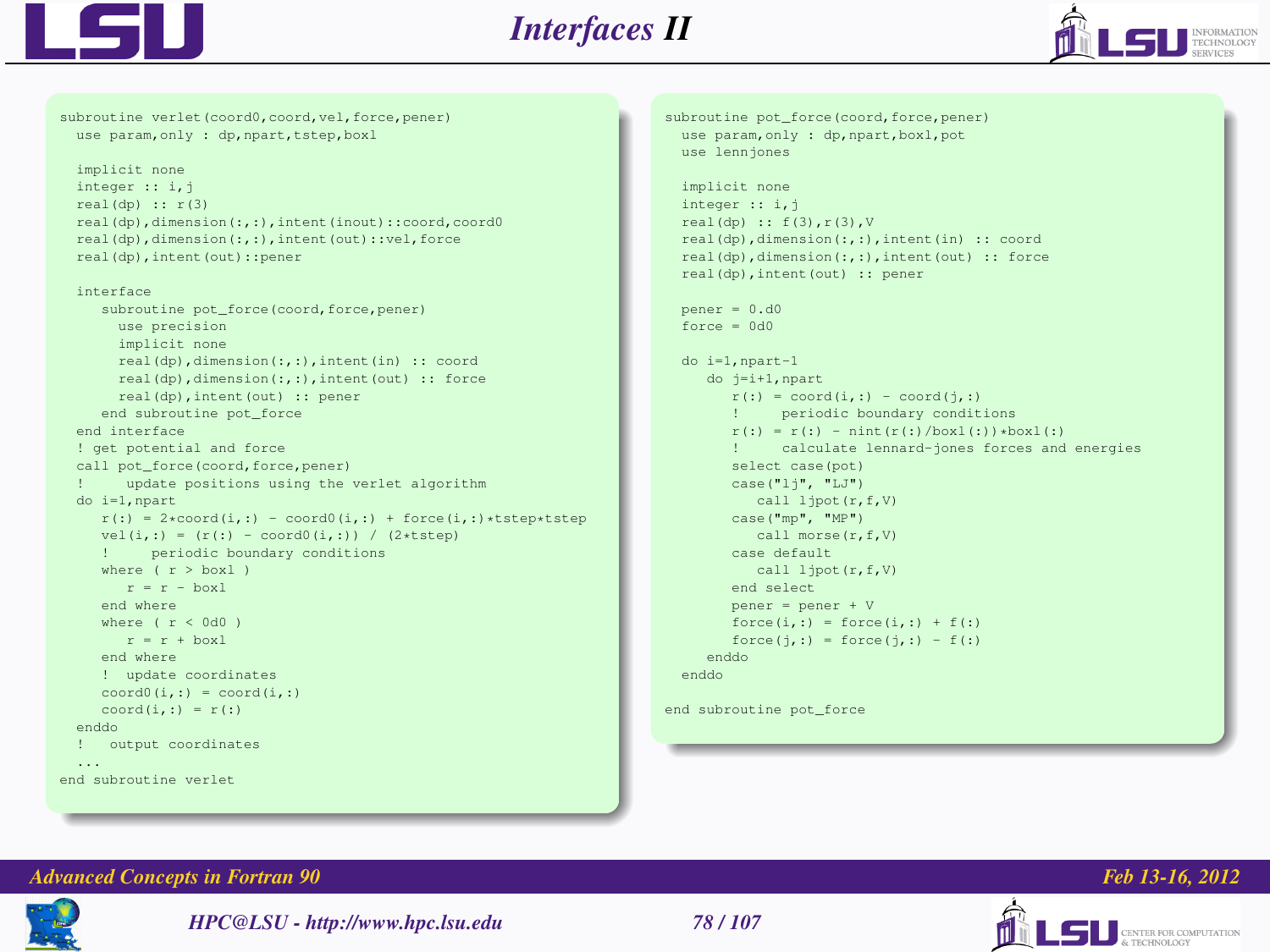# Interfaces II

```fortran
subroutine verlet(coord0,coord,vel,force,pener)
  use param,only : dp,npart,tstep,boxl

  implicit none
  integer :: i,j
  real(dp) :: r(3)
  real(dp),dimension(:,:),intent(inout)::coord,coord0
  real(dp),dimension(:,:),intent(out)::vel,force
  real(dp),intent(out)::pener

  interface
     subroutine pot_force(coord,force,pener)
       use precision
       implicit none
       real(dp),dimension(:,:),intent(in) :: coord
       real(dp),dimension(:,:),intent(out) :: force
       real(dp),intent(out) :: pener
     end subroutine pot_force
  end interface
  ! get potential and force
  call pot_force(coord,force,pener)
  !     update positions using the verlet algorithm
  do i=1,npart
     r(:) = 2*coord(i,:) - coord0(i,:) + force(i,:)*tstep*tstep
     vel(i,:) = (r(:) - coord0(i,:)) / (2*tstep)
     !     periodic boundary conditions
     where ( r > boxl )
        r = r - boxl
     end where
     where ( r < 0d0 )
        r = r + boxl
     end where
     ! update coordinates
     coord0(i,:) = coord(i,:)
     coord(i,:) = r(:)
  enddo
  !   output coordinates
  ...
end subroutine verlet
```

```fortran
subroutine pot_force(coord,force,pener)
  use param,only : dp,npart,boxl,pot
  use lennjones

  implicit none
  integer :: i,j
  real(dp) :: f(3),r(3),V
  real(dp),dimension(:,:),intent(in) :: coord
  real(dp),dimension(:,:),intent(out) :: force
  real(dp),intent(out) :: pener

  pener = 0.d0
  force = 0d0

  do i=1,npart-1
     do j=i+1,npart
        r(:) = coord(i,:) - coord(j,:)
        !     periodic boundary conditions
        r(:) = r(:) - nint(r(:)/boxl(:))*boxl(:)
        !     calculate lennard-jones forces and energies
        select case(pot)
        case("lj", "LJ")
           call ljpot(r,f,V)
        case("mp", "MP")
           call morse(r,f,V)
        case default
           call ljpot(r,f,V)
        end select
        pener = pener + V
        force(i,:) = force(i,:) + f(:)
        force(j,:) = force(j,:) - f(:)
     enddo
  enddo

end subroutine pot_force
```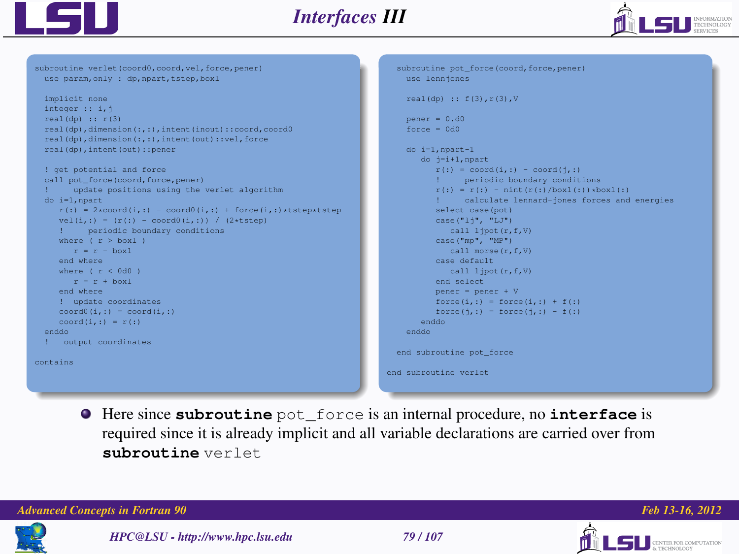# Interfaces III

```fortran
subroutine verlet(coord0,coord,vel,force,pener)
  use param,only : dp,npart,tstep,boxl

  implicit none
  integer :: i,j
  real(dp) :: r(3)
  real(dp),dimension(:,:),intent(inout)::coord,coord0
  real(dp),dimension(:,:),intent(out)::vel,force
  real(dp),intent(out)::pener

  ! get potential and force
  call pot_force(coord,force,pener)
  !     update positions using the verlet algorithm
  do i=1,npart
     r(:) = 2*coord(i,:) - coord0(i,:) + force(i,:)*tstep*tstep
     vel(i,:) = (r(:) - coord0(i,:)) / (2*tstep)
     !     periodic boundary conditions
     where ( r > boxl )
        r = r - boxl
     end where
     where ( r < 0d0 )
        r = r + boxl
     end where
     !  update coordinates
     coord0(i,:) = coord(i,:)
     coord(i,:) = r(:)
  enddo
  !   output coordinates

contains

  subroutine pot_force(coord,force,pener)
    use lennjones

    real(dp) :: f(3),r(3),V

    pener = 0.d0
    force = 0d0

    do i=1,npart-1
       do j=i+1,npart
          r(:) = coord(i,:) - coord(j,:)
          !     periodic boundary conditions
          r(:) = r(:) - nint(r(:)/boxl(:))*boxl(:)
          !     calculate lennard-jones forces and energies
          select case(pot)
          case("lj", "LJ")
             call ljpot(r,f,V)
          case("mp", "MP")
             call morse(r,f,V)
          case default
             call ljpot(r,f,V)
          end select
          pener = pener + V
          force(i,:) = force(i,:) + f(:)
          force(j,:) = force(j,:) - f(:)
       enddo
    enddo

  end subroutine pot_force

end subroutine verlet
```

- Here since **subroutine** `pot_force` is an internal procedure, no **interface** is required since it is already implicit and all variable declarations are carried over from **subroutine** `verlet`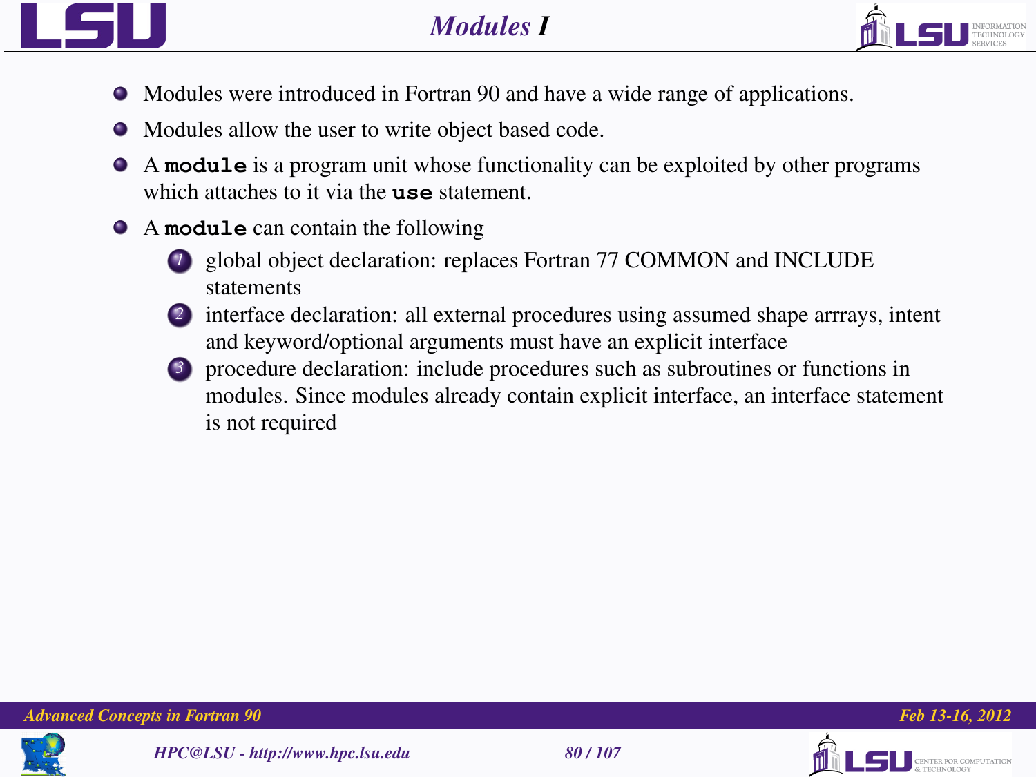# Modules I

- Modules were introduced in Fortran 90 and have a wide range of applications.
- Modules allow the user to write object based code.
- A **`module`** is a program unit whose functionality can be exploited by other programs which attaches to it via the **`use`** statement.
- A **`module`** can contain the following
  1. global object declaration: replaces Fortran 77 COMMON and INCLUDE statements
  2. interface declaration: all external procedures using assumed shape arrrays, intent and keyword/optional arguments must have an explicit interface
  3. procedure declaration: include procedures such as subroutines or functions in modules. Since modules already contain explicit interface, an interface statement is not required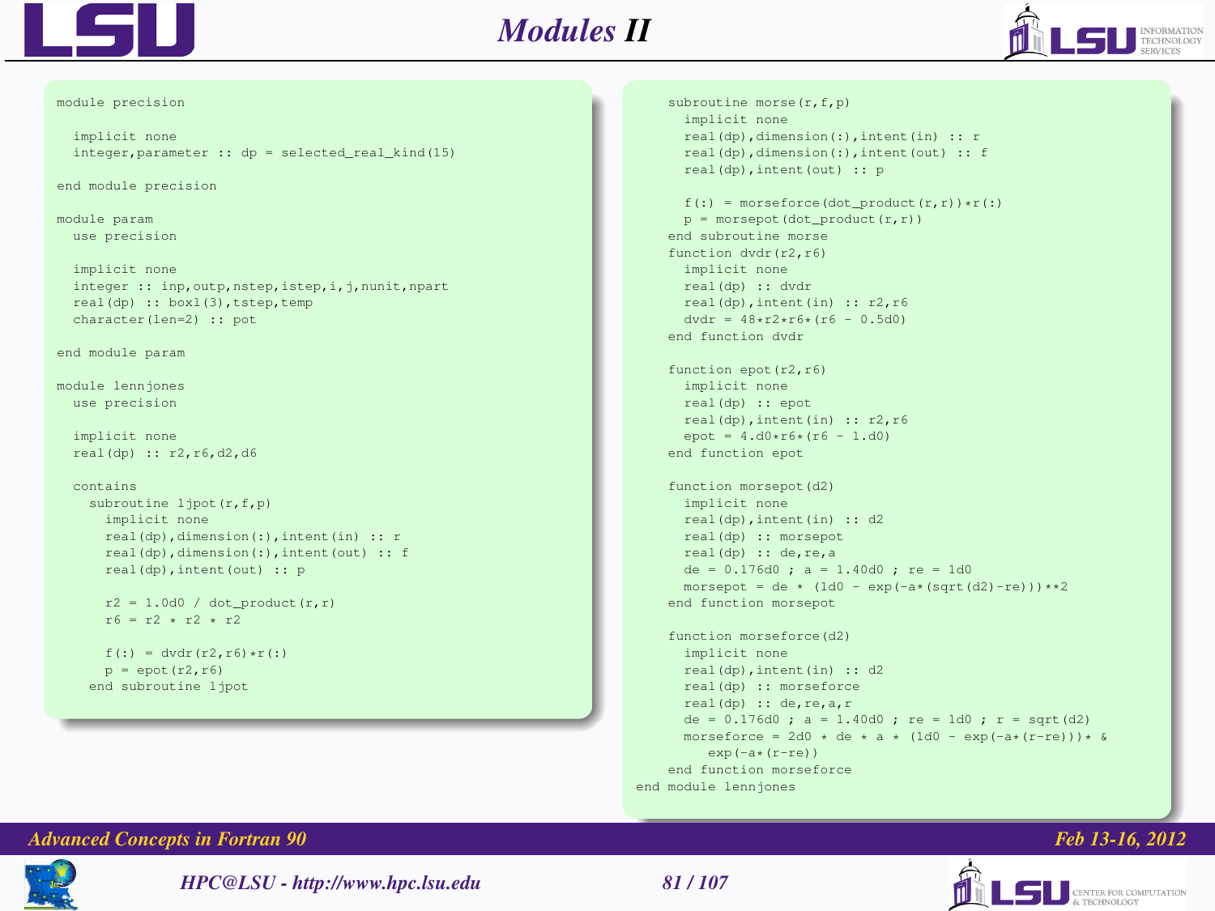# Modules II

```fortran
module precision

  implicit none
  integer,parameter :: dp = selected_real_kind(15)

end module precision

module param
  use precision

  implicit none
  integer :: inp,outp,nstep,istep,i,j,nunit,npart
  real(dp) :: boxl(3),tstep,temp
  character(len=2) :: pot

end module param

module lennjones
  use precision

  implicit none
  real(dp) :: r2,r6,d2,d6

  contains
    subroutine ljpot(r,f,p)
      implicit none
      real(dp),dimension(:),intent(in) :: r
      real(dp),dimension(:),intent(out) :: f
      real(dp),intent(out) :: p

      r2 = 1.0d0 / dot_product(r,r)
      r6 = r2 * r2 * r2

      f(:) = dvdr(r2,r6)*r(:)
      p = epot(r2,r6)
    end subroutine ljpot
```

```fortran
    subroutine morse(r,f,p)
      implicit none
      real(dp),dimension(:),intent(in) :: r
      real(dp),dimension(:),intent(out) :: f
      real(dp),intent(out) :: p

      f(:) = morseforce(dot_product(r,r))*r(:)
      p = morsepot(dot_product(r,r))
    end subroutine morse
    function dvdr(r2,r6)
      implicit none
      real(dp) :: dvdr
      real(dp),intent(in) :: r2,r6
      dvdr = 48*r2*r6*(r6 - 0.5d0)
    end function dvdr

    function epot(r2,r6)
      implicit none
      real(dp) :: epot
      real(dp),intent(in) :: r2,r6
      epot = 4.d0*r6*(r6 - 1.d0)
    end function epot

    function morsepot(d2)
      implicit none
      real(dp),intent(in) :: d2
      real(dp) :: morsepot
      real(dp) :: de,re,a
      de = 0.176d0 ; a = 1.40d0 ; re = 1d0
      morsepot = de * (1d0 - exp(-a*(sqrt(d2)-re)))**2
    end function morsepot

    function morseforce(d2)
      implicit none
      real(dp),intent(in) :: d2
      real(dp) :: morseforce
      real(dp) :: de,re,a,r
      de = 0.176d0 ; a = 1.40d0 ; re = 1d0 ; r = sqrt(d2)
      morseforce = 2d0 * de * a * (1d0 - exp(-a*(r-re)))* &
         exp(-a*(r-re))
    end function morseforce
end module lennjones
```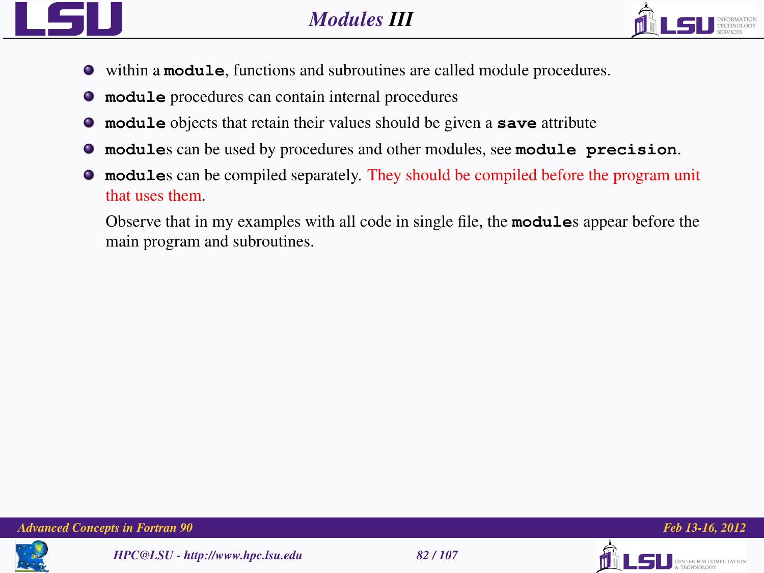# Modules III

- within a **`module`**, functions and subroutines are called module procedures.
- **`module`** procedures can contain internal procedures
- **`module`** objects that retain their values should be given a **`save`** attribute
- **`module`**s can be used by procedures and other modules, see **`module precision`**.
- **`module`**s can be compiled separately. They should be compiled before the program unit that uses them.

  Observe that in my examples with all code in single file, the **`module`**s appear before the main program and subroutines.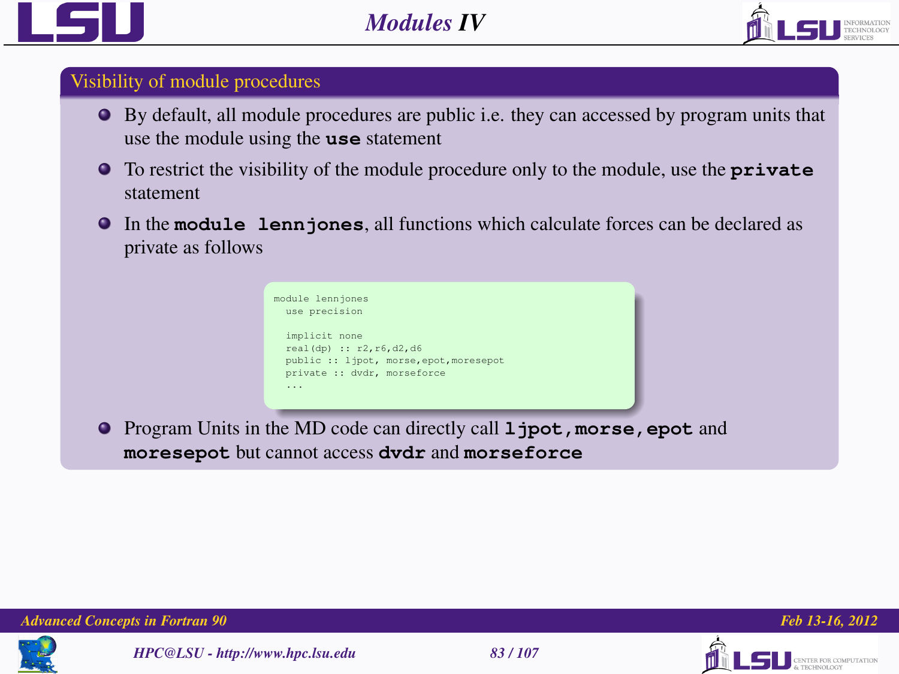# Modules IV

## Visibility of module procedures

- By default, all module procedures are public i.e. they can accessed by program units that use the module using the **`use`** statement
- To restrict the visibility of the module procedure only to the module, use the **`private`** statement
- In the **`module lennjones`**, all functions which calculate forces can be declared as private as follows

```
module lennjones
  use precision

  implicit none
  real(dp) :: r2,r6,d2,d6
  public :: ljpot, morse,epot,moresepot
  private :: dvdr, morseforce
  ...
```

- Program Units in the MD code can directly call **`ljpot,morse,epot`** and **`moresepot`** but cannot access **`dvdr`** and **`morseforce`**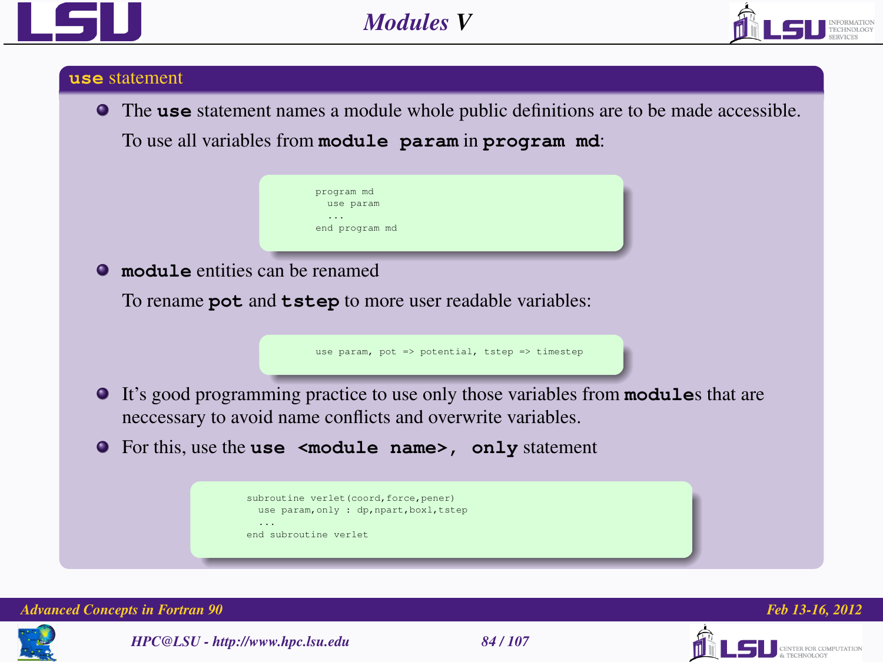# Modules V

## `use` statement

- The **`use`** statement names a module whole public definitions are to be made accessible.

  To use all variables from **`module param`** in **`program md`**:

```
program md
  use param
  ...
end program md
```

- **`module`** entities can be renamed

  To rename **`pot`** and **`tstep`** to more user readable variables:

```
use param, pot => potential, tstep => timestep
```

- It's good programming practice to use only those variables from **`module`**s that are neccessary to avoid name conflicts and overwrite variables.
- For this, use the **`use <module name>, only`** statement

```
subroutine verlet(coord,force,pener)
  use param,only : dp,npart,boxl,tstep
  ...
end subroutine verlet
```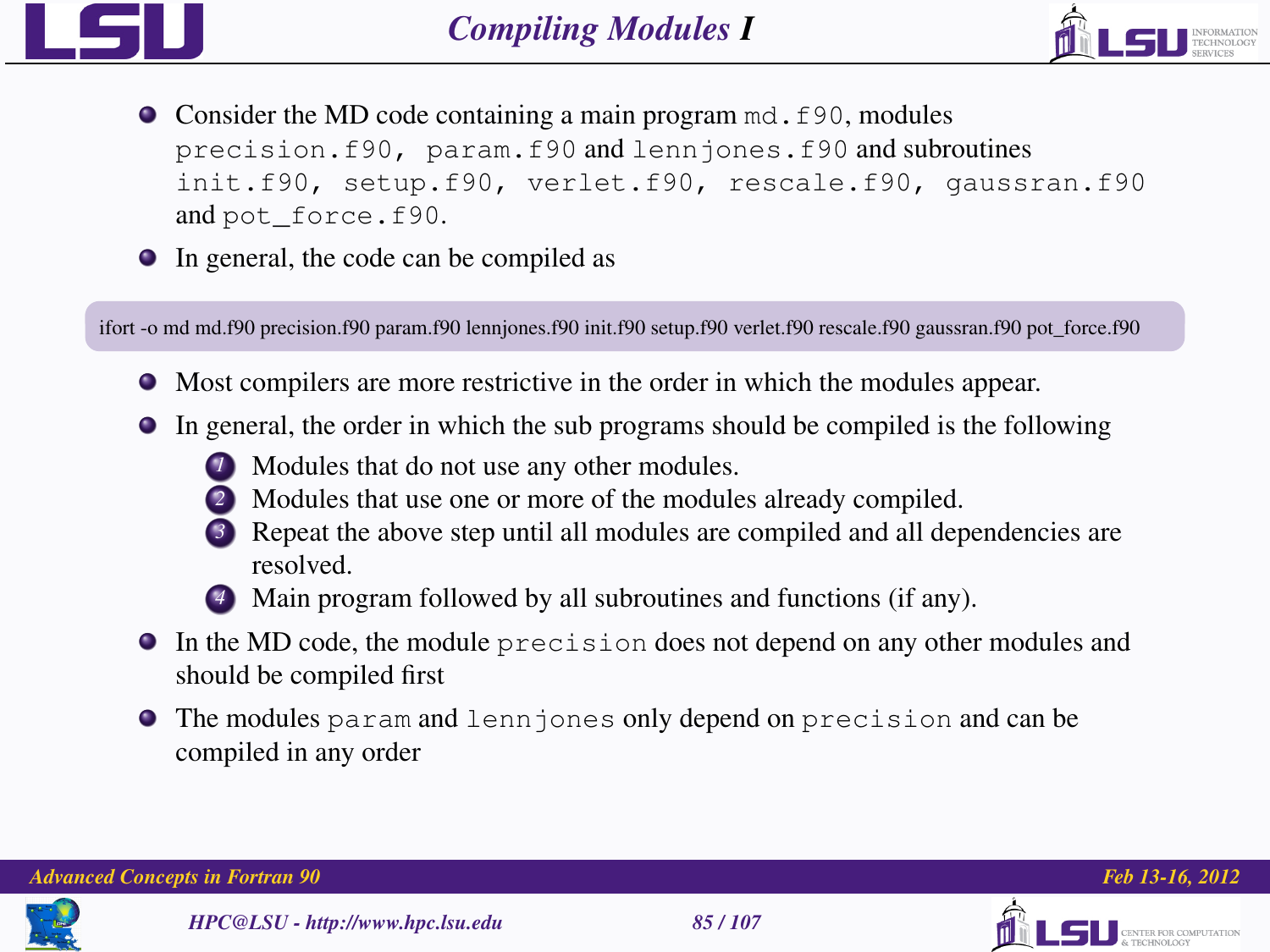# Compiling Modules I

- Consider the MD code containing a main program `md.f90`, modules `precision.f90`, `param.f90` and `lennjones.f90` and subroutines `init.f90`, `setup.f90`, `verlet.f90`, `rescale.f90`, `gaussran.f90` and `pot_force.f90`.
- In general, the code can be compiled as

```
ifort -o md md.f90 precision.f90 param.f90 lennjones.f90 init.f90 setup.f90 verlet.f90 rescale.f90 gaussran.f90 pot_force.f90
```

- Most compilers are more restrictive in the order in which the modules appear.
- In general, the order in which the sub programs should be compiled is the following
  1. Modules that do not use any other modules.
  2. Modules that use one or more of the modules already compiled.
  3. Repeat the above step until all modules are compiled and all dependencies are resolved.
  4. Main program followed by all subroutines and functions (if any).
- In the MD code, the module `precision` does not depend on any other modules and should be compiled first
- The modules `param` and `lennjones` only depend on `precision` and can be compiled in any order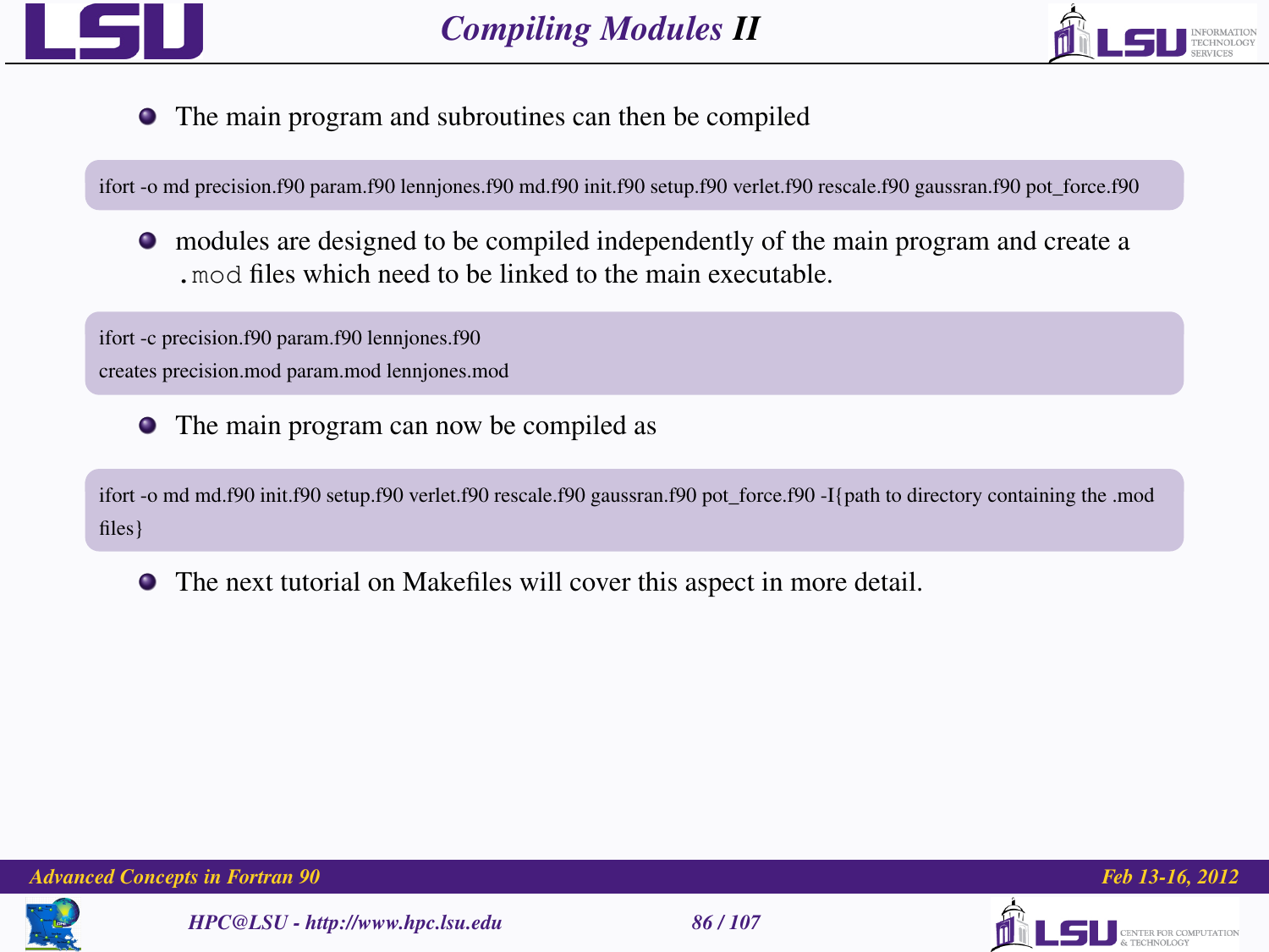# Compiling Modules II

- The main program and subroutines can then be compiled

```
ifort -o md precision.f90 param.f90 lennjones.f90 md.f90 init.f90 setup.f90 verlet.f90 rescale.f90 gaussran.f90 pot_force.f90
```

- modules are designed to be compiled independently of the main program and create a `.mod` files which need to be linked to the main executable.

```
ifort -c precision.f90 param.f90 lennjones.f90
creates precision.mod param.mod lennjones.mod
```

- The main program can now be compiled as

```
ifort -o md md.f90 init.f90 setup.f90 verlet.f90 rescale.f90 gaussran.f90 pot_force.f90 -I{path to directory containing the .mod files}
```

- The next tutorial on Makefiles will cover this aspect in more detail.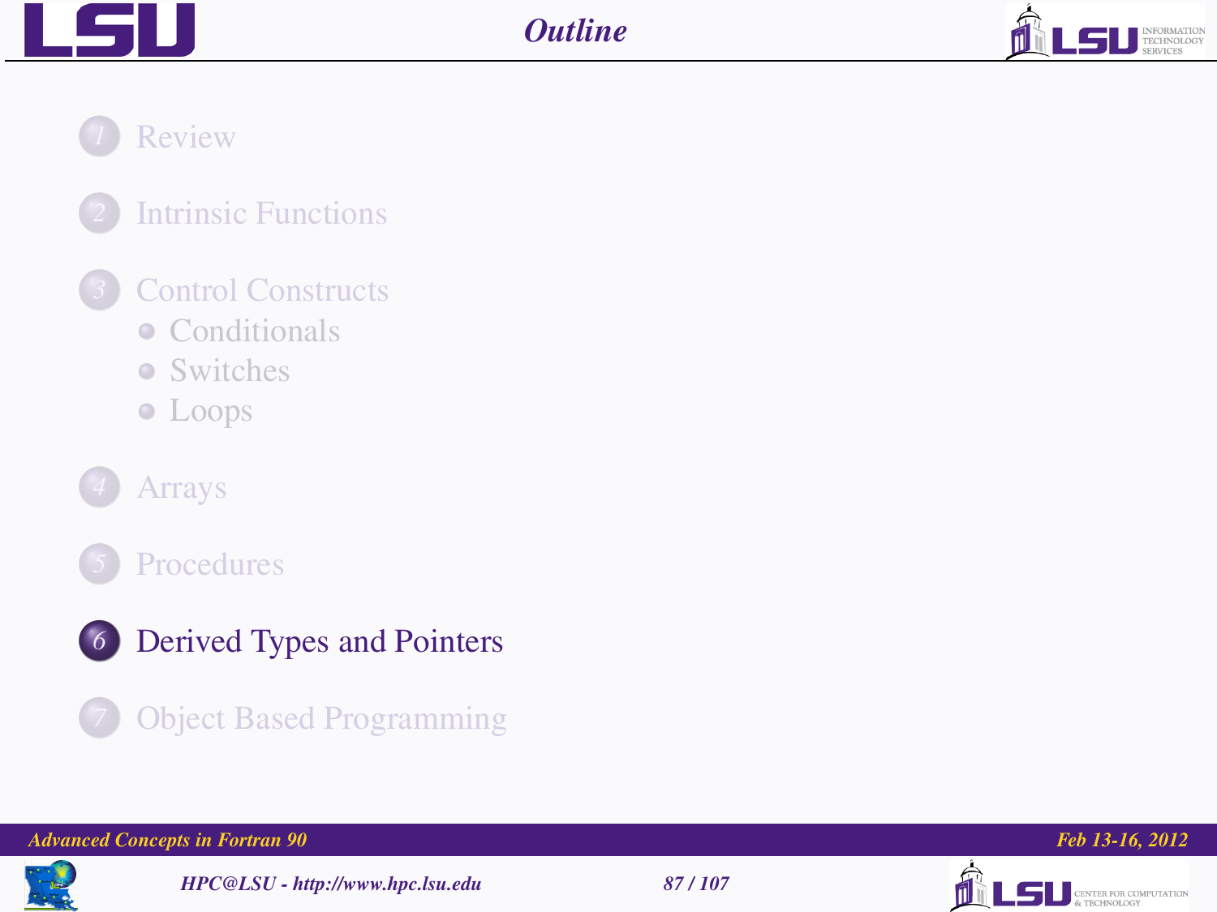# Outline

1. Review
2. Intrinsic Functions
3. Control Constructs
   - Conditionals
   - Switches
   - Loops
4. Arrays
5. Procedures
6. **Derived Types and Pointers**
7. Object Based Programming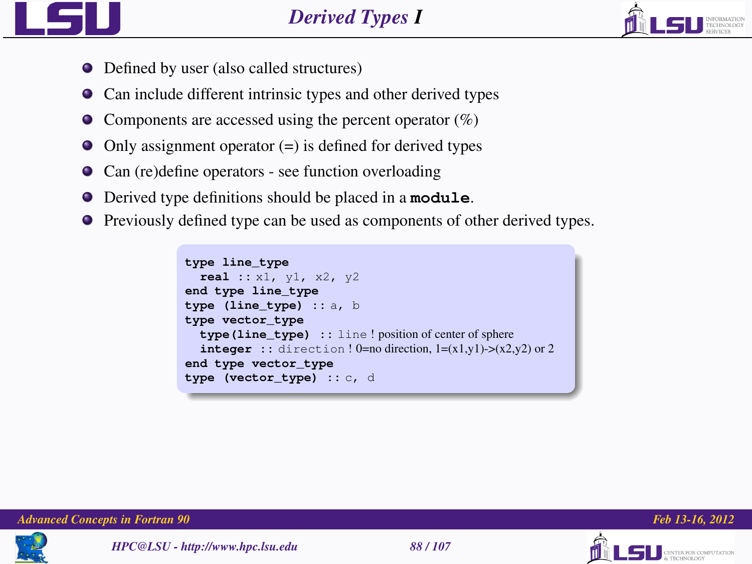# Derived Types I

- Defined by user (also called structures)
- Can include different intrinsic types and other derived types
- Components are accessed using the percent operator (%)
- Only assignment operator (=) is defined for derived types
- Can (re)define operators - see function overloading
- Derived type definitions should be placed in a **`module`**.
- Previously defined type can be used as components of other derived types.

```
type line_type
  real :: x1, y1, x2, y2
end type line_type
type (line_type) :: a, b
type vector_type
  type(line_type) :: line ! position of center of sphere
  integer :: direction ! 0=no direction, 1=(x1,y1)->(x2,y2) or 2
end type vector_type
type (vector_type) :: c, d
```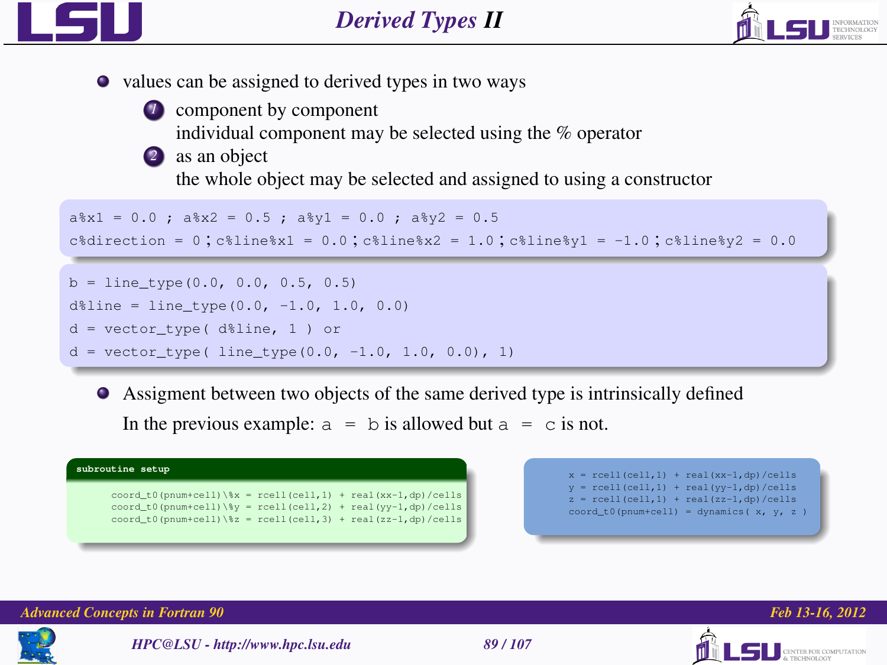# Derived Types II

- values can be assigned to derived types in two ways
  1. component by component
     individual component may be selected using the % operator
  2. as an object
     the whole object may be selected and assigned to using a constructor

```
a%x1 = 0.0 ; a%x2 = 0.5 ; a%y1 = 0.0 ; a%y2 = 0.5
c%direction = 0 ; c%line%x1 = 0.0 ; c%line%x2 = 1.0 ; c%line%y1 = -1.0 ; c%line%y2 = 0.0
```

```
b = line_type(0.0, 0.0, 0.5, 0.5)
d%line = line_type(0.0, -1.0, 1.0, 0.0)
d = vector_type( d%line, 1 ) or
d = vector_type( line_type(0.0, -1.0, 1.0, 0.0), 1)
```

- Assigment between two objects of the same derived type is intrinsically defined
  In the previous example: `a = b` is allowed but `a = c` is not.

**subroutine setup**

```
coord_t0(pnum+cell)\%x = rcell(cell,1) + real(xx-1,dp)/cells
coord_t0(pnum+cell)\%y = rcell(cell,2) + real(yy-1,dp)/cells
coord_t0(pnum+cell)\%z = rcell(cell,3) + real(zz-1,dp)/cells
```

```
x = rcell(cell,1) + real(xx-1,dp)/cells
y = rcell(cell,1) + real(yy-1,dp)/cells
z = rcell(cell,1) + real(zz-1,dp)/cells
coord_t0(pnum+cell) = dynamics( x, y, z )
```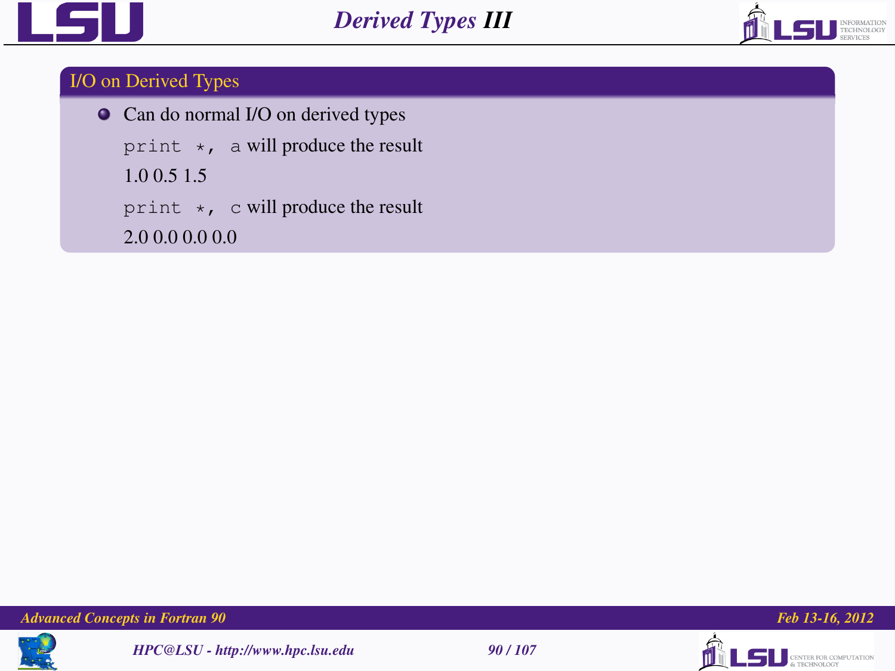# Derived Types III

## I/O on Derived Types

- Can do normal I/O on derived types

  `print *, a` will produce the result

  1.0 0.5 1.5

  `print *, c` will produce the result

  2.0 0.0 0.0 0.0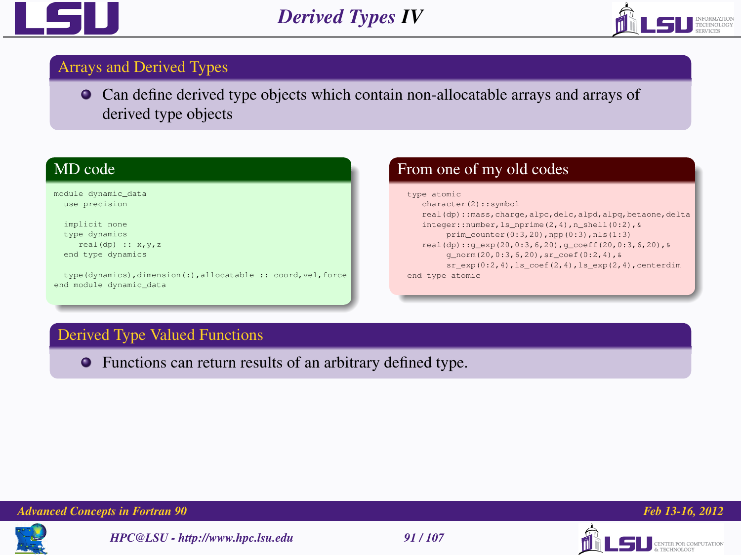# Derived Types IV

## Arrays and Derived Types

- Can define derived type objects which contain non-allocatable arrays and arrays of derived type objects

### MD code

```
module dynamic_data
  use precision

  implicit none
  type dynamics
     real(dp) :: x,y,z
  end type dynamics

  type(dynamics),dimension(:),allocatable :: coord,vel,force
end module dynamic_data
```

### From one of my old codes

```
  type atomic
     character(2)::symbol
     real(dp)::mass,charge,alpc,delc,alpd,alpq,betaone,delta
     integer::number,ls_nprime(2,4),n_shell(0:2),&
        prim_counter(0:3,20),npp(0:3),nls(1:3)
     real(dp)::g_exp(20,0:3,6,20),g_coeff(20,0:3,6,20),&
        g_norm(20,0:3,6,20),sr_coef(0:2,4),&
        sr_exp(0:2,4),ls_coef(2,4),ls_exp(2,4),centerdim
  end type atomic
```

## Derived Type Valued Functions

- Functions can return results of an arbitrary defined type.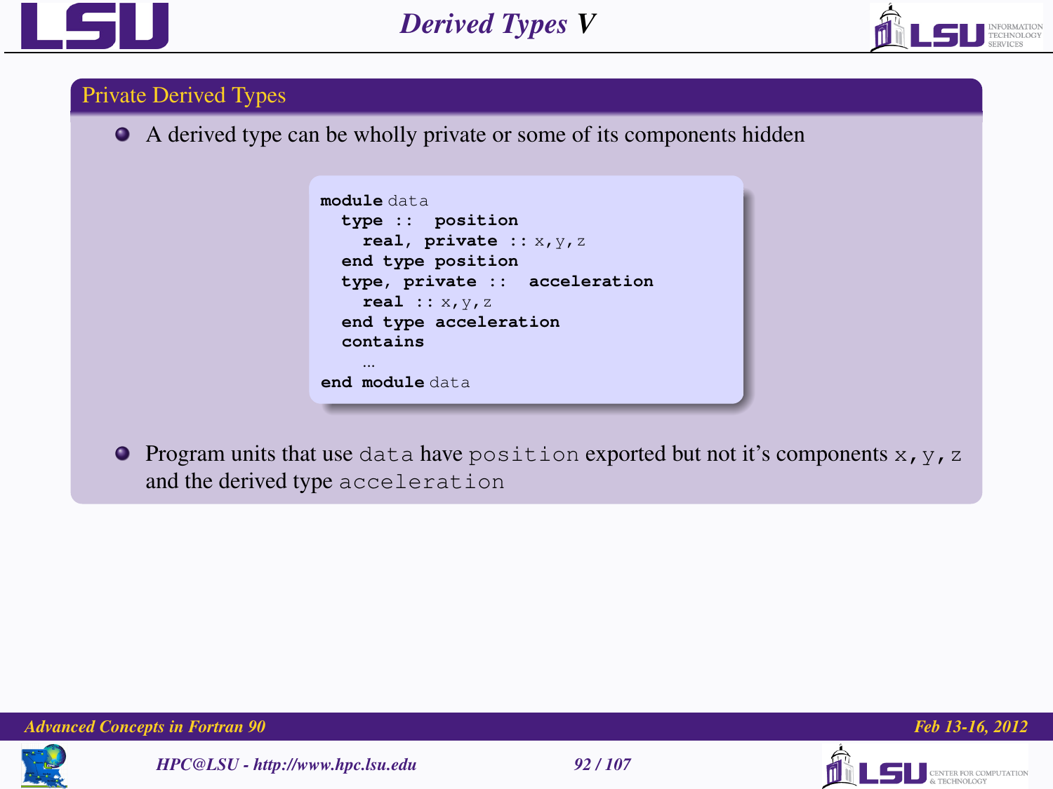# Derived Types V

## Private Derived Types

- A derived type can be wholly private or some of its components hidden

```
module data
  type ::  position
    real, private :: x,y,z
  end type position
  type, private ::  acceleration
    real :: x,y,z
  end type acceleration
  contains
    …
end module data
```

- Program units that use `data` have `position` exported but not it's components `x,y,z` and the derived type `acceleration`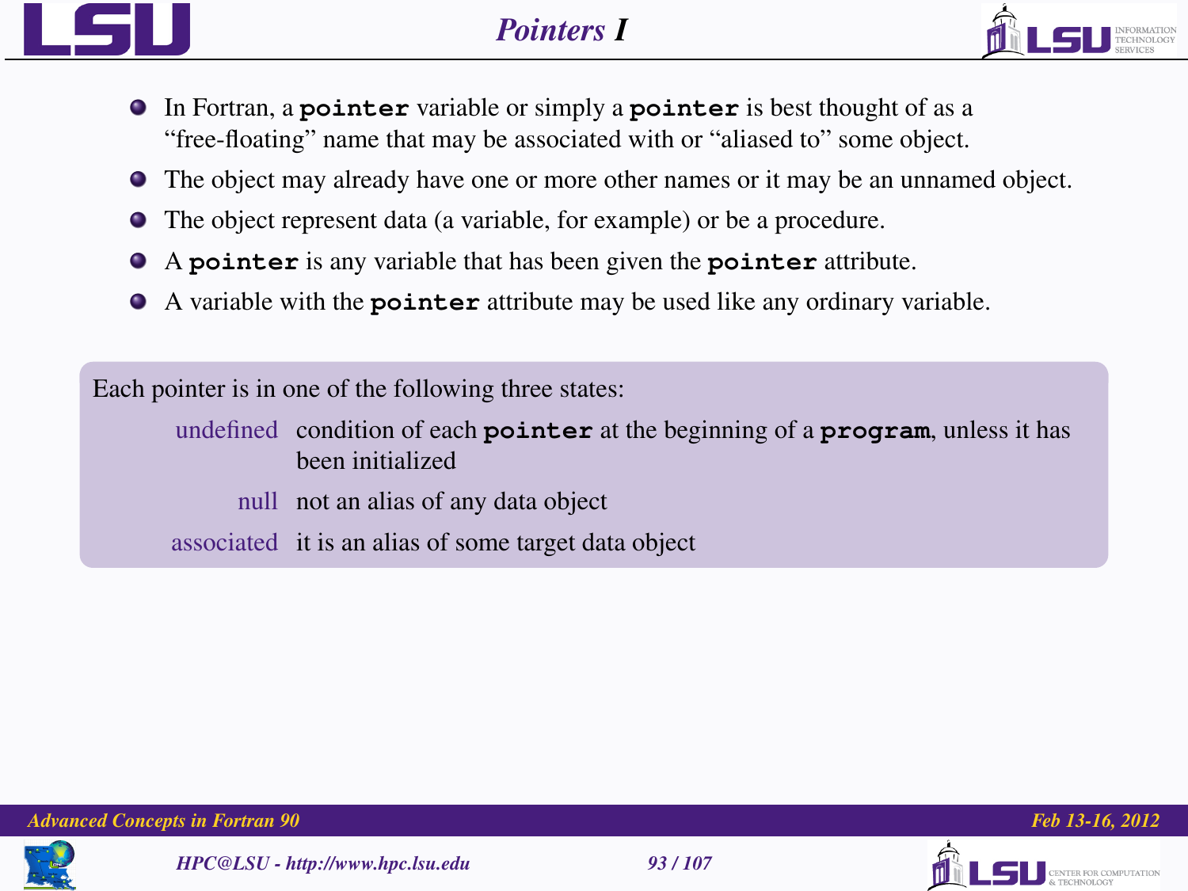# Pointers I

- In Fortran, a **`pointer`** variable or simply a **`pointer`** is best thought of as a "free-floating" name that may be associated with or "aliased to" some object.
- The object may already have one or more other names or it may be an unnamed object.
- The object represent data (a variable, for example) or be a procedure.
- A **`pointer`** is any variable that has been given the **`pointer`** attribute.
- A variable with the **`pointer`** attribute may be used like any ordinary variable.

Each pointer is in one of the following three states:

- **undefined** condition of each **`pointer`** at the beginning of a **`program`**, unless it has been initialized
- **null** not an alias of any data object
- **associated** it is an alias of some target data object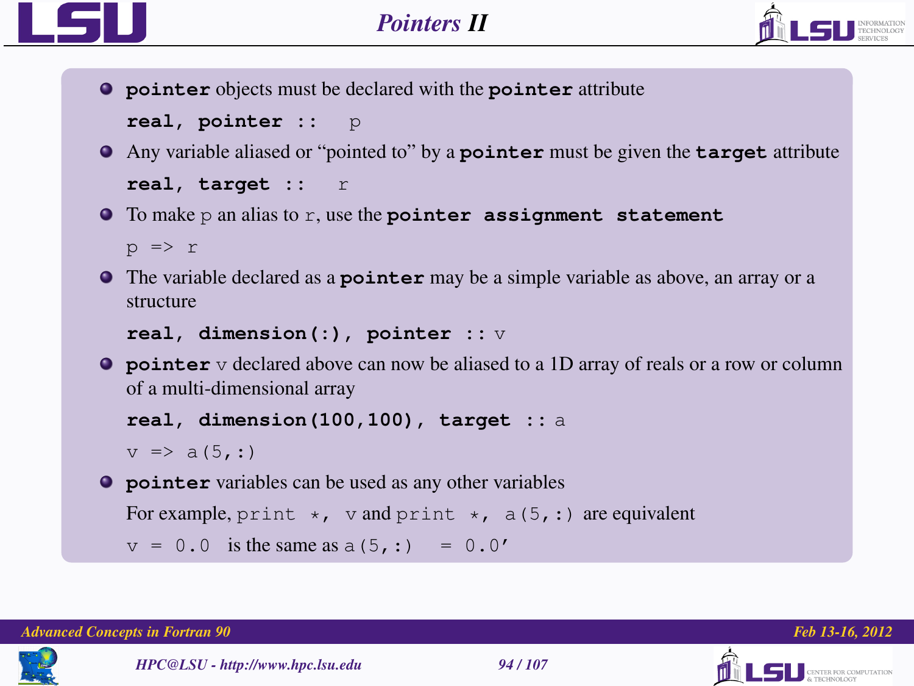# Pointers II

- **pointer** objects must be declared with the **pointer** attribute

```
real, pointer ::  p
```

- Any variable aliased or "pointed to" by a **pointer** must be given the **target** attribute

```
real, target ::  r
```

- To make `p` an alias to `r`, use the **pointer assignment statement**

```
p => r
```

- The variable declared as a **pointer** may be a simple variable as above, an array or a structure

```
real, dimension(:), pointer :: v
```

- **pointer** `v` declared above can now be aliased to a 1D array of reals or a row or column of a multi-dimensional array

```
real, dimension(100,100), target :: a
v => a(5,:)
```

- **pointer** variables can be used as any other variables

  For example, `print *, v` and `print *, a(5,:)` are equivalent

  `v = 0.0` is the same as `a(5,:) = 0.0'`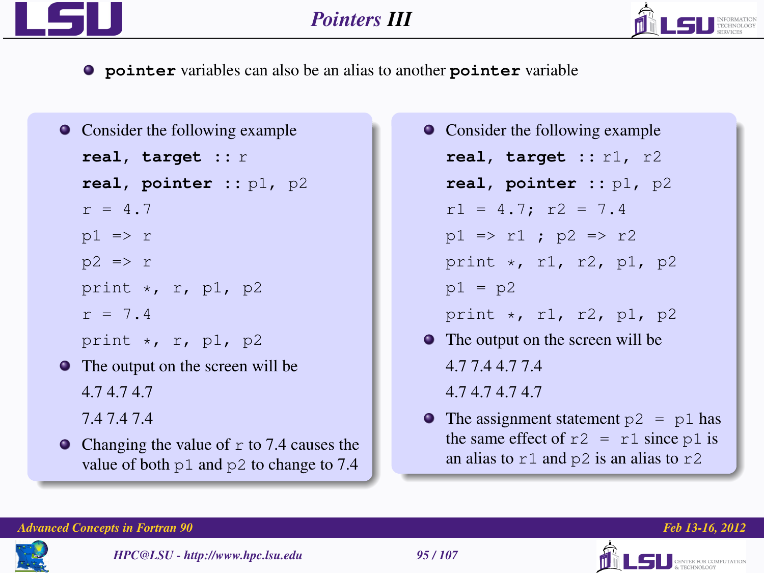# Pointers III

- `pointer` variables can also be an alias to another `pointer` variable

- Consider the following example

```
real, target :: r
real, pointer :: p1, p2
r = 4.7
p1 => r
p2 => r
print *, r, p1, p2
r = 7.4
print *, r, p1, p2
```

- The output on the screen will be

  4.7 4.7 4.7

  7.4 7.4 7.4

- Changing the value of `r` to 7.4 causes the value of both `p1` and `p2` to change to 7.4

- Consider the following example

```
real, target :: r1, r2
real, pointer :: p1, p2
r1 = 4.7; r2 = 7.4
p1 => r1 ; p2 => r2
print *, r1, r2, p1, p2
p1 = p2
print *, r1, r2, p1, p2
```

- The output on the screen will be

  4.7 7.4 4.7 7.4

  4.7 4.7 4.7 4.7

- The assignment statement `p2 = p1` has the same effect of `r2 = r1` since `p1` is an alias to `r1` and `p2` is an alias to `r2`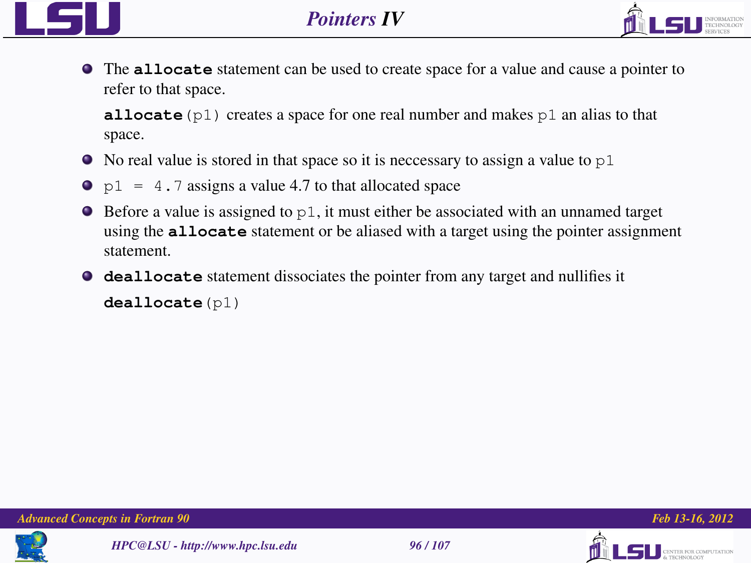# Pointers IV

- The **allocate** statement can be used to create space for a value and cause a pointer to refer to that space.

  **allocate**`(p1)` creates a space for one real number and makes `p1` an alias to that space.

- No real value is stored in that space so it is neccessary to assign a value to `p1`
- `p1 = 4.7` assigns a value 4.7 to that allocated space
- Before a value is assigned to `p1`, it must either be associated with an unnamed target using the **allocate** statement or be aliased with a target using the pointer assignment statement.
- **deallocate** statement dissociates the pointer from any target and nullifies it

  **deallocate**`(p1)`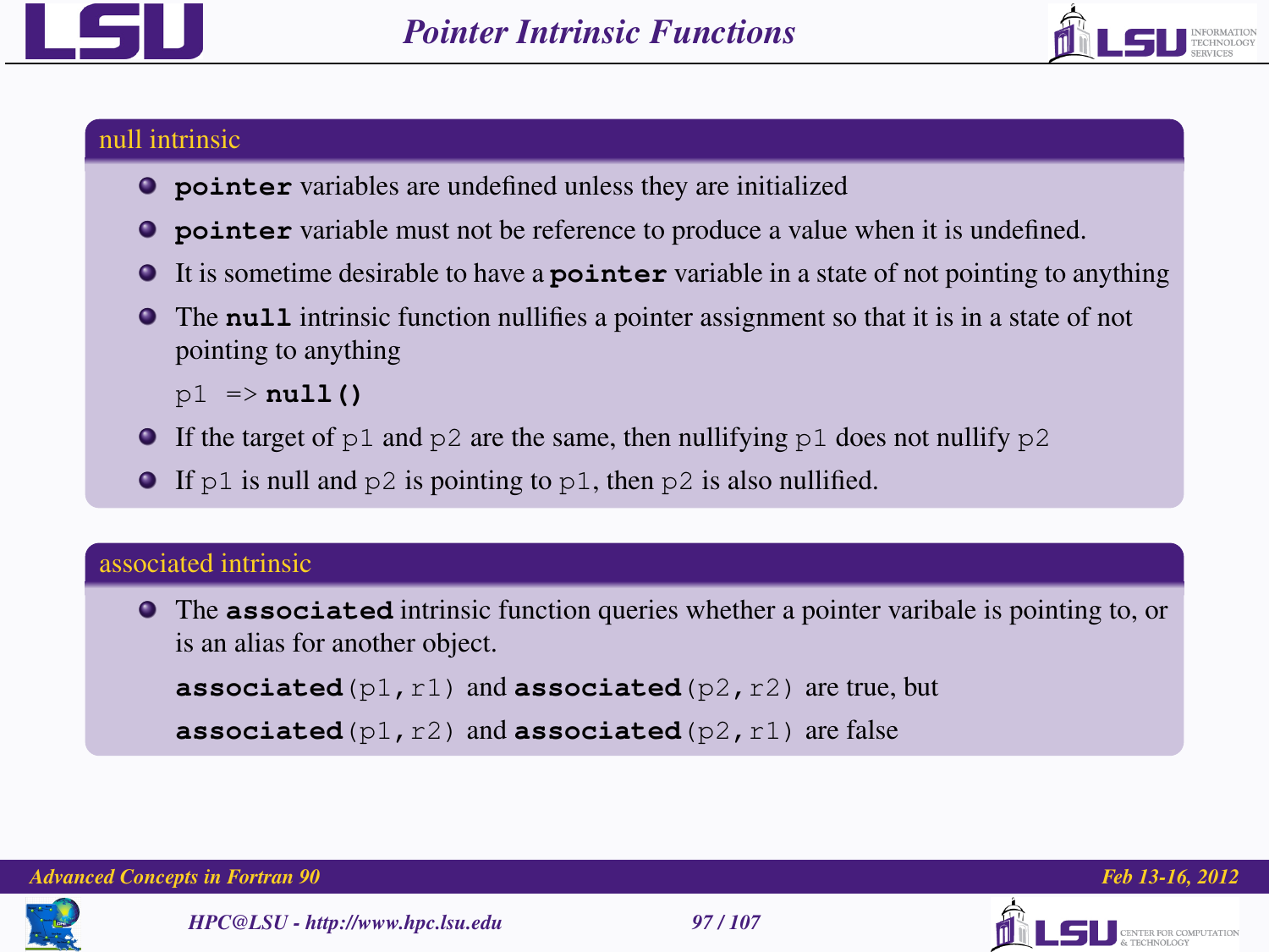# Pointer Intrinsic Functions

## null intrinsic

- **`pointer`** variables are undefined unless they are initialized
- **`pointer`** variable must not be reference to produce a value when it is undefined.
- It is sometime desirable to have a **`pointer`** variable in a state of not pointing to anything
- The **`null`** intrinsic function nullifies a pointer assignment so that it is in a state of not pointing to anything

  ```
  p1 => null()
  ```

- If the target of `p1` and `p2` are the same, then nullifying `p1` does not nullify `p2`
- If `p1` is null and `p2` is pointing to `p1`, then `p2` is also nullified.

## associated intrinsic

- The **`associated`** intrinsic function queries whether a pointer varibale is pointing to, or is an alias for another object.

  **`associated`**`(p1,r1)` and **`associated`**`(p2,r2)` are true, but

  **`associated`**`(p1,r2)` and **`associated`**`(p2,r1)` are false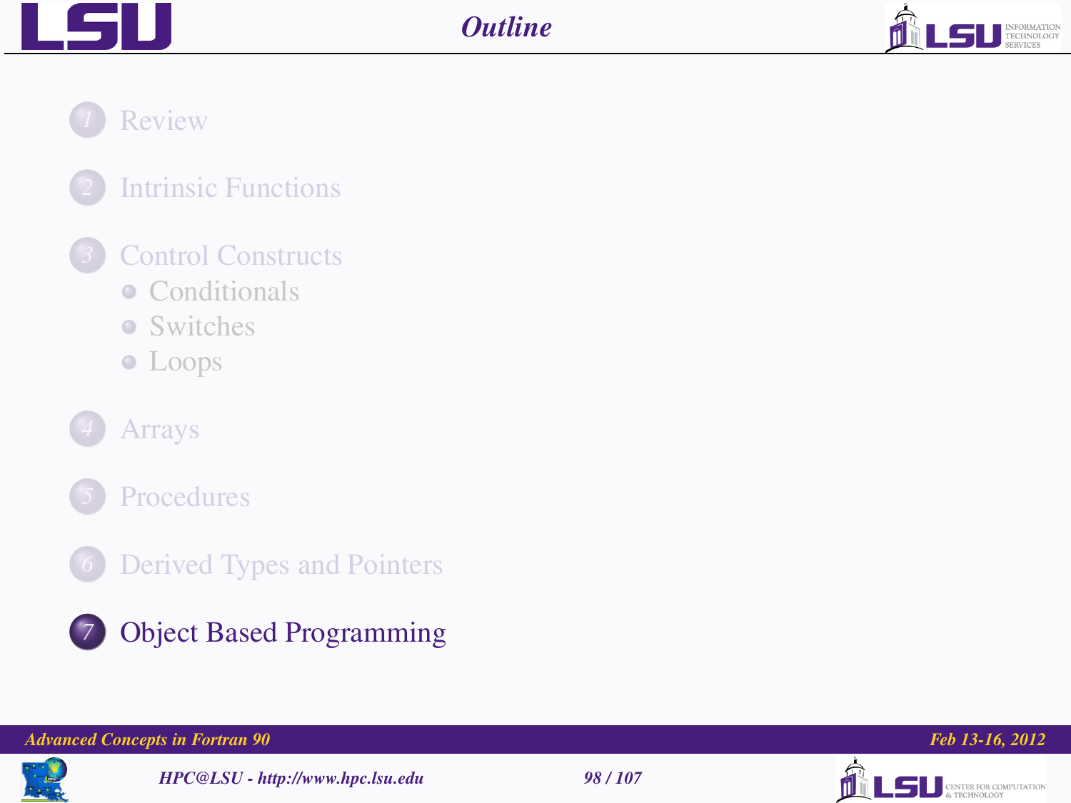# Outline

1. Review
2. Intrinsic Functions
3. Control Constructs
   - Conditionals
   - Switches
   - Loops
4. Arrays
5. Procedures
6. Derived Types and Pointers
7. **Object Based Programming**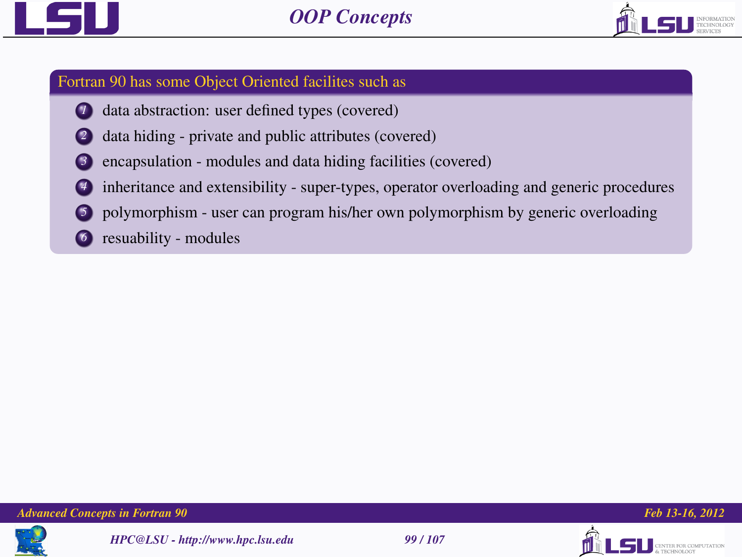# OOP Concepts

**Fortran 90 has some Object Oriented facilites such as**

1. data abstraction: user defined types (covered)
2. data hiding - private and public attributes (covered)
3. encapsulation - modules and data hiding facilities (covered)
4. inheritance and extensibility - super-types, operator overloading and generic procedures
5. polymorphism - user can program his/her own polymorphism by generic overloading
6. resuability - modules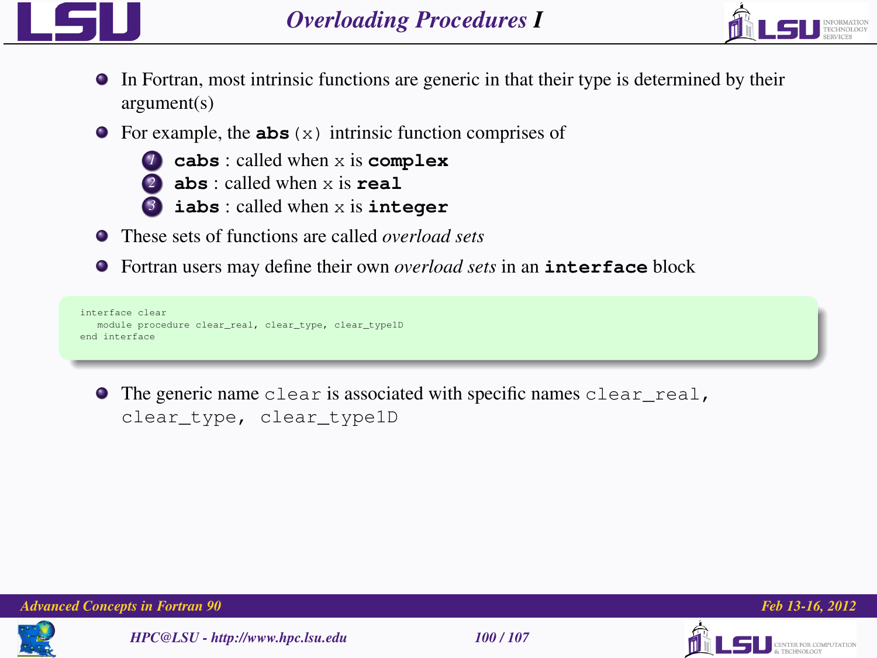# *Overloading Procedures I*

- In Fortran, most intrinsic functions are generic in that their type is determined by their argument(s)
- For example, the **abs** `(x)` intrinsic function comprises of
  1. **cabs** : called when `x` is **complex**
  2. **abs** : called when `x` is **real**
  3. **iabs** : called when `x` is **integer**
- These sets of functions are called *overload sets*
- Fortran users may define their own *overload sets* in an **interface** block

```
interface clear
   module procedure clear_real, clear_type, clear_type1D
end interface
```

- The generic name `clear` is associated with specific names `clear_real`, `clear_type`, `clear_type1D`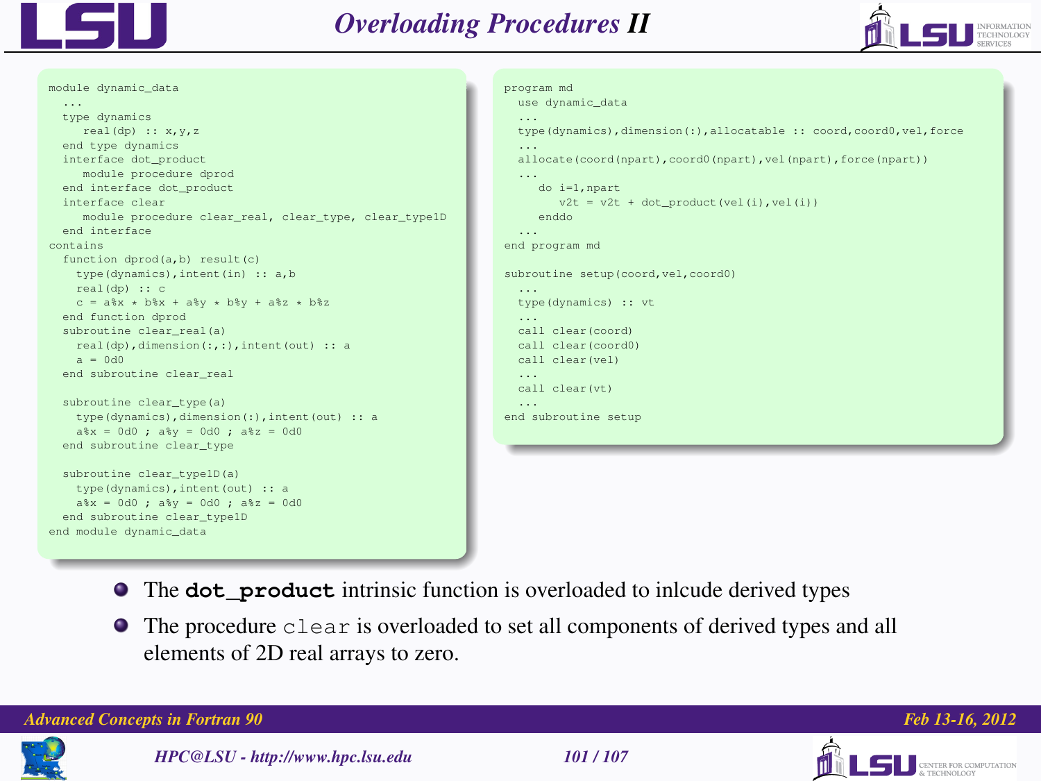# Overloading Procedures II

```fortran
module dynamic_data
  ...
  type dynamics
     real(dp) :: x,y,z
  end type dynamics
  interface dot_product
     module procedure dprod
  end interface dot_product
  interface clear
     module procedure clear_real, clear_type, clear_type1D
  end interface
contains
  function dprod(a,b) result(c)
    type(dynamics),intent(in) :: a,b
    real(dp) :: c
    c = a%x * b%x + a%y * b%y + a%z * b%z
  end function dprod
  subroutine clear_real(a)
    real(dp),dimension(:,:),intent(out) :: a
    a = 0d0
  end subroutine clear_real

  subroutine clear_type(a)
    type(dynamics),dimension(:),intent(out) :: a
    a%x = 0d0 ; a%y = 0d0 ; a%z = 0d0
  end subroutine clear_type

  subroutine clear_type1D(a)
    type(dynamics),intent(out) :: a
    a%x = 0d0 ; a%y = 0d0 ; a%z = 0d0
  end subroutine clear_type1D
end module dynamic_data
```

```fortran
program md
  use dynamic_data
  ...
  type(dynamics),dimension(:),allocatable :: coord,coord0,vel,force
  ...
  allocate(coord(npart),coord0(npart),vel(npart),force(npart))
  ...
     do i=1,npart
        v2t = v2t + dot_product(vel(i),vel(i))
     enddo
  ...
end program md

subroutine setup(coord,vel,coord0)
  ...
  type(dynamics) :: vt
  ...
  call clear(coord)
  call clear(coord0)
  call clear(vel)
  ...
  call clear(vt)
  ...
end subroutine setup
```

- The **`dot_product`** intrinsic function is overloaded to inlcude derived types
- The procedure `clear` is overloaded to set all components of derived types and all elements of 2D real arrays to zero.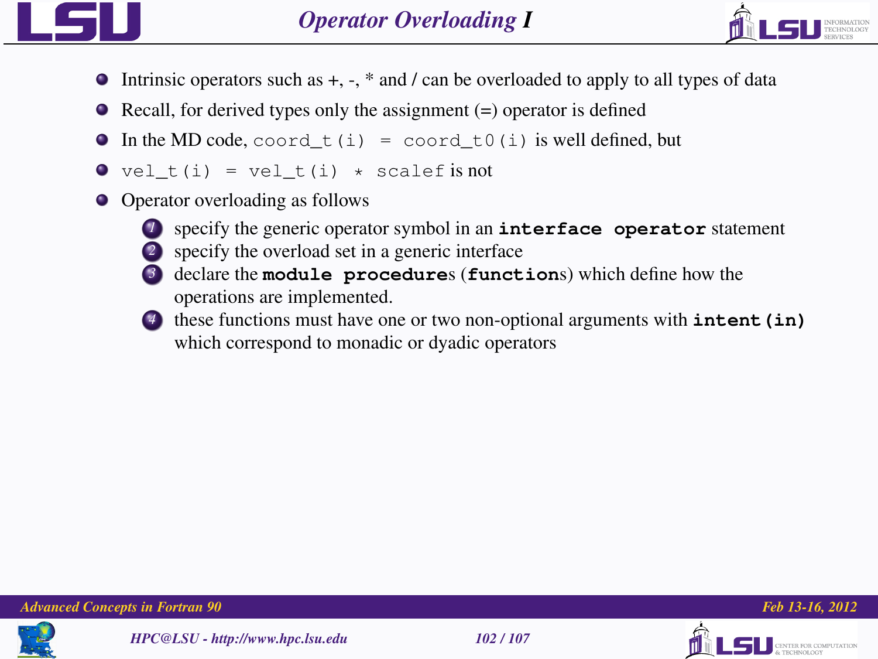# Operator Overloading I

- Intrinsic operators such as +, -, * and / can be overloaded to apply to all types of data
- Recall, for derived types only the assignment (=) operator is defined
- In the MD code, `coord_t(i) = coord_t0(i)` is well defined, but
- `vel_t(i) = vel_t(i) * scalef` is not
- Operator overloading as follows
  1. specify the generic operator symbol in an **`interface operator`** statement
  2. specify the overload set in a generic interface
  3. declare the **`module procedure`**s (**`function`**s) which define how the operations are implemented.
  4. these functions must have one or two non-optional arguments with **`intent(in)`** which correspond to monadic or dyadic operators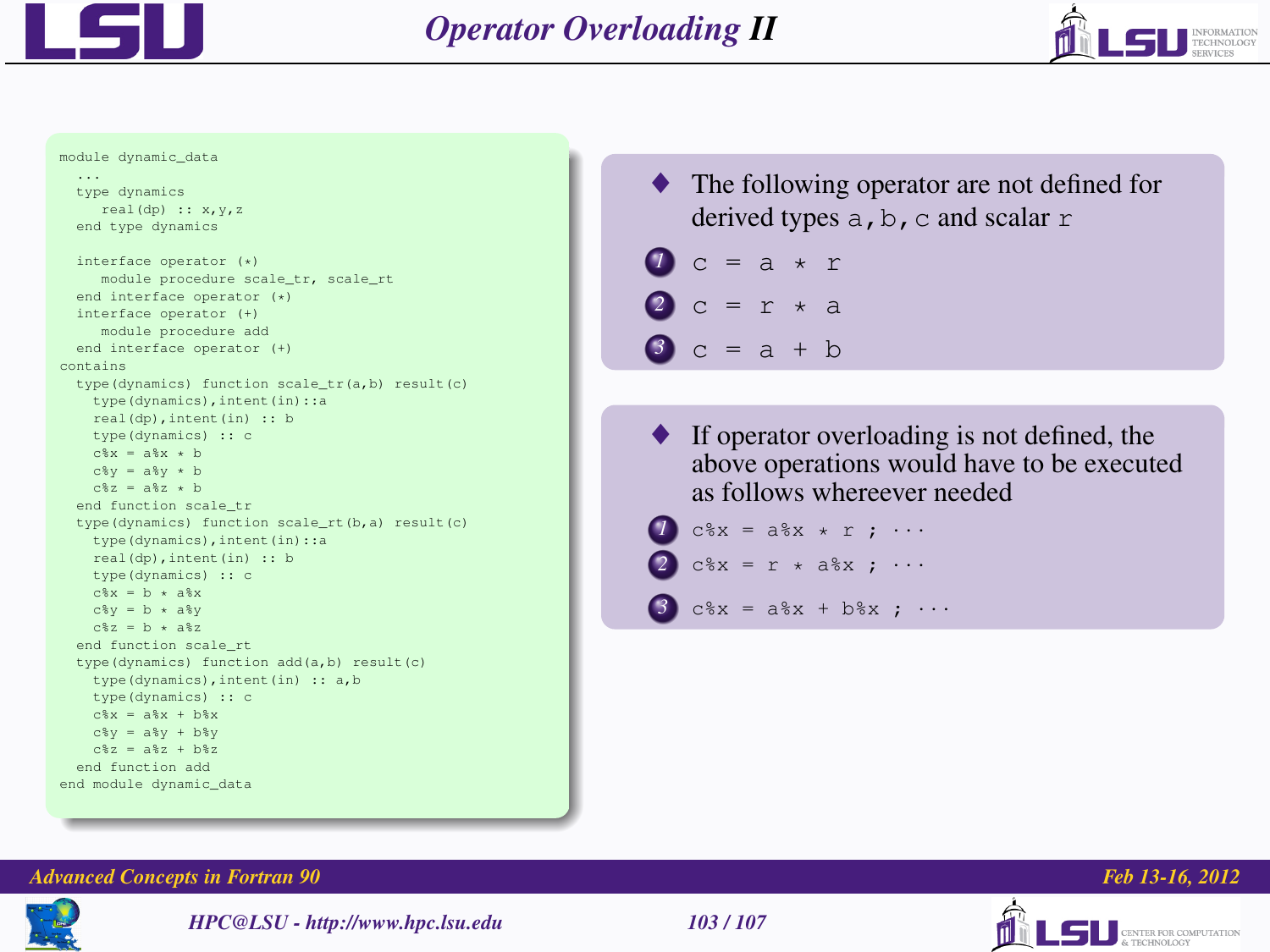# Operator Overloading II

```fortran
module dynamic_data
  ...
  type dynamics
     real(dp) :: x,y,z
  end type dynamics

  interface operator (*)
     module procedure scale_tr, scale_rt
  end interface operator (*)
  interface operator (+)
     module procedure add
  end interface operator (+)
contains
  type(dynamics) function scale_tr(a,b) result(c)
    type(dynamics),intent(in)::a
    real(dp),intent(in) :: b
    type(dynamics) :: c
    c%x = a%x * b
    c%y = a%y * b
    c%z = a%z * b
  end function scale_tr
  type(dynamics) function scale_rt(b,a) result(c)
    type(dynamics),intent(in)::a
    real(dp),intent(in) :: b
    type(dynamics) :: c
    c%x = b * a%x
    c%y = b * a%y
    c%z = b * a%z
  end function scale_rt
  type(dynamics) function add(a,b) result(c)
    type(dynamics),intent(in) :: a,b
    type(dynamics) :: c
    c%x = a%x + b%x
    c%y = a%y + b%y
    c%z = a%z + b%z
  end function add
end module dynamic_data
```

- The following operator are not defined for derived types `a,b,c` and scalar `r`
  1. `c = a * r`
  2. `c = r * a`
  3. `c = a + b`

- If operator overloading is not defined, the above operations would have to be executed as follows whereever needed
  1. `c%x = a%x * r ; ···`
  2. `c%x = r * a%x ; ···`
  3. `c%x = a%x + b%x ; ···`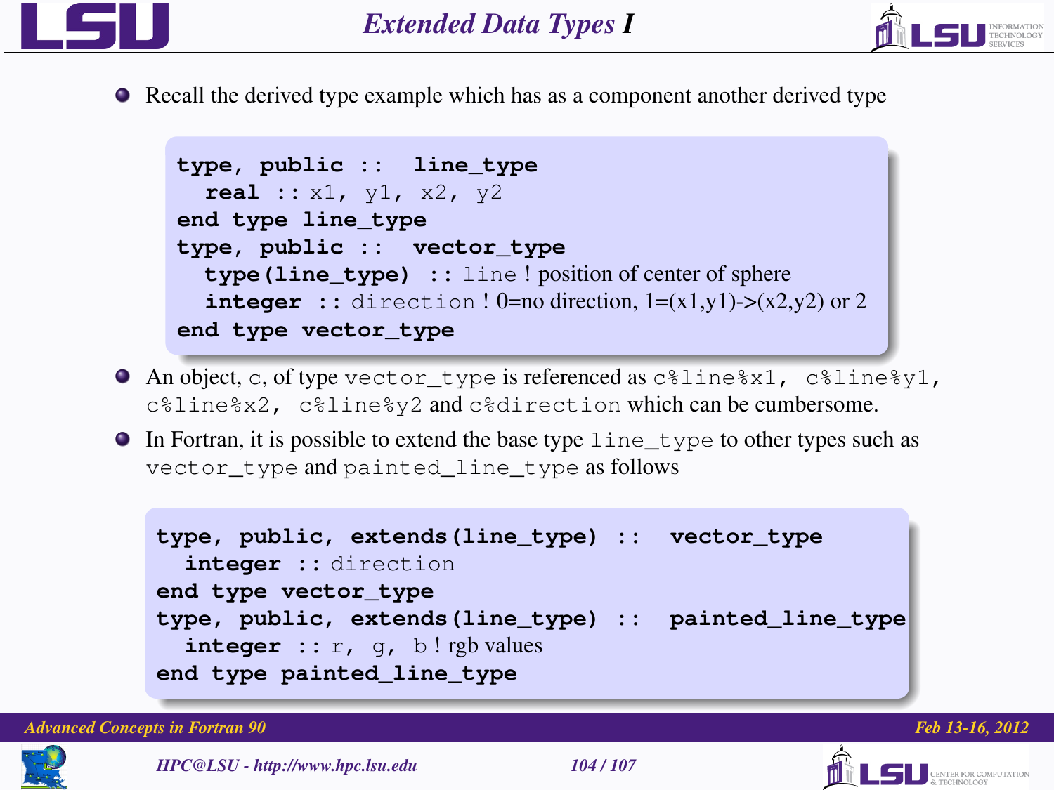# Extended Data Types I

- Recall the derived type example which has as a component another derived type

```
type, public ::  line_type
  real :: x1, y1, x2, y2
end type line_type
type, public ::  vector_type
  type(line_type)  :: line ! position of center of sphere
  integer :: direction ! 0=no direction, 1=(x1,y1)->(x2,y2) or 2
end type vector_type
```

- An object, `c`, of type `vector_type` is referenced as `c%line%x1`, `c%line%y1`, `c%line%x2`, `c%line%y2` and `c%direction` which can be cumbersome.
- In Fortran, it is possible to extend the base type `line_type` to other types such as `vector_type` and `painted_line_type` as follows

```
type, public, extends(line_type) ::  vector_type
  integer :: direction
end type vector_type
type, public, extends(line_type) ::  painted_line_type
  integer :: r, g, b ! rgb values
end type painted_line_type
```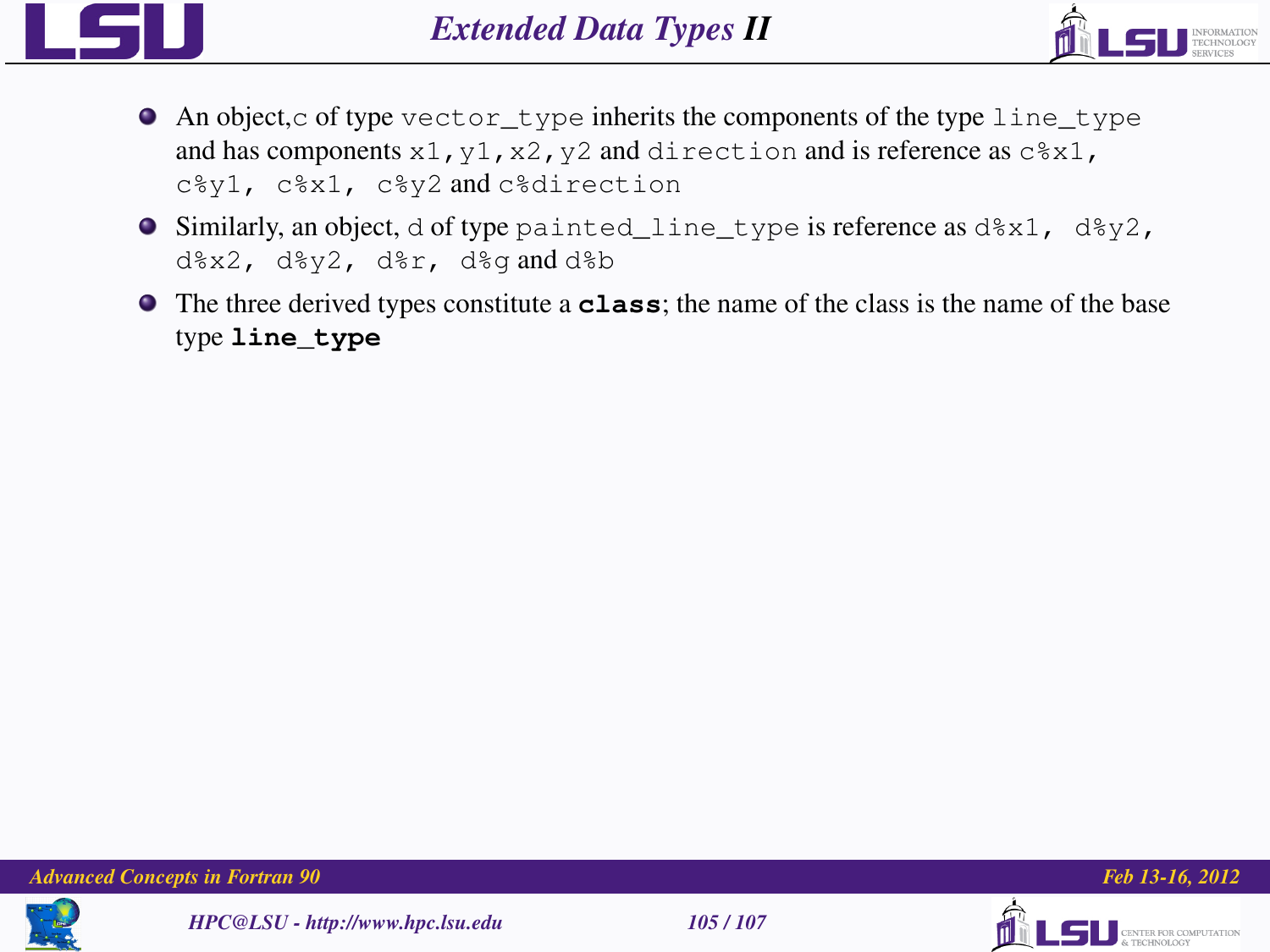# Extended Data Types II

- An object,`c` of type `vector_type` inherits the components of the type `line_type` and has components `x1,y1,x2,y2` and `direction` and is reference as `c%x1, c%y1, c%x1, c%y2` and `c%direction`
- Similarly, an object, `d` of type `painted_line_type` is reference as `d%x1, d%y2, d%x2, d%y2, d%r, d%g` and `d%b`
- The three derived types constitute a **`class`**; the name of the class is the name of the base type **`line_type`**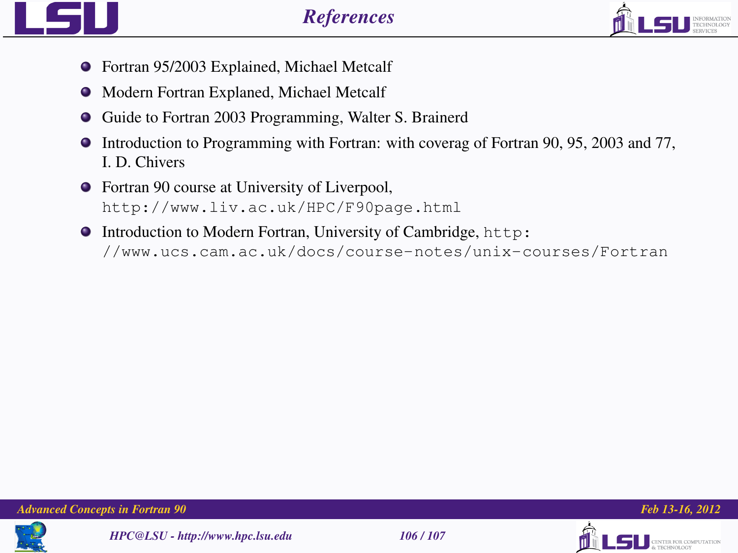# References

- Fortran 95/2003 Explained, Michael Metcalf
- Modern Fortran Explaned, Michael Metcalf
- Guide to Fortran 2003 Programming, Walter S. Brainerd
- Introduction to Programming with Fortran: with coverag of Fortran 90, 95, 2003 and 77, I. D. Chivers
- Fortran 90 course at University of Liverpool, `http://www.liv.ac.uk/HPC/F90page.html`
- Introduction to Modern Fortran, University of Cambridge, `http://www.ucs.cam.ac.uk/docs/course-notes/unix-courses/Fortran`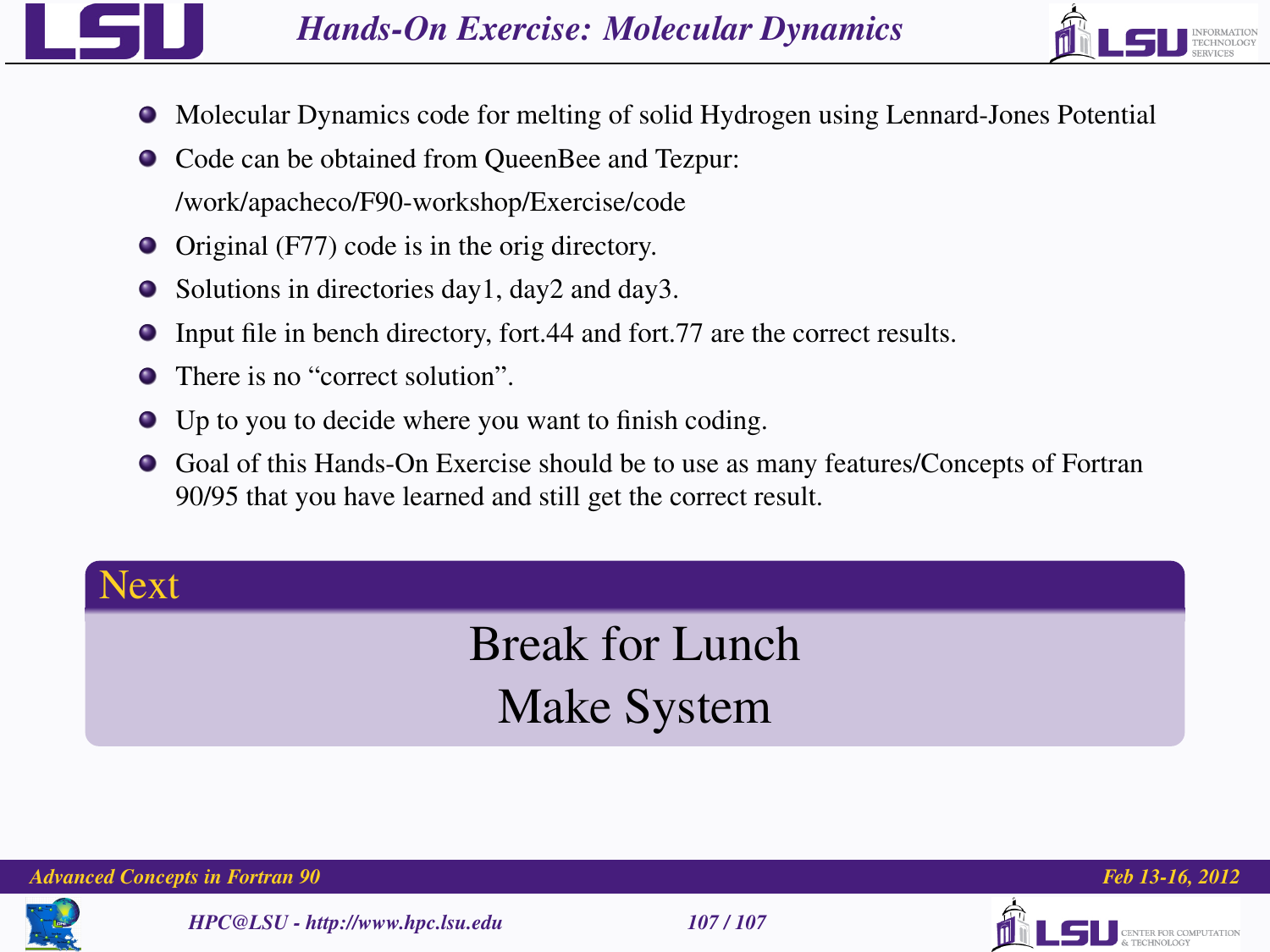# Hands-On Exercise: Molecular Dynamics

- Molecular Dynamics code for melting of solid Hydrogen using Lennard-Jones Potential
- Code can be obtained from QueenBee and Tezpur:
  /work/apacheco/F90-workshop/Exercise/code
- Original (F77) code is in the orig directory.
- Solutions in directories day1, day2 and day3.
- Input file in bench directory, fort.44 and fort.77 are the correct results.
- There is no "correct solution".
- Up to you to decide where you want to finish coding.
- Goal of this Hands-On Exercise should be to use as many features/Concepts of Fortran 90/95 that you have learned and still get the correct result.

## Next

Break for Lunch

Make System